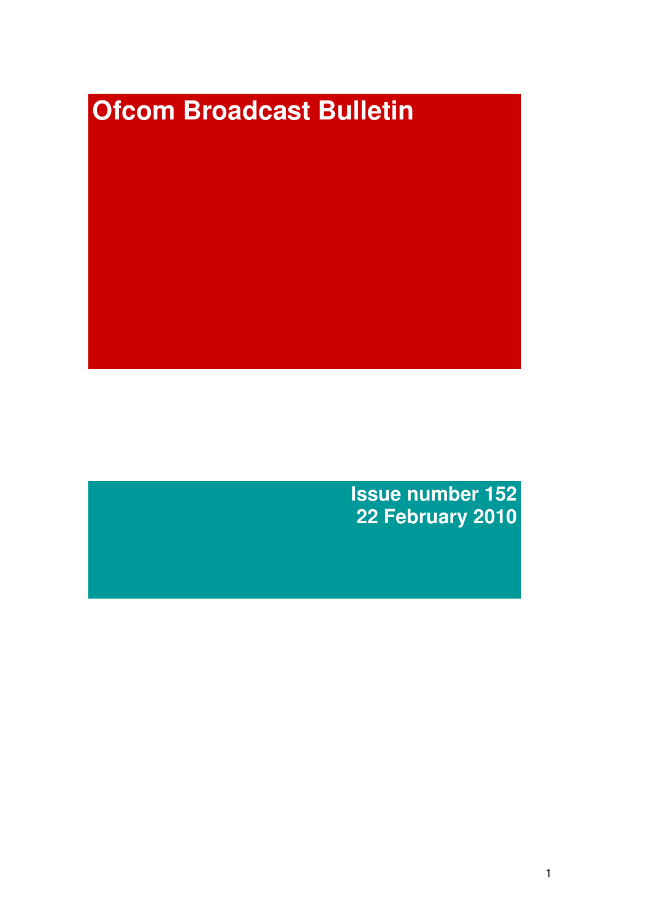# Ofcom Broadcast Bulletin

**Issue number 152**
**22 February 2010**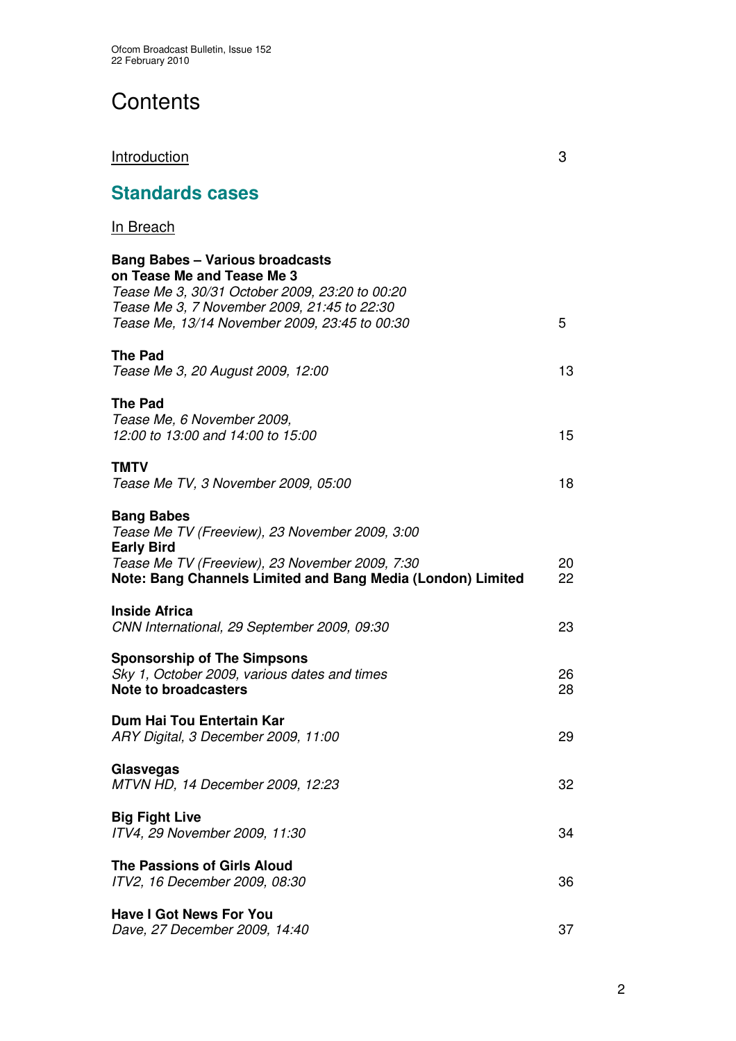# Contents

Introduction 3

## Standards cases

In Breach

**Bang Babes – Various broadcasts on Tease Me and Tease Me 3**
*Tease Me 3, 30/31 October 2009, 23:20 to 00:20*
*Tease Me 3, 7 November 2009, 21:45 to 22:30*
*Tease Me, 13/14 November 2009, 23:45 to 00:30* 5

**The Pad**
*Tease Me 3, 20 August 2009, 12:00* 13

**The Pad**
*Tease Me, 6 November 2009, 12:00 to 13:00 and 14:00 to 15:00* 15

**TMTV**
*Tease Me TV, 3 November 2009, 05:00* 18

**Bang Babes**
*Tease Me TV (Freeview), 23 November 2009, 3:00*
**Early Bird**
*Tease Me TV (Freeview), 23 November 2009, 7:30* 20
**Note: Bang Channels Limited and Bang Media (London) Limited** 22

**Inside Africa**
*CNN International, 29 September 2009, 09:30* 23

**Sponsorship of The Simpsons**
*Sky 1, October 2009, various dates and times* 26
**Note to broadcasters** 28

**Dum Hai Tou Entertain Kar**
*ARY Digital, 3 December 2009, 11:00* 29

**Glasvegas**
*MTVN HD, 14 December 2009, 12:23* 32

**Big Fight Live**
*ITV4, 29 November 2009, 11:30* 34

**The Passions of Girls Aloud**
*ITV2, 16 December 2009, 08:30* 36

**Have I Got News For You**
*Dave, 27 December 2009, 14:40* 37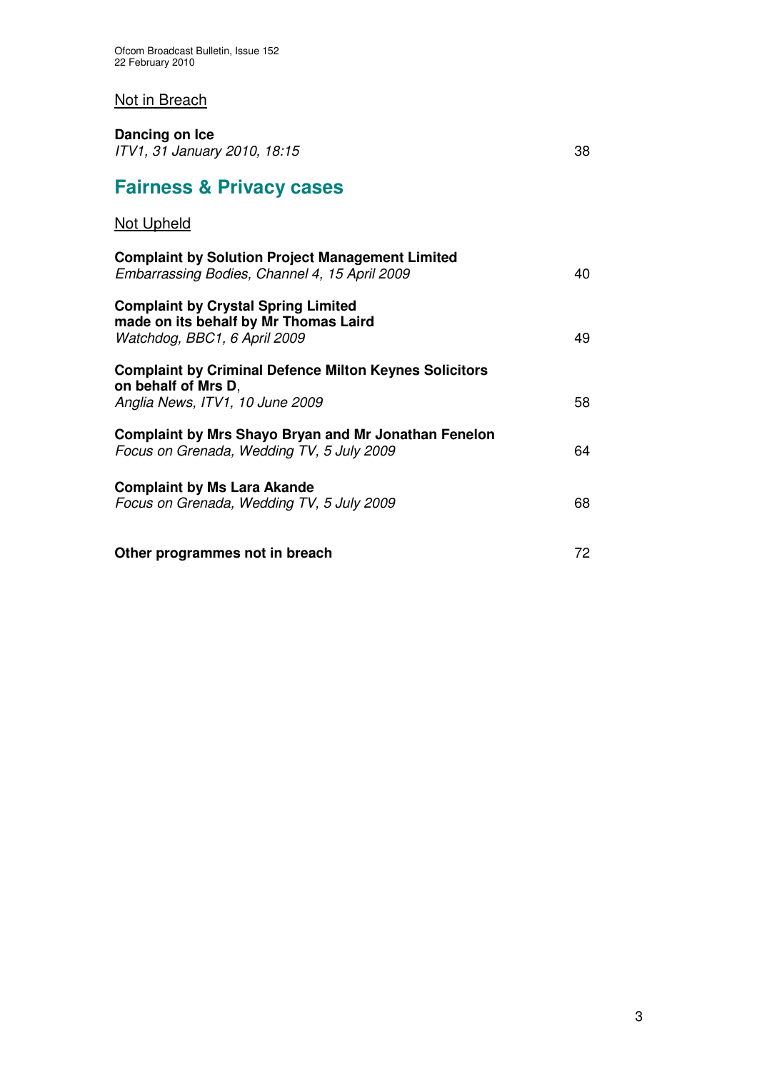Not in Breach

**Dancing on Ice**
*ITV1, 31 January 2010, 18:15* 38

## Fairness & Privacy cases

Not Upheld

**Complaint by Solution Project Management Limited**
*Embarrassing Bodies, Channel 4, 15 April 2009* 40

**Complaint by Crystal Spring Limited made on its behalf by Mr Thomas Laird**
*Watchdog, BBC1, 6 April 2009* 49

**Complaint by Criminal Defence Milton Keynes Solicitors on behalf of Mrs D**,
*Anglia News, ITV1, 10 June 2009* 58

**Complaint by Mrs Shayo Bryan and Mr Jonathan Fenelon**
*Focus on Grenada, Wedding TV, 5 July 2009* 64

**Complaint by Ms Lara Akande**
*Focus on Grenada, Wedding TV, 5 July 2009* 68

**Other programmes not in breach** 72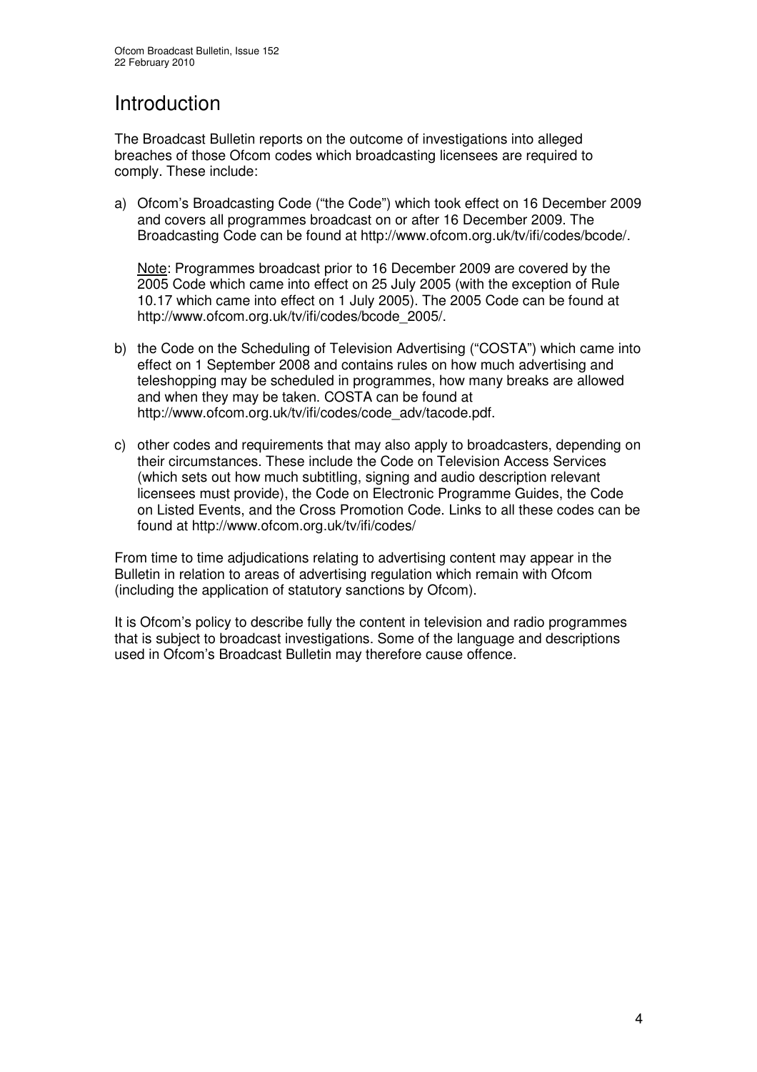# Introduction

The Broadcast Bulletin reports on the outcome of investigations into alleged breaches of those Ofcom codes which broadcasting licensees are required to comply. These include:

a) Ofcom's Broadcasting Code ("the Code") which took effect on 16 December 2009 and covers all programmes broadcast on or after 16 December 2009. The Broadcasting Code can be found at http://www.ofcom.org.uk/tv/ifi/codes/bcode/.

   Note: Programmes broadcast prior to 16 December 2009 are covered by the 2005 Code which came into effect on 25 July 2005 (with the exception of Rule 10.17 which came into effect on 1 July 2005). The 2005 Code can be found at http://www.ofcom.org.uk/tv/ifi/codes/bcode_2005/.

b) the Code on the Scheduling of Television Advertising ("COSTA") which came into effect on 1 September 2008 and contains rules on how much advertising and teleshopping may be scheduled in programmes, how many breaks are allowed and when they may be taken. COSTA can be found at http://www.ofcom.org.uk/tv/ifi/codes/code_adv/tacode.pdf.

c) other codes and requirements that may also apply to broadcasters, depending on their circumstances. These include the Code on Television Access Services (which sets out how much subtitling, signing and audio description relevant licensees must provide), the Code on Electronic Programme Guides, the Code on Listed Events, and the Cross Promotion Code. Links to all these codes can be found at http://www.ofcom.org.uk/tv/ifi/codes/

From time to time adjudications relating to advertising content may appear in the Bulletin in relation to areas of advertising regulation which remain with Ofcom (including the application of statutory sanctions by Ofcom).

It is Ofcom's policy to describe fully the content in television and radio programmes that is subject to broadcast investigations. Some of the language and descriptions used in Ofcom's Broadcast Bulletin may therefore cause offence.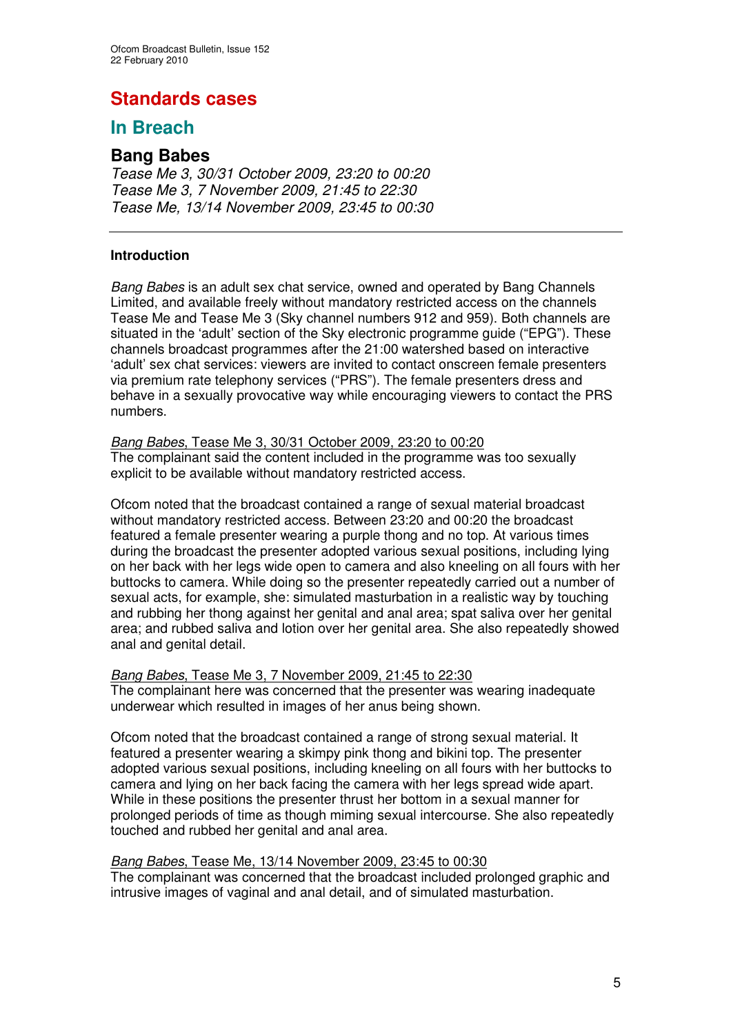# Standards cases

## In Breach

### Bang Babes

*Tease Me 3, 30/31 October 2009, 23:20 to 00:20*
*Tease Me 3, 7 November 2009, 21:45 to 22:30*
*Tease Me, 13/14 November 2009, 23:45 to 00:30*

---

**Introduction**

*Bang Babes* is an adult sex chat service, owned and operated by Bang Channels Limited, and available freely without mandatory restricted access on the channels Tease Me and Tease Me 3 (Sky channel numbers 912 and 959). Both channels are situated in the 'adult' section of the Sky electronic programme guide ("EPG"). These channels broadcast programmes after the 21:00 watershed based on interactive 'adult' sex chat services: viewers are invited to contact onscreen female presenters via premium rate telephony services ("PRS"). The female presenters dress and behave in a sexually provocative way while encouraging viewers to contact the PRS numbers.

*Bang Babes*, Tease Me 3, 30/31 October 2009, 23:20 to 00:20
The complainant said the content included in the programme was too sexually explicit to be available without mandatory restricted access.

Ofcom noted that the broadcast contained a range of sexual material broadcast without mandatory restricted access. Between 23:20 and 00:20 the broadcast featured a female presenter wearing a purple thong and no top. At various times during the broadcast the presenter adopted various sexual positions, including lying on her back with her legs wide open to camera and also kneeling on all fours with her buttocks to camera. While doing so the presenter repeatedly carried out a number of sexual acts, for example, she: simulated masturbation in a realistic way by touching and rubbing her thong against her genital and anal area; spat saliva over her genital area; and rubbed saliva and lotion over her genital area. She also repeatedly showed anal and genital detail.

*Bang Babes*, Tease Me 3, 7 November 2009, 21:45 to 22:30
The complainant here was concerned that the presenter was wearing inadequate underwear which resulted in images of her anus being shown.

Ofcom noted that the broadcast contained a range of strong sexual material. It featured a presenter wearing a skimpy pink thong and bikini top. The presenter adopted various sexual positions, including kneeling on all fours with her buttocks to camera and lying on her back facing the camera with her legs spread wide apart. While in these positions the presenter thrust her bottom in a sexual manner for prolonged periods of time as though miming sexual intercourse. She also repeatedly touched and rubbed her genital and anal area.

*Bang Babes*, Tease Me, 13/14 November 2009, 23:45 to 00:30
The complainant was concerned that the broadcast included prolonged graphic and intrusive images of vaginal and anal detail, and of simulated masturbation.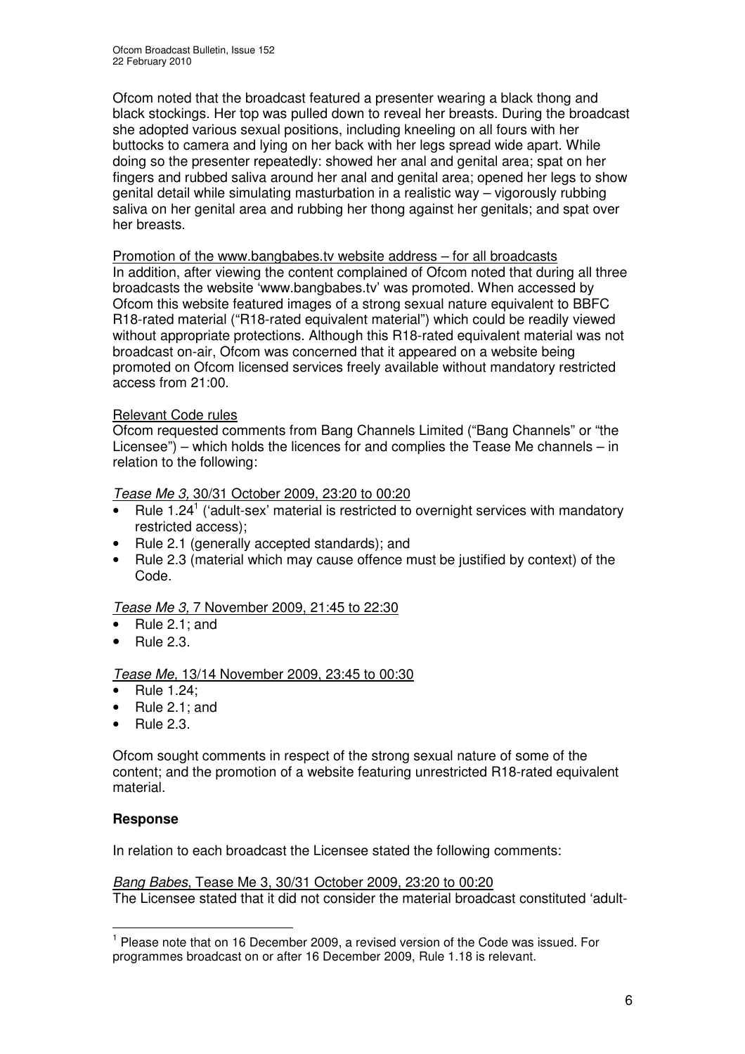Ofcom noted that the broadcast featured a presenter wearing a black thong and black stockings. Her top was pulled down to reveal her breasts. During the broadcast she adopted various sexual positions, including kneeling on all fours with her buttocks to camera and lying on her back with her legs spread wide apart. While doing so the presenter repeatedly: showed her anal and genital area; spat on her fingers and rubbed saliva around her anal and genital area; opened her legs to show genital detail while simulating masturbation in a realistic way – vigorously rubbing saliva on her genital area and rubbing her thong against her genitals; and spat over her breasts.

Promotion of the www.bangbabes.tv website address – for all broadcasts
In addition, after viewing the content complained of Ofcom noted that during all three broadcasts the website 'www.bangbabes.tv' was promoted. When accessed by Ofcom this website featured images of a strong sexual nature equivalent to BBFC R18-rated material ("R18-rated equivalent material") which could be readily viewed without appropriate protections. Although this R18-rated equivalent material was not broadcast on-air, Ofcom was concerned that it appeared on a website being promoted on Ofcom licensed services freely available without mandatory restricted access from 21:00.

Relevant Code rules
Ofcom requested comments from Bang Channels Limited ("Bang Channels" or "the Licensee") – which holds the licences for and complies the Tease Me channels – in relation to the following:

*Tease Me 3,* 30/31 October 2009, 23:20 to 00:20

- Rule 1.24[1] ('adult-sex' material is restricted to overnight services with mandatory restricted access);
- Rule 2.1 (generally accepted standards); and
- Rule 2.3 (material which may cause offence must be justified by context) of the Code.

*Tease Me 3,* 7 November 2009, 21:45 to 22:30

- Rule 2.1; and
- Rule 2.3.

*Tease Me,* 13/14 November 2009, 23:45 to 00:30

- Rule 1.24;
- Rule 2.1; and
- Rule 2.3.

Ofcom sought comments in respect of the strong sexual nature of some of the content; and the promotion of a website featuring unrestricted R18-rated equivalent material.

**Response**

In relation to each broadcast the Licensee stated the following comments:

*Bang Babes*, Tease Me 3, 30/31 October 2009, 23:20 to 00:20
The Licensee stated that it did not consider the material broadcast constituted 'adult-

[1] Please note that on 16 December 2009, a revised version of the Code was issued. For programmes broadcast on or after 16 December 2009, Rule 1.18 is relevant.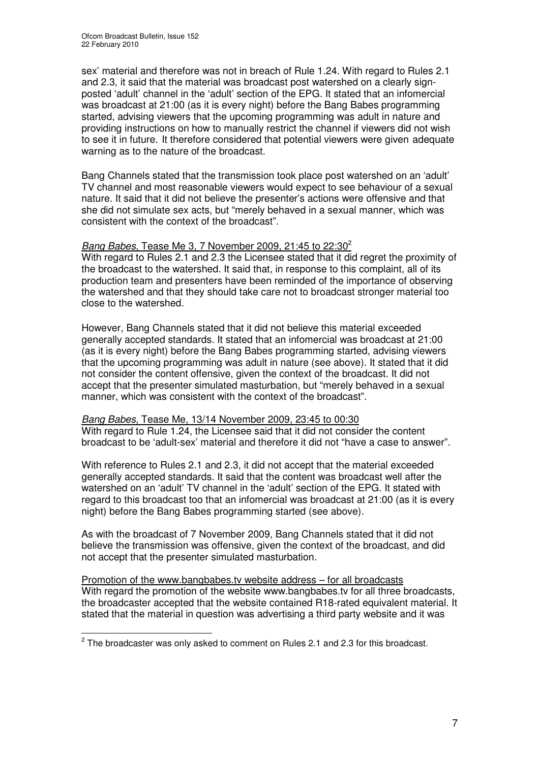sex' material and therefore was not in breach of Rule 1.24. With regard to Rules 2.1 and 2.3, it said that the material was broadcast post watershed on a clearly sign-posted 'adult' channel in the 'adult' section of the EPG. It stated that an infomercial was broadcast at 21:00 (as it is every night) before the Bang Babes programming started, advising viewers that the upcoming programming was adult in nature and providing instructions on how to manually restrict the channel if viewers did not wish to see it in future. It therefore considered that potential viewers were given adequate warning as to the nature of the broadcast.

Bang Channels stated that the transmission took place post watershed on an 'adult' TV channel and most reasonable viewers would expect to see behaviour of a sexual nature. It said that it did not believe the presenter's actions were offensive and that she did not simulate sex acts, but "merely behaved in a sexual manner, which was consistent with the context of the broadcast".

*Bang Babes*, Tease Me 3, 7 November 2009, 21:45 to 22:30[2]

With regard to Rules 2.1 and 2.3 the Licensee stated that it did regret the proximity of the broadcast to the watershed. It said that, in response to this complaint, all of its production team and presenters have been reminded of the importance of observing the watershed and that they should take care not to broadcast stronger material too close to the watershed.

However, Bang Channels stated that it did not believe this material exceeded generally accepted standards. It stated that an infomercial was broadcast at 21:00 (as it is every night) before the Bang Babes programming started, advising viewers that the upcoming programming was adult in nature (see above). It stated that it did not consider the content offensive, given the context of the broadcast. It did not accept that the presenter simulated masturbation, but "merely behaved in a sexual manner, which was consistent with the context of the broadcast".

*Bang Babes*, Tease Me, 13/14 November 2009, 23:45 to 00:30

With regard to Rule 1.24, the Licensee said that it did not consider the content broadcast to be 'adult-sex' material and therefore it did not "have a case to answer".

With reference to Rules 2.1 and 2.3, it did not accept that the material exceeded generally accepted standards. It said that the content was broadcast well after the watershed on an 'adult' TV channel in the 'adult' section of the EPG. It stated with regard to this broadcast too that an infomercial was broadcast at 21:00 (as it is every night) before the Bang Babes programming started (see above).

As with the broadcast of 7 November 2009, Bang Channels stated that it did not believe the transmission was offensive, given the context of the broadcast, and did not accept that the presenter simulated masturbation.

Promotion of the www.bangbabes.tv website address – for all broadcasts

With regard the promotion of the website www.bangbabes.tv for all three broadcasts, the broadcaster accepted that the website contained R18-rated equivalent material. It stated that the material in question was advertising a third party website and it was

[2] The broadcaster was only asked to comment on Rules 2.1 and 2.3 for this broadcast.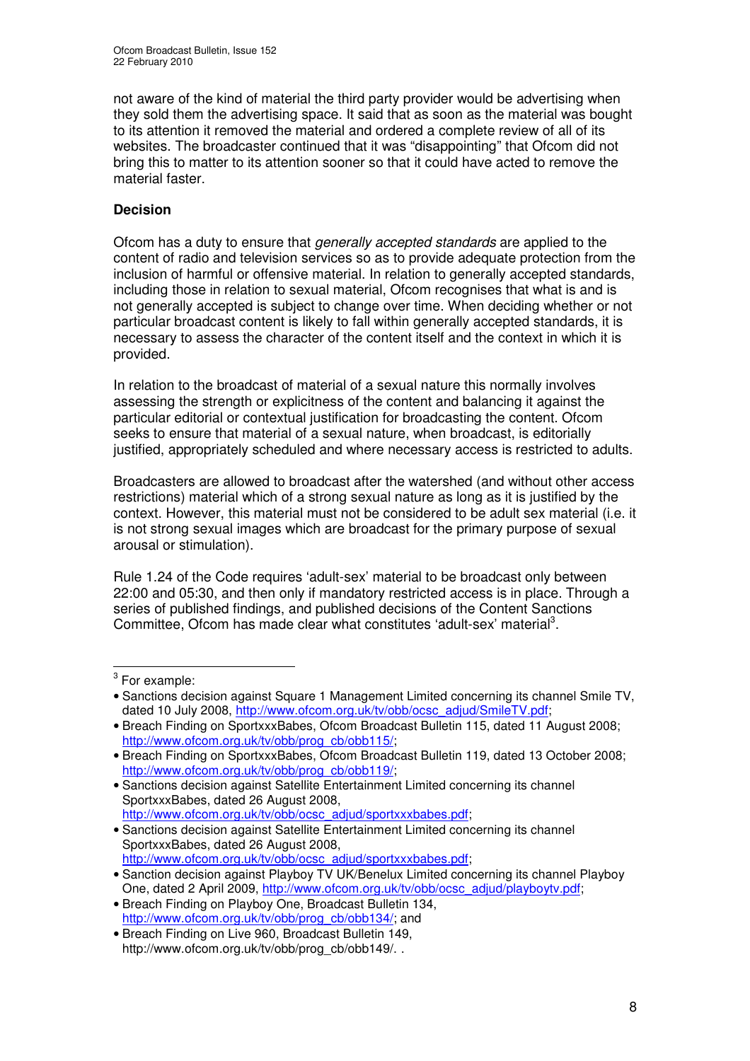not aware of the kind of material the third party provider would be advertising when they sold them the advertising space. It said that as soon as the material was bought to its attention it removed the material and ordered a complete review of all of its websites. The broadcaster continued that it was "disappointing" that Ofcom did not bring this to matter to its attention sooner so that it could have acted to remove the material faster.

**Decision**

Ofcom has a duty to ensure that *generally accepted standards* are applied to the content of radio and television services so as to provide adequate protection from the inclusion of harmful or offensive material. In relation to generally accepted standards, including those in relation to sexual material, Ofcom recognises that what is and is not generally accepted is subject to change over time. When deciding whether or not particular broadcast content is likely to fall within generally accepted standards, it is necessary to assess the character of the content itself and the context in which it is provided.

In relation to the broadcast of material of a sexual nature this normally involves assessing the strength or explicitness of the content and balancing it against the particular editorial or contextual justification for broadcasting the content. Ofcom seeks to ensure that material of a sexual nature, when broadcast, is editorially justified, appropriately scheduled and where necessary access is restricted to adults.

Broadcasters are allowed to broadcast after the watershed (and without other access restrictions) material which of a strong sexual nature as long as it is justified by the context. However, this material must not be considered to be adult sex material (i.e. it is not strong sexual images which are broadcast for the primary purpose of sexual arousal or stimulation).

Rule 1.24 of the Code requires 'adult-sex' material to be broadcast only between 22:00 and 05:30, and then only if mandatory restricted access is in place. Through a series of published findings, and published decisions of the Content Sanctions Committee, Ofcom has made clear what constitutes 'adult-sex' material[3].

---

[3] For example:

- Sanctions decision against Square 1 Management Limited concerning its channel Smile TV, dated 10 July 2008, http://www.ofcom.org.uk/tv/obb/ocsc_adjud/SmileTV.pdf;
- Breach Finding on SportxxxBabes, Ofcom Broadcast Bulletin 115, dated 11 August 2008; http://www.ofcom.org.uk/tv/obb/prog_cb/obb115/;
- Breach Finding on SportxxxBabes, Ofcom Broadcast Bulletin 119, dated 13 October 2008; http://www.ofcom.org.uk/tv/obb/prog_cb/obb119/;
- Sanctions decision against Satellite Entertainment Limited concerning its channel SportxxxBabes, dated 26 August 2008, http://www.ofcom.org.uk/tv/obb/ocsc_adjud/sportxxxbabes.pdf;
- Sanctions decision against Satellite Entertainment Limited concerning its channel SportxxxBabes, dated 26 August 2008, http://www.ofcom.org.uk/tv/obb/ocsc_adjud/sportxxxbabes.pdf;
- Sanction decision against Playboy TV UK/Benelux Limited concerning its channel Playboy One, dated 2 April 2009, http://www.ofcom.org.uk/tv/obb/ocsc_adjud/playboytv.pdf;
- Breach Finding on Playboy One, Broadcast Bulletin 134, http://www.ofcom.org.uk/tv/obb/prog_cb/obb134/; and
- Breach Finding on Live 960, Broadcast Bulletin 149, http://www.ofcom.org.uk/tv/obb/prog_cb/obb149/. .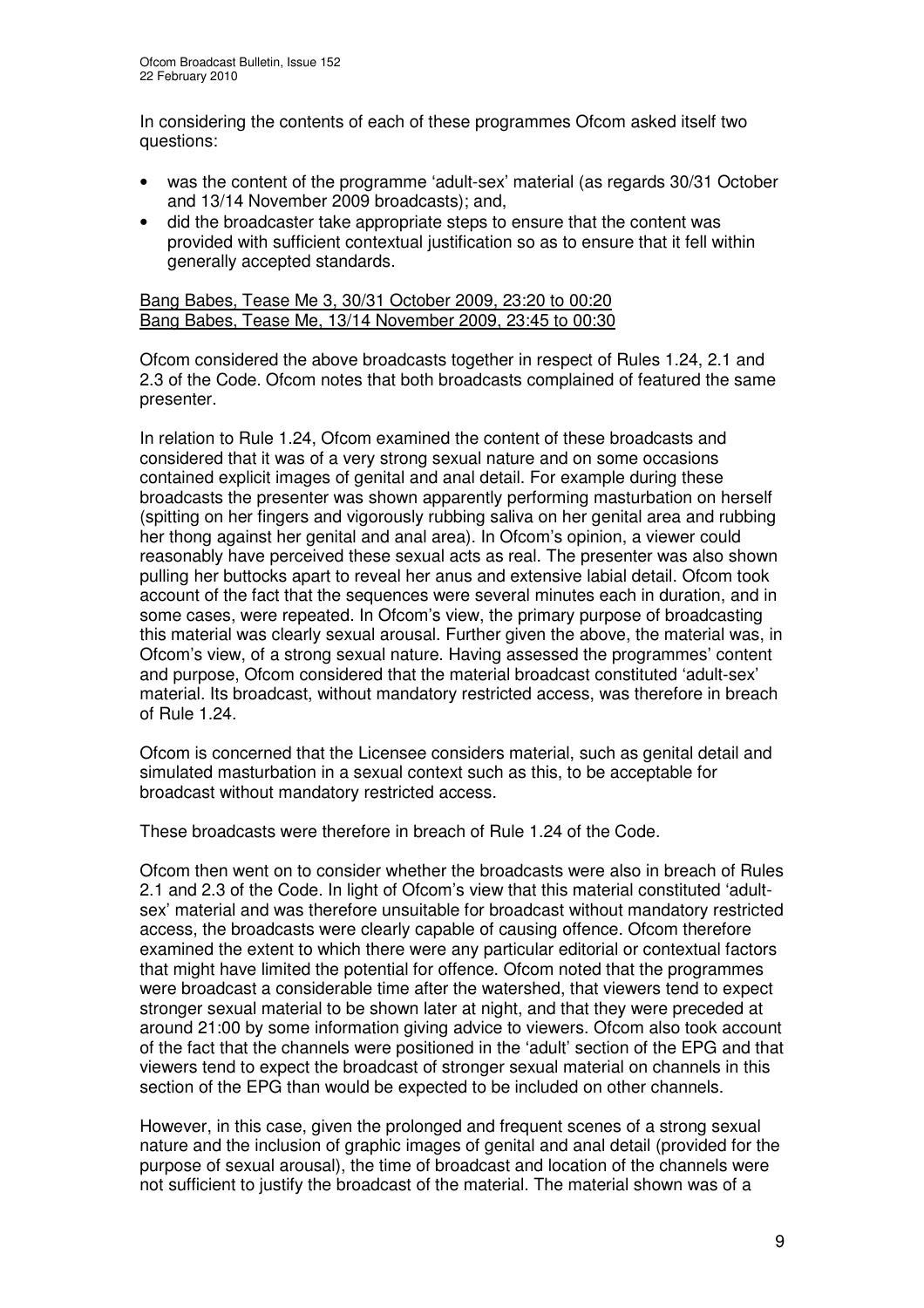In considering the contents of each of these programmes Ofcom asked itself two questions:

- was the content of the programme 'adult-sex' material (as regards 30/31 October and 13/14 November 2009 broadcasts); and,
- did the broadcaster take appropriate steps to ensure that the content was provided with sufficient contextual justification so as to ensure that it fell within generally accepted standards.

<u>Bang Babes, Tease Me 3, 30/31 October 2009, 23:20 to 00:20</u>
<u>Bang Babes, Tease Me, 13/14 November 2009, 23:45 to 00:30</u>

Ofcom considered the above broadcasts together in respect of Rules 1.24, 2.1 and 2.3 of the Code. Ofcom notes that both broadcasts complained of featured the same presenter.

In relation to Rule 1.24, Ofcom examined the content of these broadcasts and considered that it was of a very strong sexual nature and on some occasions contained explicit images of genital and anal detail. For example during these broadcasts the presenter was shown apparently performing masturbation on herself (spitting on her fingers and vigorously rubbing saliva on her genital area and rubbing her thong against her genital and anal area). In Ofcom's opinion, a viewer could reasonably have perceived these sexual acts as real. The presenter was also shown pulling her buttocks apart to reveal her anus and extensive labial detail. Ofcom took account of the fact that the sequences were several minutes each in duration, and in some cases, were repeated. In Ofcom's view, the primary purpose of broadcasting this material was clearly sexual arousal. Further given the above, the material was, in Ofcom's view, of a strong sexual nature. Having assessed the programmes' content and purpose, Ofcom considered that the material broadcast constituted 'adult-sex' material. Its broadcast, without mandatory restricted access, was therefore in breach of Rule 1.24.

Ofcom is concerned that the Licensee considers material, such as genital detail and simulated masturbation in a sexual context such as this, to be acceptable for broadcast without mandatory restricted access.

These broadcasts were therefore in breach of Rule 1.24 of the Code.

Ofcom then went on to consider whether the broadcasts were also in breach of Rules 2.1 and 2.3 of the Code. In light of Ofcom's view that this material constituted 'adult-sex' material and was therefore unsuitable for broadcast without mandatory restricted access, the broadcasts were clearly capable of causing offence. Ofcom therefore examined the extent to which there were any particular editorial or contextual factors that might have limited the potential for offence. Ofcom noted that the programmes were broadcast a considerable time after the watershed, that viewers tend to expect stronger sexual material to be shown later at night, and that they were preceded at around 21:00 by some information giving advice to viewers. Ofcom also took account of the fact that the channels were positioned in the 'adult' section of the EPG and that viewers tend to expect the broadcast of stronger sexual material on channels in this section of the EPG than would be expected to be included on other channels.

However, in this case, given the prolonged and frequent scenes of a strong sexual nature and the inclusion of graphic images of genital and anal detail (provided for the purpose of sexual arousal), the time of broadcast and location of the channels were not sufficient to justify the broadcast of the material. The material shown was of a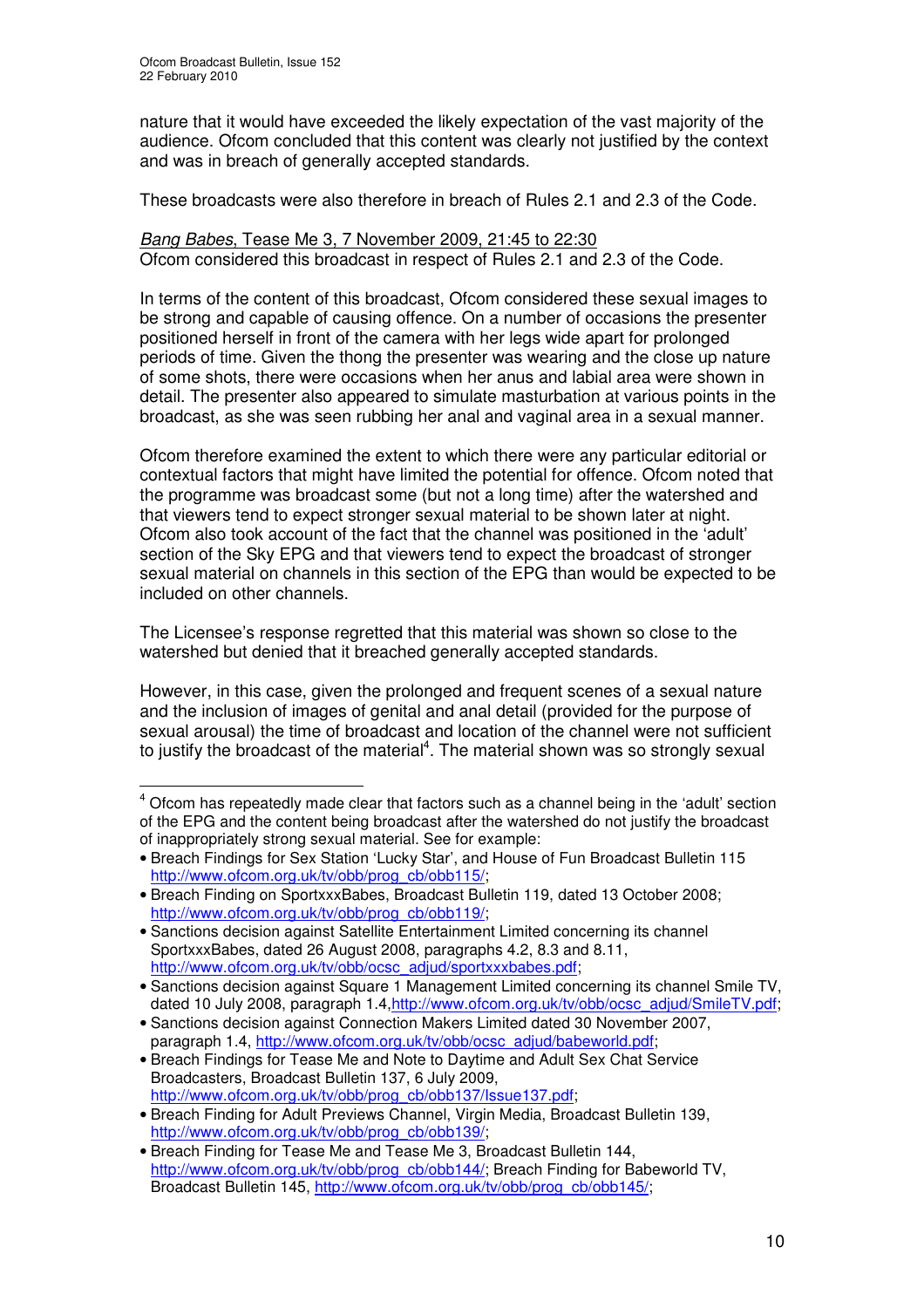nature that it would have exceeded the likely expectation of the vast majority of the audience. Ofcom concluded that this content was clearly not justified by the context and was in breach of generally accepted standards.

These broadcasts were also therefore in breach of Rules 2.1 and 2.3 of the Code.

*Bang Babes*, Tease Me 3, 7 November 2009, 21:45 to 22:30
Ofcom considered this broadcast in respect of Rules 2.1 and 2.3 of the Code.

In terms of the content of this broadcast, Ofcom considered these sexual images to be strong and capable of causing offence. On a number of occasions the presenter positioned herself in front of the camera with her legs wide apart for prolonged periods of time. Given the thong the presenter was wearing and the close up nature of some shots, there were occasions when her anus and labial area were shown in detail. The presenter also appeared to simulate masturbation at various points in the broadcast, as she was seen rubbing her anal and vaginal area in a sexual manner.

Ofcom therefore examined the extent to which there were any particular editorial or contextual factors that might have limited the potential for offence. Ofcom noted that the programme was broadcast some (but not a long time) after the watershed and that viewers tend to expect stronger sexual material to be shown later at night. Ofcom also took account of the fact that the channel was positioned in the 'adult' section of the Sky EPG and that viewers tend to expect the broadcast of stronger sexual material on channels in this section of the EPG than would be expected to be included on other channels.

The Licensee's response regretted that this material was shown so close to the watershed but denied that it breached generally accepted standards.

However, in this case, given the prolonged and frequent scenes of a sexual nature and the inclusion of images of genital and anal detail (provided for the purpose of sexual arousal) the time of broadcast and location of the channel were not sufficient to justify the broadcast of the material[4]. The material shown was so strongly sexual

---

[4] Ofcom has repeatedly made clear that factors such as a channel being in the 'adult' section of the EPG and the content being broadcast after the watershed do not justify the broadcast of inappropriately strong sexual material. See for example:

- Breach Findings for Sex Station 'Lucky Star', and House of Fun Broadcast Bulletin 115 http://www.ofcom.org.uk/tv/obb/prog_cb/obb115/;
- Breach Finding on SportxxxBabes, Broadcast Bulletin 119, dated 13 October 2008; http://www.ofcom.org.uk/tv/obb/prog_cb/obb119/;
- Sanctions decision against Satellite Entertainment Limited concerning its channel SportxxxBabes, dated 26 August 2008, paragraphs 4.2, 8.3 and 8.11, http://www.ofcom.org.uk/tv/obb/ocsc_adjud/sportxxxbabes.pdf;
- Sanctions decision against Square 1 Management Limited concerning its channel Smile TV, dated 10 July 2008, paragraph 1.4,http://www.ofcom.org.uk/tv/obb/ocsc_adjud/SmileTV.pdf;
- Sanctions decision against Connection Makers Limited dated 30 November 2007, paragraph 1.4, http://www.ofcom.org.uk/tv/obb/ocsc_adjud/babeworld.pdf;
- Breach Findings for Tease Me and Note to Daytime and Adult Sex Chat Service Broadcasters, Broadcast Bulletin 137, 6 July 2009, http://www.ofcom.org.uk/tv/obb/prog_cb/obb137/Issue137.pdf;
- Breach Finding for Adult Previews Channel, Virgin Media, Broadcast Bulletin 139, http://www.ofcom.org.uk/tv/obb/prog_cb/obb139/;
- Breach Finding for Tease Me and Tease Me 3, Broadcast Bulletin 144, http://www.ofcom.org.uk/tv/obb/prog_cb/obb144/; Breach Finding for Babeworld TV, Broadcast Bulletin 145, http://www.ofcom.org.uk/tv/obb/prog_cb/obb145/;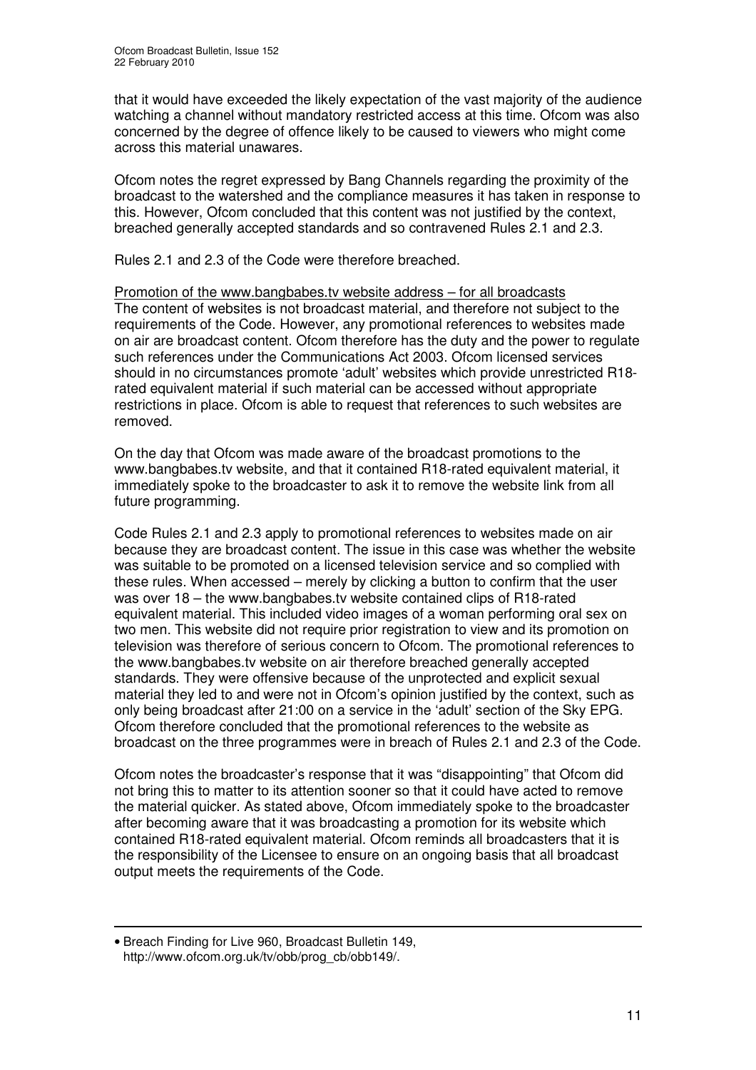that it would have exceeded the likely expectation of the vast majority of the audience watching a channel without mandatory restricted access at this time. Ofcom was also concerned by the degree of offence likely to be caused to viewers who might come across this material unawares.

Ofcom notes the regret expressed by Bang Channels regarding the proximity of the broadcast to the watershed and the compliance measures it has taken in response to this. However, Ofcom concluded that this content was not justified by the context, breached generally accepted standards and so contravened Rules 2.1 and 2.3.

Rules 2.1 and 2.3 of the Code were therefore breached.

Promotion of the www.bangbabes.tv website address – for all broadcasts

The content of websites is not broadcast material, and therefore not subject to the requirements of the Code. However, any promotional references to websites made on air are broadcast content. Ofcom therefore has the duty and the power to regulate such references under the Communications Act 2003. Ofcom licensed services should in no circumstances promote 'adult' websites which provide unrestricted R18-rated equivalent material if such material can be accessed without appropriate restrictions in place. Ofcom is able to request that references to such websites are removed.

On the day that Ofcom was made aware of the broadcast promotions to the www.bangbabes.tv website, and that it contained R18-rated equivalent material, it immediately spoke to the broadcaster to ask it to remove the website link from all future programming.

Code Rules 2.1 and 2.3 apply to promotional references to websites made on air because they are broadcast content. The issue in this case was whether the website was suitable to be promoted on a licensed television service and so complied with these rules. When accessed – merely by clicking a button to confirm that the user was over 18 – the www.bangbabes.tv website contained clips of R18-rated equivalent material. This included video images of a woman performing oral sex on two men. This website did not require prior registration to view and its promotion on television was therefore of serious concern to Ofcom. The promotional references to the www.bangbabes.tv website on air therefore breached generally accepted standards. They were offensive because of the unprotected and explicit sexual material they led to and were not in Ofcom's opinion justified by the context, such as only being broadcast after 21:00 on a service in the 'adult' section of the Sky EPG. Ofcom therefore concluded that the promotional references to the website as broadcast on the three programmes were in breach of Rules 2.1 and 2.3 of the Code.

Ofcom notes the broadcaster's response that it was "disappointing" that Ofcom did not bring this to matter to its attention sooner so that it could have acted to remove the material quicker. As stated above, Ofcom immediately spoke to the broadcaster after becoming aware that it was broadcasting a promotion for its website which contained R18-rated equivalent material. Ofcom reminds all broadcasters that it is the responsibility of the Licensee to ensure on an ongoing basis that all broadcast output meets the requirements of the Code.

---

- Breach Finding for Live 960, Broadcast Bulletin 149, http://www.ofcom.org.uk/tv/obb/prog_cb/obb149/.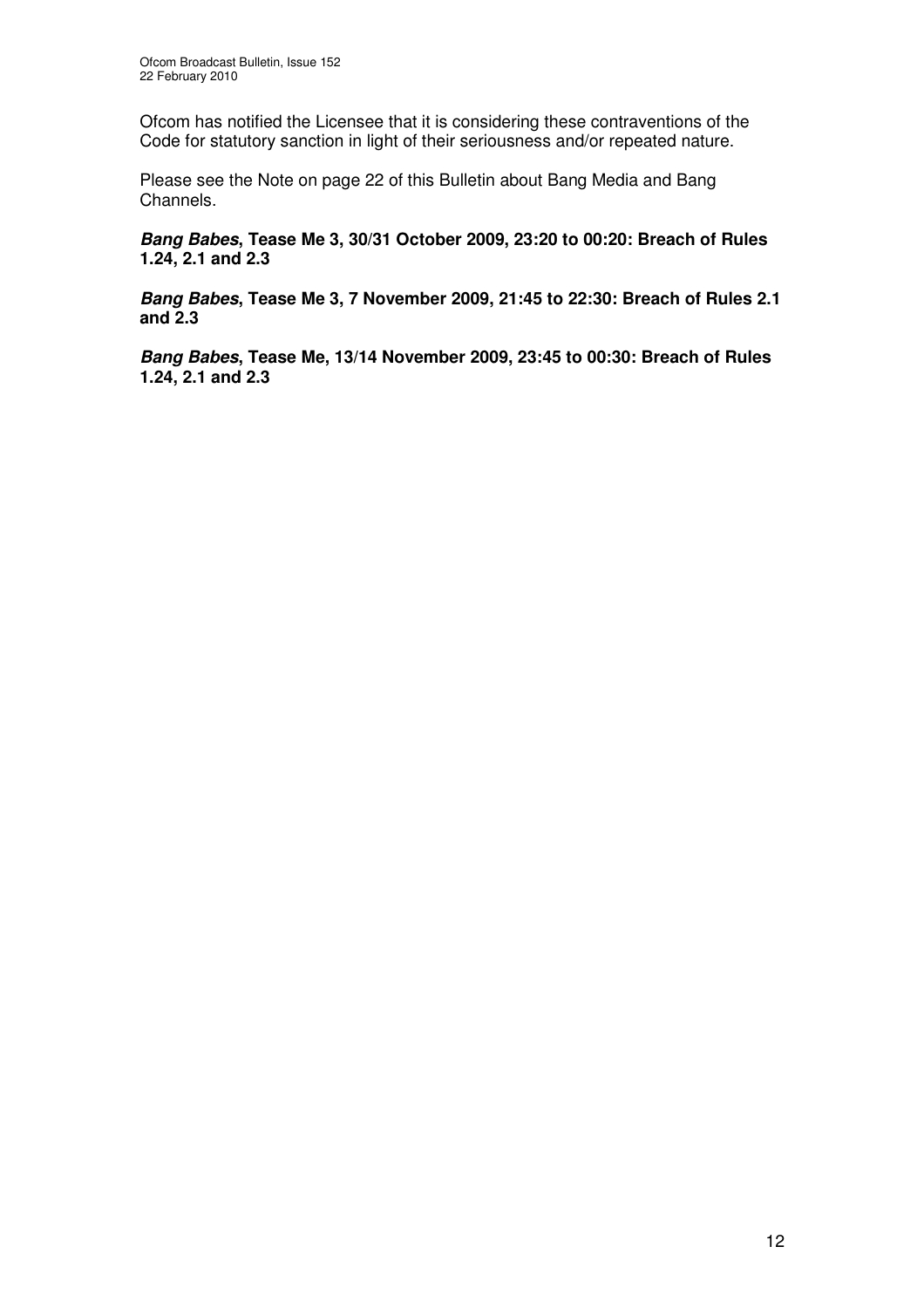Ofcom has notified the Licensee that it is considering these contraventions of the Code for statutory sanction in light of their seriousness and/or repeated nature.

Please see the Note on page 22 of this Bulletin about Bang Media and Bang Channels.

***Bang Babes*, Tease Me 3, 30/31 October 2009, 23:20 to 00:20: Breach of Rules 1.24, 2.1 and 2.3**

***Bang Babes*, Tease Me 3, 7 November 2009, 21:45 to 22:30: Breach of Rules 2.1 and 2.3**

***Bang Babes*, Tease Me, 13/14 November 2009, 23:45 to 00:30: Breach of Rules 1.24, 2.1 and 2.3**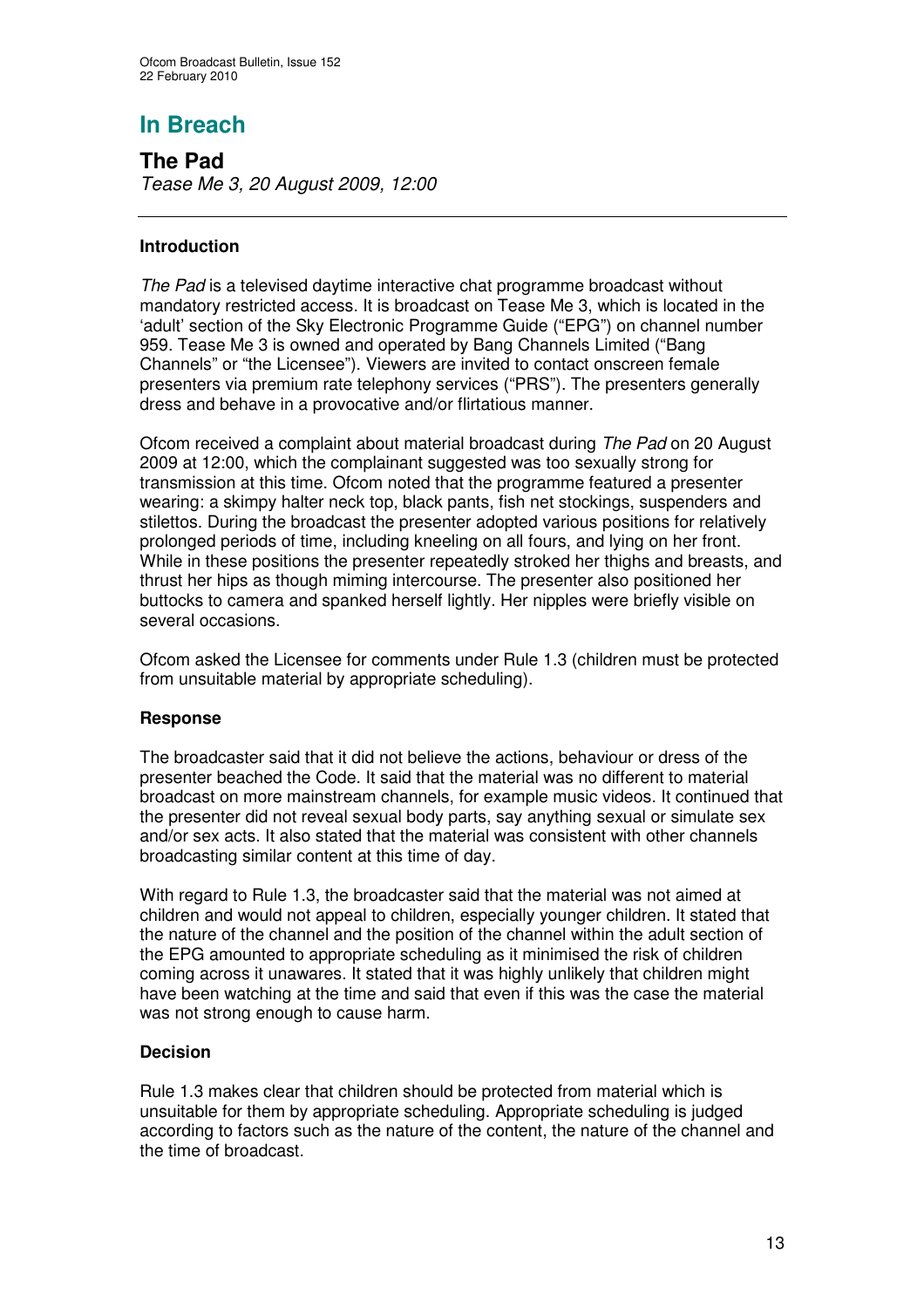## In Breach

### The Pad

*Tease Me 3, 20 August 2009, 12:00*

---

#### Introduction

*The Pad* is a televised daytime interactive chat programme broadcast without mandatory restricted access. It is broadcast on Tease Me 3, which is located in the 'adult' section of the Sky Electronic Programme Guide ("EPG") on channel number 959. Tease Me 3 is owned and operated by Bang Channels Limited ("Bang Channels" or "the Licensee"). Viewers are invited to contact onscreen female presenters via premium rate telephony services ("PRS"). The presenters generally dress and behave in a provocative and/or flirtatious manner.

Ofcom received a complaint about material broadcast during *The Pad* on 20 August 2009 at 12:00, which the complainant suggested was too sexually strong for transmission at this time. Ofcom noted that the programme featured a presenter wearing: a skimpy halter neck top, black pants, fish net stockings, suspenders and stilettos. During the broadcast the presenter adopted various positions for relatively prolonged periods of time, including kneeling on all fours, and lying on her front. While in these positions the presenter repeatedly stroked her thighs and breasts, and thrust her hips as though miming intercourse. The presenter also positioned her buttocks to camera and spanked herself lightly. Her nipples were briefly visible on several occasions.

Ofcom asked the Licensee for comments under Rule 1.3 (children must be protected from unsuitable material by appropriate scheduling).

#### Response

The broadcaster said that it did not believe the actions, behaviour or dress of the presenter beached the Code. It said that the material was no different to material broadcast on more mainstream channels, for example music videos. It continued that the presenter did not reveal sexual body parts, say anything sexual or simulate sex and/or sex acts. It also stated that the material was consistent with other channels broadcasting similar content at this time of day.

With regard to Rule 1.3, the broadcaster said that the material was not aimed at children and would not appeal to children, especially younger children. It stated that the nature of the channel and the position of the channel within the adult section of the EPG amounted to appropriate scheduling as it minimised the risk of children coming across it unawares. It stated that it was highly unlikely that children might have been watching at the time and said that even if this was the case the material was not strong enough to cause harm.

#### Decision

Rule 1.3 makes clear that children should be protected from material which is unsuitable for them by appropriate scheduling. Appropriate scheduling is judged according to factors such as the nature of the content, the nature of the channel and the time of broadcast.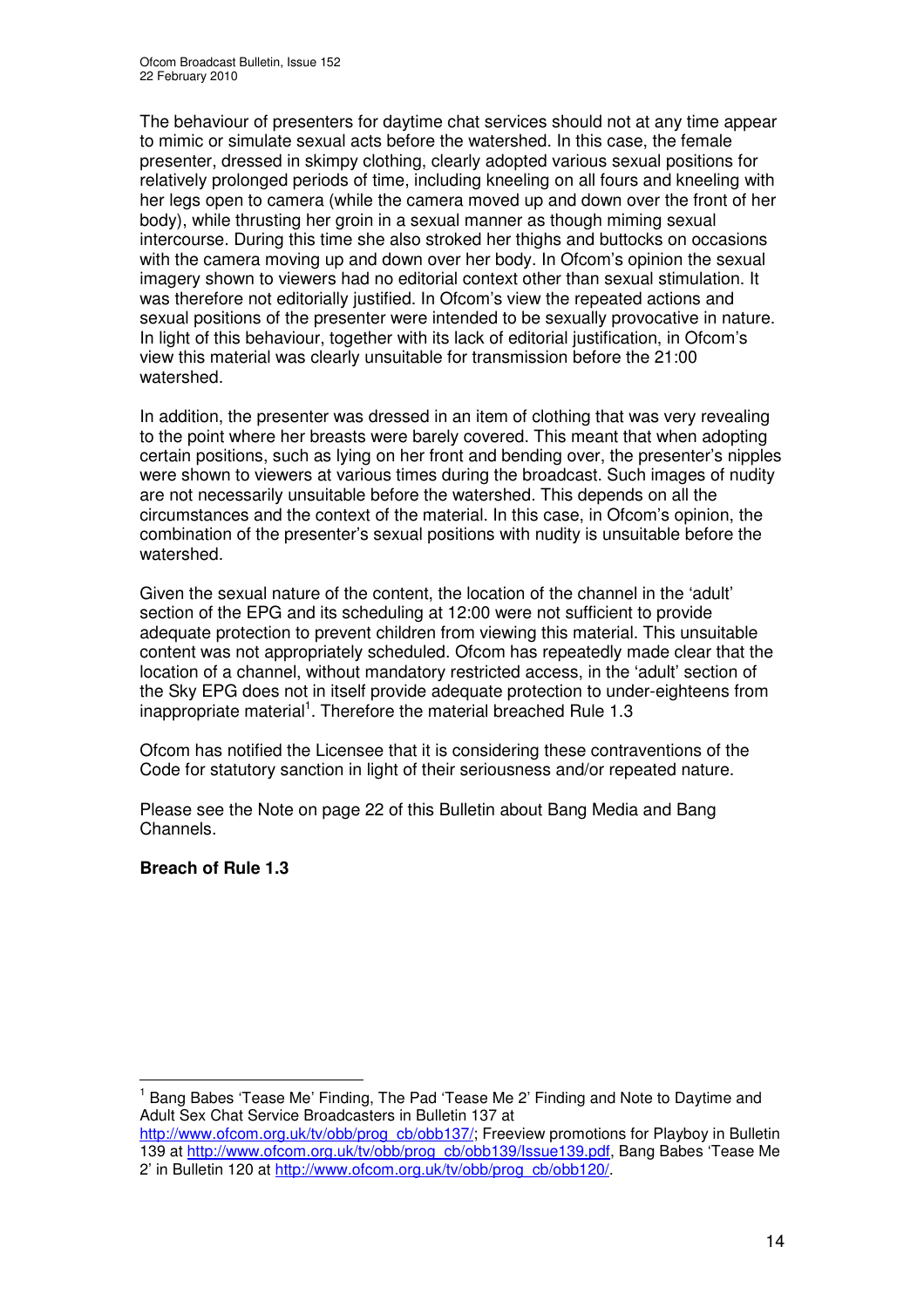The behaviour of presenters for daytime chat services should not at any time appear to mimic or simulate sexual acts before the watershed. In this case, the female presenter, dressed in skimpy clothing, clearly adopted various sexual positions for relatively prolonged periods of time, including kneeling on all fours and kneeling with her legs open to camera (while the camera moved up and down over the front of her body), while thrusting her groin in a sexual manner as though miming sexual intercourse. During this time she also stroked her thighs and buttocks on occasions with the camera moving up and down over her body. In Ofcom's opinion the sexual imagery shown to viewers had no editorial context other than sexual stimulation. It was therefore not editorially justified. In Ofcom's view the repeated actions and sexual positions of the presenter were intended to be sexually provocative in nature. In light of this behaviour, together with its lack of editorial justification, in Ofcom's view this material was clearly unsuitable for transmission before the 21:00 watershed.

In addition, the presenter was dressed in an item of clothing that was very revealing to the point where her breasts were barely covered. This meant that when adopting certain positions, such as lying on her front and bending over, the presenter's nipples were shown to viewers at various times during the broadcast. Such images of nudity are not necessarily unsuitable before the watershed. This depends on all the circumstances and the context of the material. In this case, in Ofcom's opinion, the combination of the presenter's sexual positions with nudity is unsuitable before the watershed.

Given the sexual nature of the content, the location of the channel in the 'adult' section of the EPG and its scheduling at 12:00 were not sufficient to provide adequate protection to prevent children from viewing this material. This unsuitable content was not appropriately scheduled. Ofcom has repeatedly made clear that the location of a channel, without mandatory restricted access, in the 'adult' section of the Sky EPG does not in itself provide adequate protection to under-eighteens from inappropriate material[1]. Therefore the material breached Rule 1.3

Ofcom has notified the Licensee that it is considering these contraventions of the Code for statutory sanction in light of their seriousness and/or repeated nature.

Please see the Note on page 22 of this Bulletin about Bang Media and Bang Channels.

**Breach of Rule 1.3**

---

[1] Bang Babes 'Tease Me' Finding, The Pad 'Tease Me 2' Finding and Note to Daytime and Adult Sex Chat Service Broadcasters in Bulletin 137 at http://www.ofcom.org.uk/tv/obb/prog_cb/obb137/; Freeview promotions for Playboy in Bulletin 139 at http://www.ofcom.org.uk/tv/obb/prog_cb/obb139/Issue139.pdf, Bang Babes 'Tease Me 2' in Bulletin 120 at http://www.ofcom.org.uk/tv/obb/prog_cb/obb120/.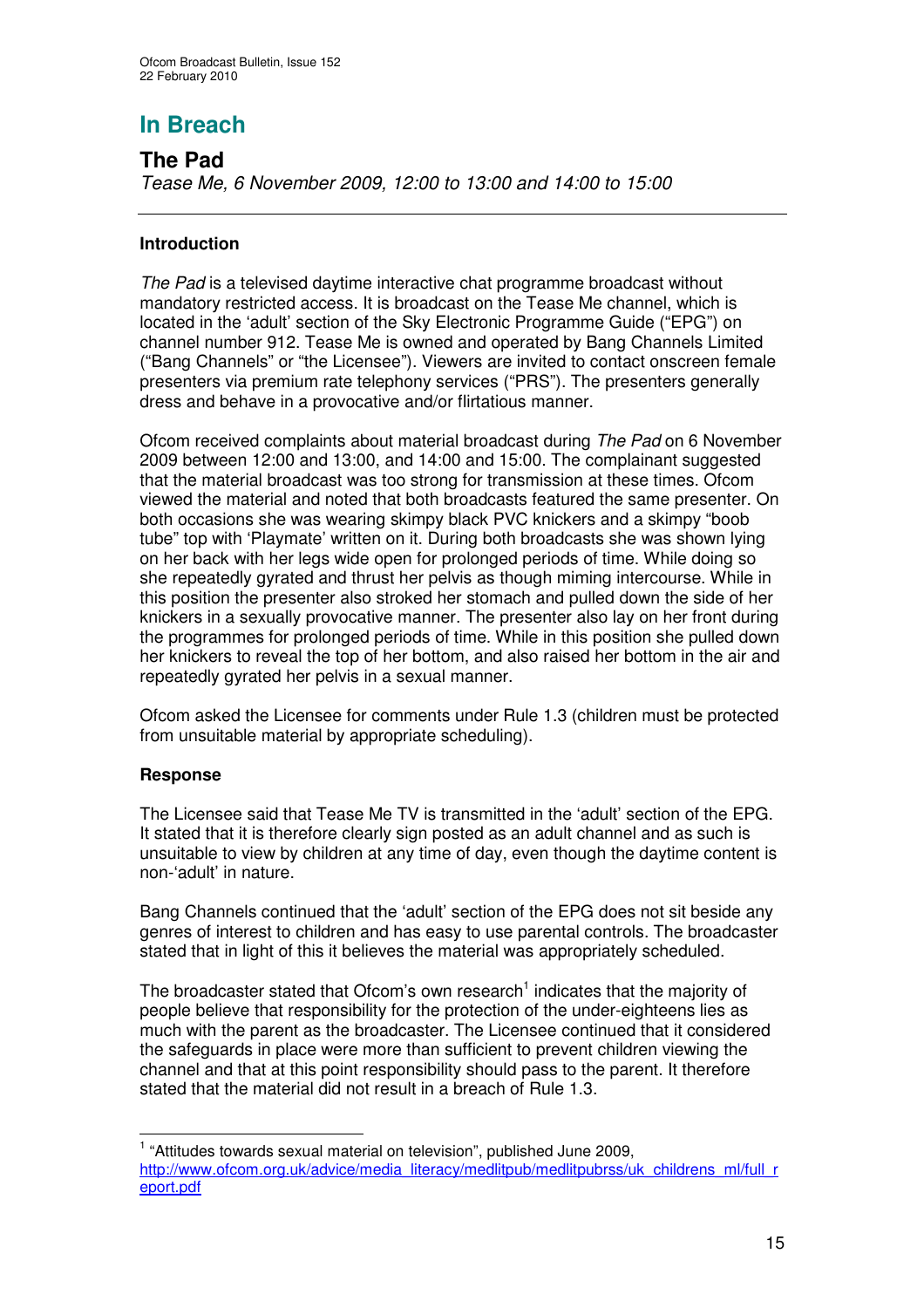## In Breach

### The Pad

*Tease Me, 6 November 2009, 12:00 to 13:00 and 14:00 to 15:00*

---

#### Introduction

*The Pad* is a televised daytime interactive chat programme broadcast without mandatory restricted access. It is broadcast on the Tease Me channel, which is located in the 'adult' section of the Sky Electronic Programme Guide ("EPG") on channel number 912. Tease Me is owned and operated by Bang Channels Limited ("Bang Channels" or "the Licensee"). Viewers are invited to contact onscreen female presenters via premium rate telephony services ("PRS"). The presenters generally dress and behave in a provocative and/or flirtatious manner.

Ofcom received complaints about material broadcast during *The Pad* on 6 November 2009 between 12:00 and 13:00, and 14:00 and 15:00. The complainant suggested that the material broadcast was too strong for transmission at these times. Ofcom viewed the material and noted that both broadcasts featured the same presenter. On both occasions she was wearing skimpy black PVC knickers and a skimpy "boob tube" top with 'Playmate' written on it. During both broadcasts she was shown lying on her back with her legs wide open for prolonged periods of time. While doing so she repeatedly gyrated and thrust her pelvis as though miming intercourse. While in this position the presenter also stroked her stomach and pulled down the side of her knickers in a sexually provocative manner. The presenter also lay on her front during the programmes for prolonged periods of time. While in this position she pulled down her knickers to reveal the top of her bottom, and also raised her bottom in the air and repeatedly gyrated her pelvis in a sexual manner.

Ofcom asked the Licensee for comments under Rule 1.3 (children must be protected from unsuitable material by appropriate scheduling).

#### Response

The Licensee said that Tease Me TV is transmitted in the 'adult' section of the EPG. It stated that it is therefore clearly sign posted as an adult channel and as such is unsuitable to view by children at any time of day, even though the daytime content is non-'adult' in nature.

Bang Channels continued that the 'adult' section of the EPG does not sit beside any genres of interest to children and has easy to use parental controls. The broadcaster stated that in light of this it believes the material was appropriately scheduled.

The broadcaster stated that Ofcom's own research[1] indicates that the majority of people believe that responsibility for the protection of the under-eighteens lies as much with the parent as the broadcaster. The Licensee continued that it considered the safeguards in place were more than sufficient to prevent children viewing the channel and that at this point responsibility should pass to the parent. It therefore stated that the material did not result in a breach of Rule 1.3.

---

[1] "Attitudes towards sexual material on television", published June 2009, http://www.ofcom.org.uk/advice/media_literacy/medlitpub/medlitpubrss/uk_childrens_ml/full_report.pdf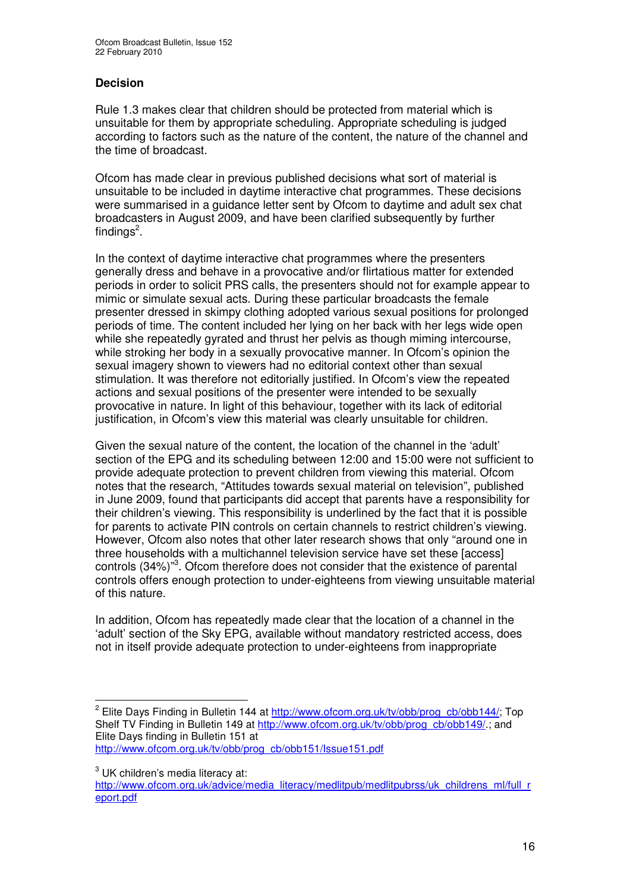### Decision

Rule 1.3 makes clear that children should be protected from material which is unsuitable for them by appropriate scheduling. Appropriate scheduling is judged according to factors such as the nature of the content, the nature of the channel and the time of broadcast.

Ofcom has made clear in previous published decisions what sort of material is unsuitable to be included in daytime interactive chat programmes. These decisions were summarised in a guidance letter sent by Ofcom to daytime and adult sex chat broadcasters in August 2009, and have been clarified subsequently by further findings[2].

In the context of daytime interactive chat programmes where the presenters generally dress and behave in a provocative and/or flirtatious matter for extended periods in order to solicit PRS calls, the presenters should not for example appear to mimic or simulate sexual acts. During these particular broadcasts the female presenter dressed in skimpy clothing adopted various sexual positions for prolonged periods of time. The content included her lying on her back with her legs wide open while she repeatedly gyrated and thrust her pelvis as though miming intercourse, while stroking her body in a sexually provocative manner. In Ofcom's opinion the sexual imagery shown to viewers had no editorial context other than sexual stimulation. It was therefore not editorially justified. In Ofcom's view the repeated actions and sexual positions of the presenter were intended to be sexually provocative in nature. In light of this behaviour, together with its lack of editorial justification, in Ofcom's view this material was clearly unsuitable for children.

Given the sexual nature of the content, the location of the channel in the 'adult' section of the EPG and its scheduling between 12:00 and 15:00 were not sufficient to provide adequate protection to prevent children from viewing this material. Ofcom notes that the research, "Attitudes towards sexual material on television", published in June 2009, found that participants did accept that parents have a responsibility for their children's viewing. This responsibility is underlined by the fact that it is possible for parents to activate PIN controls on certain channels to restrict children's viewing. However, Ofcom also notes that other later research shows that only "around one in three households with a multichannel television service have set these [access] controls (34%)"[3]. Ofcom therefore does not consider that the existence of parental controls offers enough protection to under-eighteens from viewing unsuitable material of this nature.

In addition, Ofcom has repeatedly made clear that the location of a channel in the 'adult' section of the Sky EPG, available without mandatory restricted access, does not in itself provide adequate protection to under-eighteens from inappropriate

---

[2] Elite Days Finding in Bulletin 144 at http://www.ofcom.org.uk/tv/obb/prog_cb/obb144/; Top Shelf TV Finding in Bulletin 149 at http://www.ofcom.org.uk/tv/obb/prog_cb/obb149/.; and Elite Days finding in Bulletin 151 at http://www.ofcom.org.uk/tv/obb/prog_cb/obb151/Issue151.pdf

[3] UK children's media literacy at: http://www.ofcom.org.uk/advice/media_literacy/medlitpub/medlitpubrss/uk_childrens_ml/full_report.pdf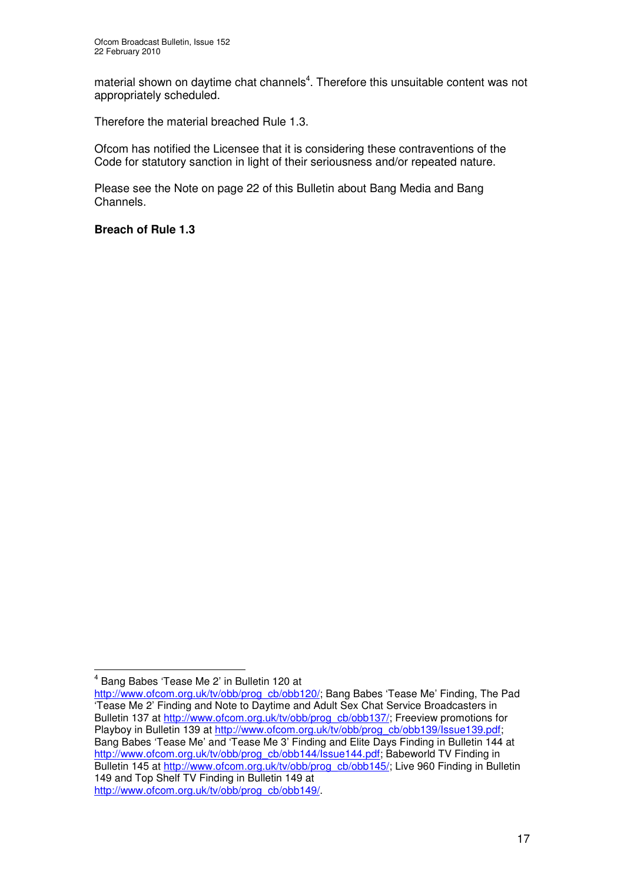material shown on daytime chat channels[4]. Therefore this unsuitable content was not appropriately scheduled.

Therefore the material breached Rule 1.3.

Ofcom has notified the Licensee that it is considering these contraventions of the Code for statutory sanction in light of their seriousness and/or repeated nature.

Please see the Note on page 22 of this Bulletin about Bang Media and Bang Channels.

**Breach of Rule 1.3**

---

[4] Bang Babes 'Tease Me 2' in Bulletin 120 at http://www.ofcom.org.uk/tv/obb/prog_cb/obb120/; Bang Babes 'Tease Me' Finding, The Pad 'Tease Me 2' Finding and Note to Daytime and Adult Sex Chat Service Broadcasters in Bulletin 137 at http://www.ofcom.org.uk/tv/obb/prog_cb/obb137/; Freeview promotions for Playboy in Bulletin 139 at http://www.ofcom.org.uk/tv/obb/prog_cb/obb139/Issue139.pdf; Bang Babes 'Tease Me' and 'Tease Me 3' Finding and Elite Days Finding in Bulletin 144 at http://www.ofcom.org.uk/tv/obb/prog_cb/obb144/Issue144.pdf; Babeworld TV Finding in Bulletin 145 at http://www.ofcom.org.uk/tv/obb/prog_cb/obb145/; Live 960 Finding in Bulletin 149 and Top Shelf TV Finding in Bulletin 149 at http://www.ofcom.org.uk/tv/obb/prog_cb/obb149/.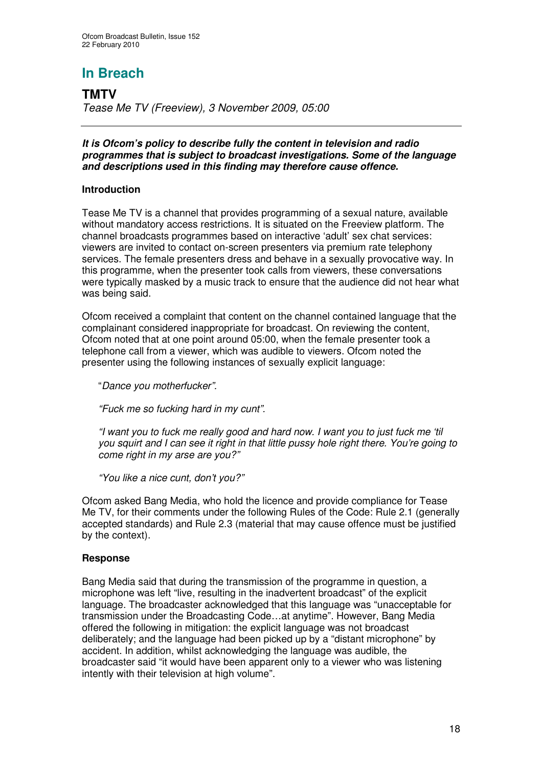# In Breach

## TMTV

*Tease Me TV (Freeview), 3 November 2009, 05:00*

***It is Ofcom's policy to describe fully the content in television and radio programmes that is subject to broadcast investigations. Some of the language and descriptions used in this finding may therefore cause offence.***

### Introduction

Tease Me TV is a channel that provides programming of a sexual nature, available without mandatory access restrictions. It is situated on the Freeview platform. The channel broadcasts programmes based on interactive 'adult' sex chat services: viewers are invited to contact on-screen presenters via premium rate telephony services. The female presenters dress and behave in a sexually provocative way. In this programme, when the presenter took calls from viewers, these conversations were typically masked by a music track to ensure that the audience did not hear what was being said.

Ofcom received a complaint that content on the channel contained language that the complainant considered inappropriate for broadcast. On reviewing the content, Ofcom noted that at one point around 05:00, when the female presenter took a telephone call from a viewer, which was audible to viewers. Ofcom noted the presenter using the following instances of sexually explicit language:

> "*Dance you motherfucker".*
>
> *"Fuck me so fucking hard in my cunt".*
>
> *"I want you to fuck me really good and hard now. I want you to just fuck me 'til you squirt and I can see it right in that little pussy hole right there. You're going to come right in my arse are you?"*
>
> *"You like a nice cunt, don't you?"*

Ofcom asked Bang Media, who hold the licence and provide compliance for Tease Me TV, for their comments under the following Rules of the Code: Rule 2.1 (generally accepted standards) and Rule 2.3 (material that may cause offence must be justified by the context).

### Response

Bang Media said that during the transmission of the programme in question, a microphone was left "live, resulting in the inadvertent broadcast" of the explicit language. The broadcaster acknowledged that this language was "unacceptable for transmission under the Broadcasting Code…at anytime". However, Bang Media offered the following in mitigation: the explicit language was not broadcast deliberately; and the language had been picked up by a "distant microphone" by accident. In addition, whilst acknowledging the language was audible, the broadcaster said "it would have been apparent only to a viewer who was listening intently with their television at high volume".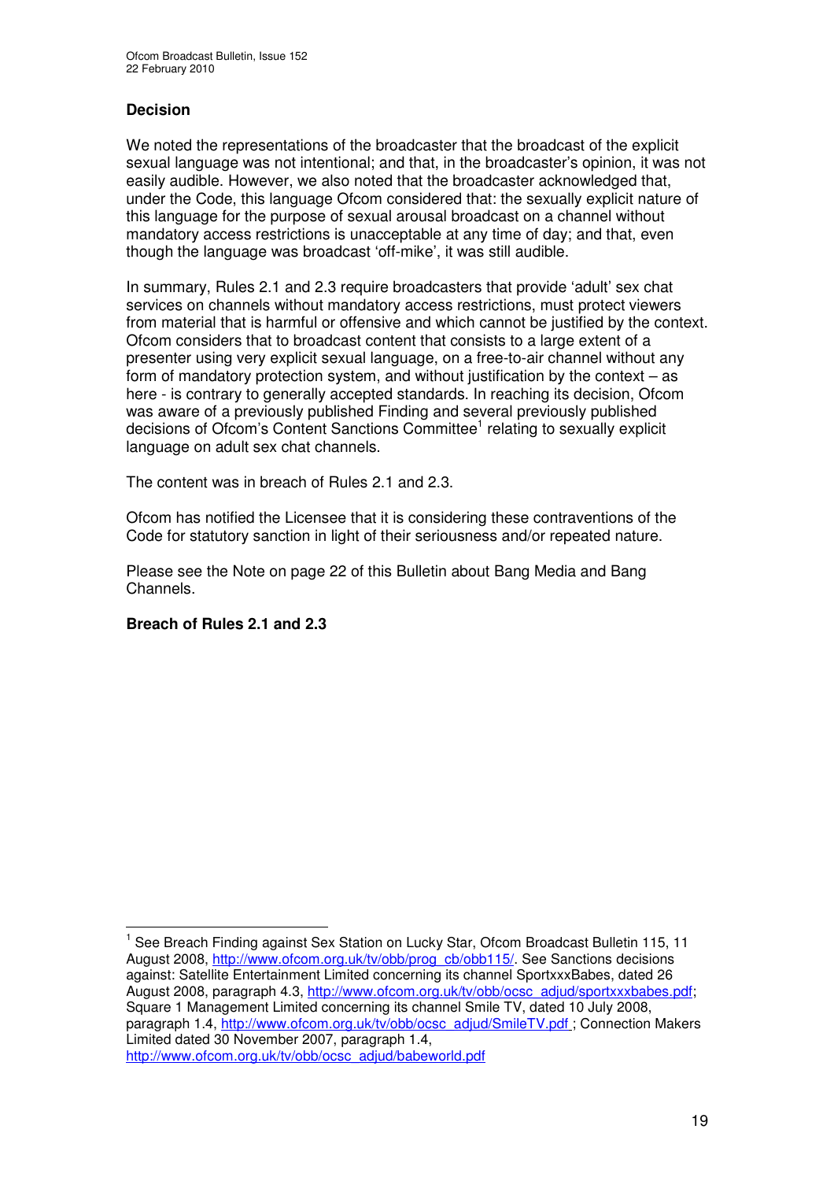## Decision

We noted the representations of the broadcaster that the broadcast of the explicit sexual language was not intentional; and that, in the broadcaster's opinion, it was not easily audible. However, we also noted that the broadcaster acknowledged that, under the Code, this language Ofcom considered that: the sexually explicit nature of this language for the purpose of sexual arousal broadcast on a channel without mandatory access restrictions is unacceptable at any time of day; and that, even though the language was broadcast 'off-mike', it was still audible.

In summary, Rules 2.1 and 2.3 require broadcasters that provide 'adult' sex chat services on channels without mandatory access restrictions, must protect viewers from material that is harmful or offensive and which cannot be justified by the context. Ofcom considers that to broadcast content that consists to a large extent of a presenter using very explicit sexual language, on a free-to-air channel without any form of mandatory protection system, and without justification by the context – as here - is contrary to generally accepted standards. In reaching its decision, Ofcom was aware of a previously published Finding and several previously published decisions of Ofcom's Content Sanctions Committee[1] relating to sexually explicit language on adult sex chat channels.

The content was in breach of Rules 2.1 and 2.3.

Ofcom has notified the Licensee that it is considering these contraventions of the Code for statutory sanction in light of their seriousness and/or repeated nature.

Please see the Note on page 22 of this Bulletin about Bang Media and Bang Channels.

**Breach of Rules 2.1 and 2.3**

[1] See Breach Finding against Sex Station on Lucky Star, Ofcom Broadcast Bulletin 115, 11 August 2008, http://www.ofcom.org.uk/tv/obb/prog_cb/obb115/. See Sanctions decisions against: Satellite Entertainment Limited concerning its channel SportxxxBabes, dated 26 August 2008, paragraph 4.3, http://www.ofcom.org.uk/tv/obb/ocsc_adjud/sportxxxbabes.pdf; Square 1 Management Limited concerning its channel Smile TV, dated 10 July 2008, paragraph 1.4, http://www.ofcom.org.uk/tv/obb/ocsc_adjud/SmileTV.pdf ; Connection Makers Limited dated 30 November 2007, paragraph 1.4, http://www.ofcom.org.uk/tv/obb/ocsc_adjud/babeworld.pdf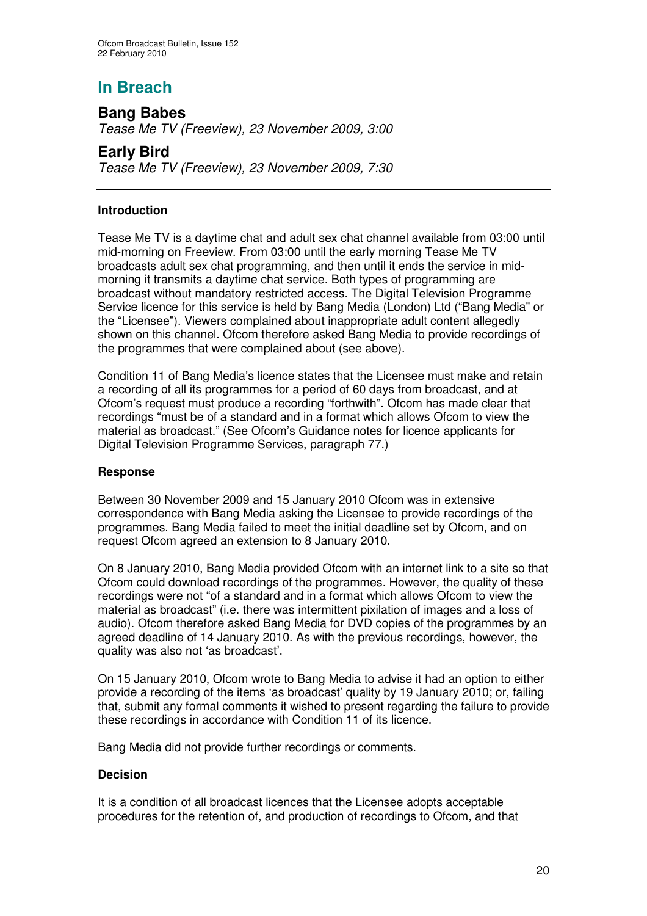# In Breach

## Bang Babes

*Tease Me TV (Freeview), 23 November 2009, 3:00*

## Early Bird

*Tease Me TV (Freeview), 23 November 2009, 7:30*

---

### Introduction

Tease Me TV is a daytime chat and adult sex chat channel available from 03:00 until mid-morning on Freeview. From 03:00 until the early morning Tease Me TV broadcasts adult sex chat programming, and then until it ends the service in mid-morning it transmits a daytime chat service. Both types of programming are broadcast without mandatory restricted access. The Digital Television Programme Service licence for this service is held by Bang Media (London) Ltd ("Bang Media" or the "Licensee"). Viewers complained about inappropriate adult content allegedly shown on this channel. Ofcom therefore asked Bang Media to provide recordings of the programmes that were complained about (see above).

Condition 11 of Bang Media's licence states that the Licensee must make and retain a recording of all its programmes for a period of 60 days from broadcast, and at Ofcom's request must produce a recording "forthwith". Ofcom has made clear that recordings "must be of a standard and in a format which allows Ofcom to view the material as broadcast." (See Ofcom's Guidance notes for licence applicants for Digital Television Programme Services, paragraph 77.)

### Response

Between 30 November 2009 and 15 January 2010 Ofcom was in extensive correspondence with Bang Media asking the Licensee to provide recordings of the programmes. Bang Media failed to meet the initial deadline set by Ofcom, and on request Ofcom agreed an extension to 8 January 2010.

On 8 January 2010, Bang Media provided Ofcom with an internet link to a site so that Ofcom could download recordings of the programmes. However, the quality of these recordings were not "of a standard and in a format which allows Ofcom to view the material as broadcast" (i.e. there was intermittent pixilation of images and a loss of audio). Ofcom therefore asked Bang Media for DVD copies of the programmes by an agreed deadline of 14 January 2010. As with the previous recordings, however, the quality was also not 'as broadcast'.

On 15 January 2010, Ofcom wrote to Bang Media to advise it had an option to either provide a recording of the items 'as broadcast' quality by 19 January 2010; or, failing that, submit any formal comments it wished to present regarding the failure to provide these recordings in accordance with Condition 11 of its licence.

Bang Media did not provide further recordings or comments.

### Decision

It is a condition of all broadcast licences that the Licensee adopts acceptable procedures for the retention of, and production of recordings to Ofcom, and that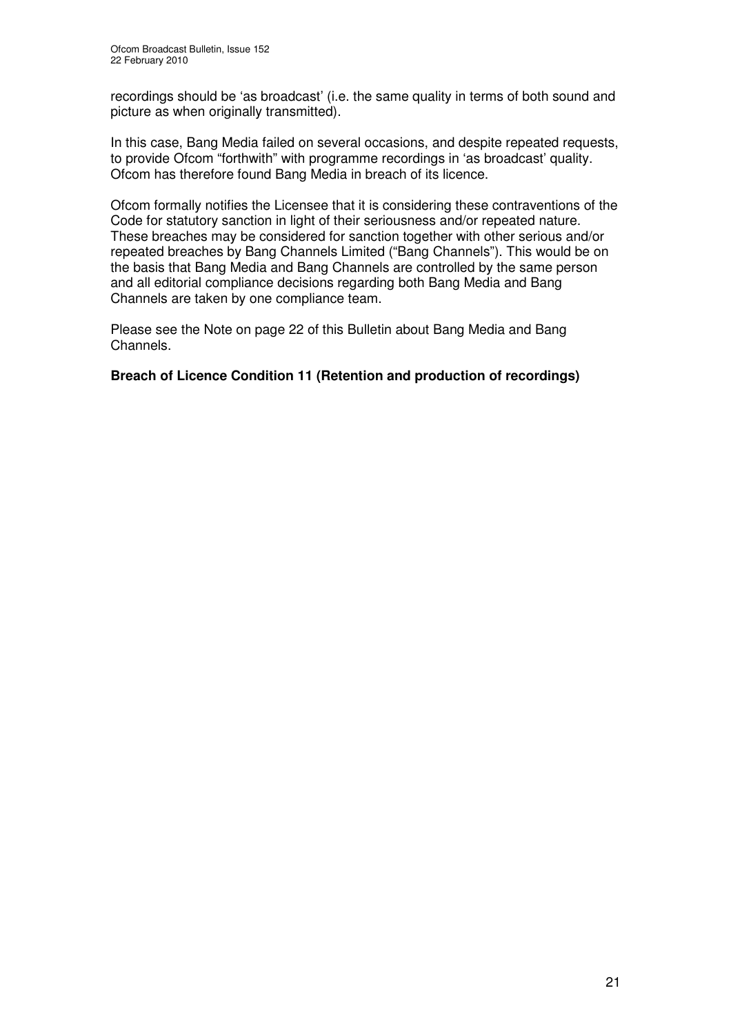recordings should be 'as broadcast' (i.e. the same quality in terms of both sound and picture as when originally transmitted).

In this case, Bang Media failed on several occasions, and despite repeated requests, to provide Ofcom "forthwith" with programme recordings in 'as broadcast' quality. Ofcom has therefore found Bang Media in breach of its licence.

Ofcom formally notifies the Licensee that it is considering these contraventions of the Code for statutory sanction in light of their seriousness and/or repeated nature. These breaches may be considered for sanction together with other serious and/or repeated breaches by Bang Channels Limited ("Bang Channels"). This would be on the basis that Bang Media and Bang Channels are controlled by the same person and all editorial compliance decisions regarding both Bang Media and Bang Channels are taken by one compliance team.

Please see the Note on page 22 of this Bulletin about Bang Media and Bang Channels.

**Breach of Licence Condition 11 (Retention and production of recordings)**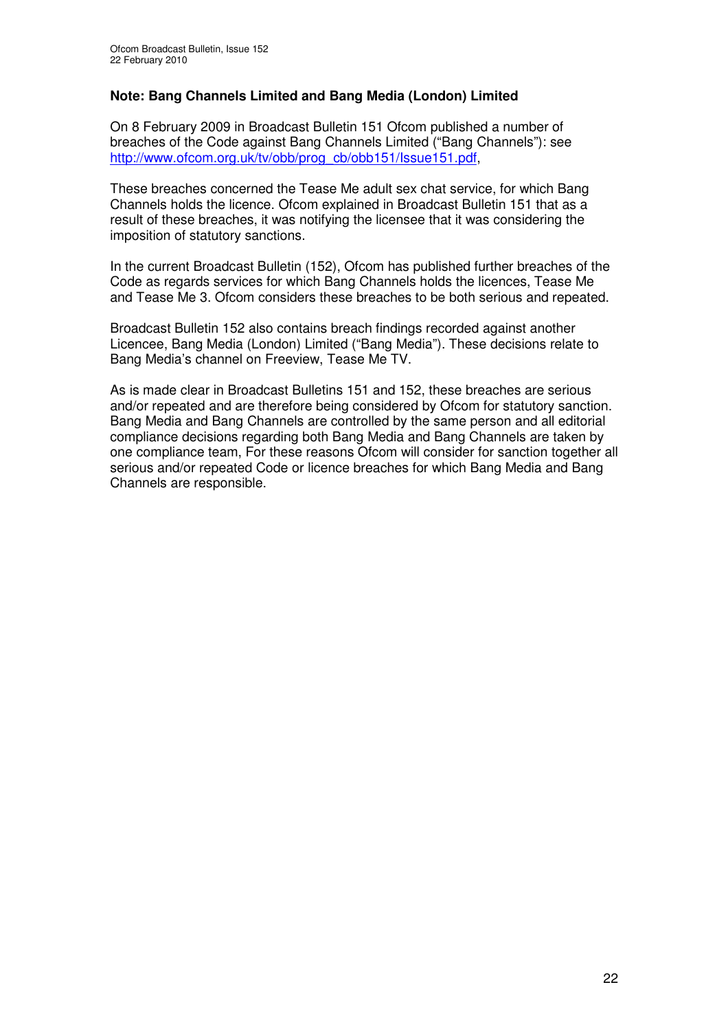**Note: Bang Channels Limited and Bang Media (London) Limited**

On 8 February 2009 in Broadcast Bulletin 151 Ofcom published a number of breaches of the Code against Bang Channels Limited ("Bang Channels"): see http://www.ofcom.org.uk/tv/obb/prog_cb/obb151/Issue151.pdf,

These breaches concerned the Tease Me adult sex chat service, for which Bang Channels holds the licence. Ofcom explained in Broadcast Bulletin 151 that as a result of these breaches, it was notifying the licensee that it was considering the imposition of statutory sanctions.

In the current Broadcast Bulletin (152), Ofcom has published further breaches of the Code as regards services for which Bang Channels holds the licences, Tease Me and Tease Me 3. Ofcom considers these breaches to be both serious and repeated.

Broadcast Bulletin 152 also contains breach findings recorded against another Licencee, Bang Media (London) Limited ("Bang Media"). These decisions relate to Bang Media's channel on Freeview, Tease Me TV.

As is made clear in Broadcast Bulletins 151 and 152, these breaches are serious and/or repeated and are therefore being considered by Ofcom for statutory sanction. Bang Media and Bang Channels are controlled by the same person and all editorial compliance decisions regarding both Bang Media and Bang Channels are taken by one compliance team, For these reasons Ofcom will consider for sanction together all serious and/or repeated Code or licence breaches for which Bang Media and Bang Channels are responsible.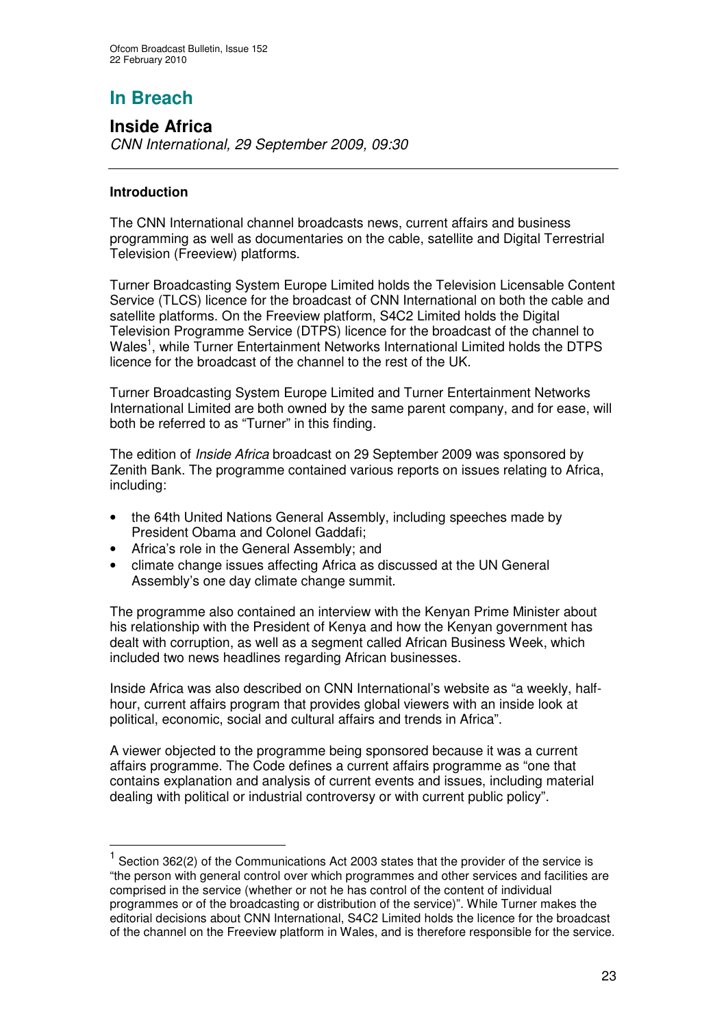# In Breach

## Inside Africa

*CNN International, 29 September 2009, 09:30*

---

### Introduction

The CNN International channel broadcasts news, current affairs and business programming as well as documentaries on the cable, satellite and Digital Terrestrial Television (Freeview) platforms.

Turner Broadcasting System Europe Limited holds the Television Licensable Content Service (TLCS) licence for the broadcast of CNN International on both the cable and satellite platforms. On the Freeview platform, S4C2 Limited holds the Digital Television Programme Service (DTPS) licence for the broadcast of the channel to Wales[1], while Turner Entertainment Networks International Limited holds the DTPS licence for the broadcast of the channel to the rest of the UK.

Turner Broadcasting System Europe Limited and Turner Entertainment Networks International Limited are both owned by the same parent company, and for ease, will both be referred to as "Turner" in this finding.

The edition of *Inside Africa* broadcast on 29 September 2009 was sponsored by Zenith Bank. The programme contained various reports on issues relating to Africa, including:

- the 64th United Nations General Assembly, including speeches made by President Obama and Colonel Gaddafi;
- Africa's role in the General Assembly; and
- climate change issues affecting Africa as discussed at the UN General Assembly's one day climate change summit.

The programme also contained an interview with the Kenyan Prime Minister about his relationship with the President of Kenya and how the Kenyan government has dealt with corruption, as well as a segment called African Business Week, which included two news headlines regarding African businesses.

Inside Africa was also described on CNN International's website as "a weekly, half-hour, current affairs program that provides global viewers with an inside look at political, economic, social and cultural affairs and trends in Africa".

A viewer objected to the programme being sponsored because it was a current affairs programme. The Code defines a current affairs programme as "one that contains explanation and analysis of current events and issues, including material dealing with political or industrial controversy or with current public policy".

---

[1] Section 362(2) of the Communications Act 2003 states that the provider of the service is "the person with general control over which programmes and other services and facilities are comprised in the service (whether or not he has control of the content of individual programmes or of the broadcasting or distribution of the service)". While Turner makes the editorial decisions about CNN International, S4C2 Limited holds the licence for the broadcast of the channel on the Freeview platform in Wales, and is therefore responsible for the service.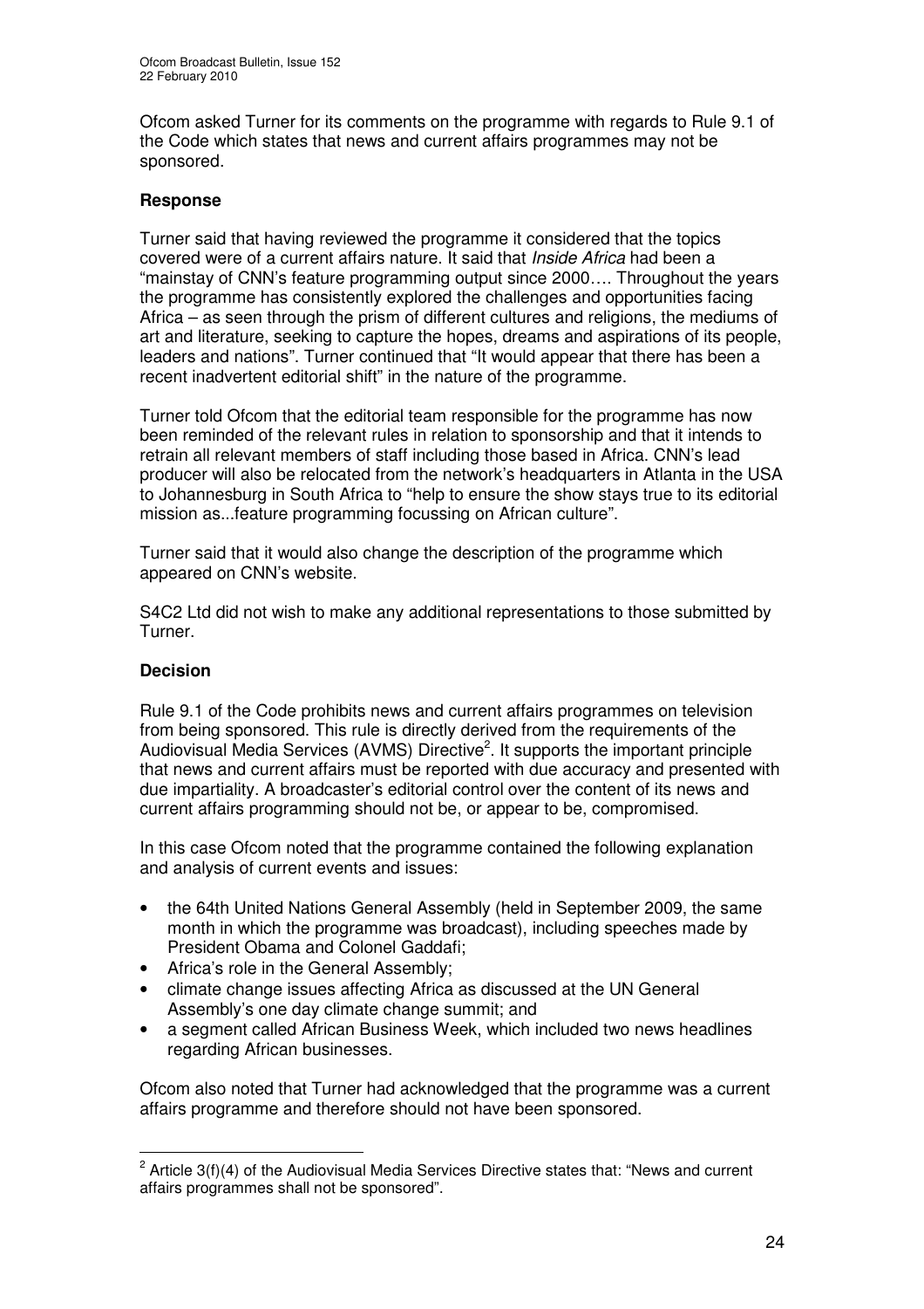Ofcom asked Turner for its comments on the programme with regards to Rule 9.1 of the Code which states that news and current affairs programmes may not be sponsored.

### Response

Turner said that having reviewed the programme it considered that the topics covered were of a current affairs nature. It said that *Inside Africa* had been a "mainstay of CNN's feature programming output since 2000…. Throughout the years the programme has consistently explored the challenges and opportunities facing Africa – as seen through the prism of different cultures and religions, the mediums of art and literature, seeking to capture the hopes, dreams and aspirations of its people, leaders and nations". Turner continued that "It would appear that there has been a recent inadvertent editorial shift" in the nature of the programme.

Turner told Ofcom that the editorial team responsible for the programme has now been reminded of the relevant rules in relation to sponsorship and that it intends to retrain all relevant members of staff including those based in Africa. CNN's lead producer will also be relocated from the network's headquarters in Atlanta in the USA to Johannesburg in South Africa to "help to ensure the show stays true to its editorial mission as...feature programming focussing on African culture".

Turner said that it would also change the description of the programme which appeared on CNN's website.

S4C2 Ltd did not wish to make any additional representations to those submitted by Turner.

### Decision

Rule 9.1 of the Code prohibits news and current affairs programmes on television from being sponsored. This rule is directly derived from the requirements of the Audiovisual Media Services (AVMS) Directive[2]. It supports the important principle that news and current affairs must be reported with due accuracy and presented with due impartiality. A broadcaster's editorial control over the content of its news and current affairs programming should not be, or appear to be, compromised.

In this case Ofcom noted that the programme contained the following explanation and analysis of current events and issues:

- the 64th United Nations General Assembly (held in September 2009, the same month in which the programme was broadcast), including speeches made by President Obama and Colonel Gaddafi;
- Africa's role in the General Assembly;
- climate change issues affecting Africa as discussed at the UN General Assembly's one day climate change summit; and
- a segment called African Business Week, which included two news headlines regarding African businesses.

Ofcom also noted that Turner had acknowledged that the programme was a current affairs programme and therefore should not have been sponsored.

[2] Article 3(f)(4) of the Audiovisual Media Services Directive states that: "News and current affairs programmes shall not be sponsored".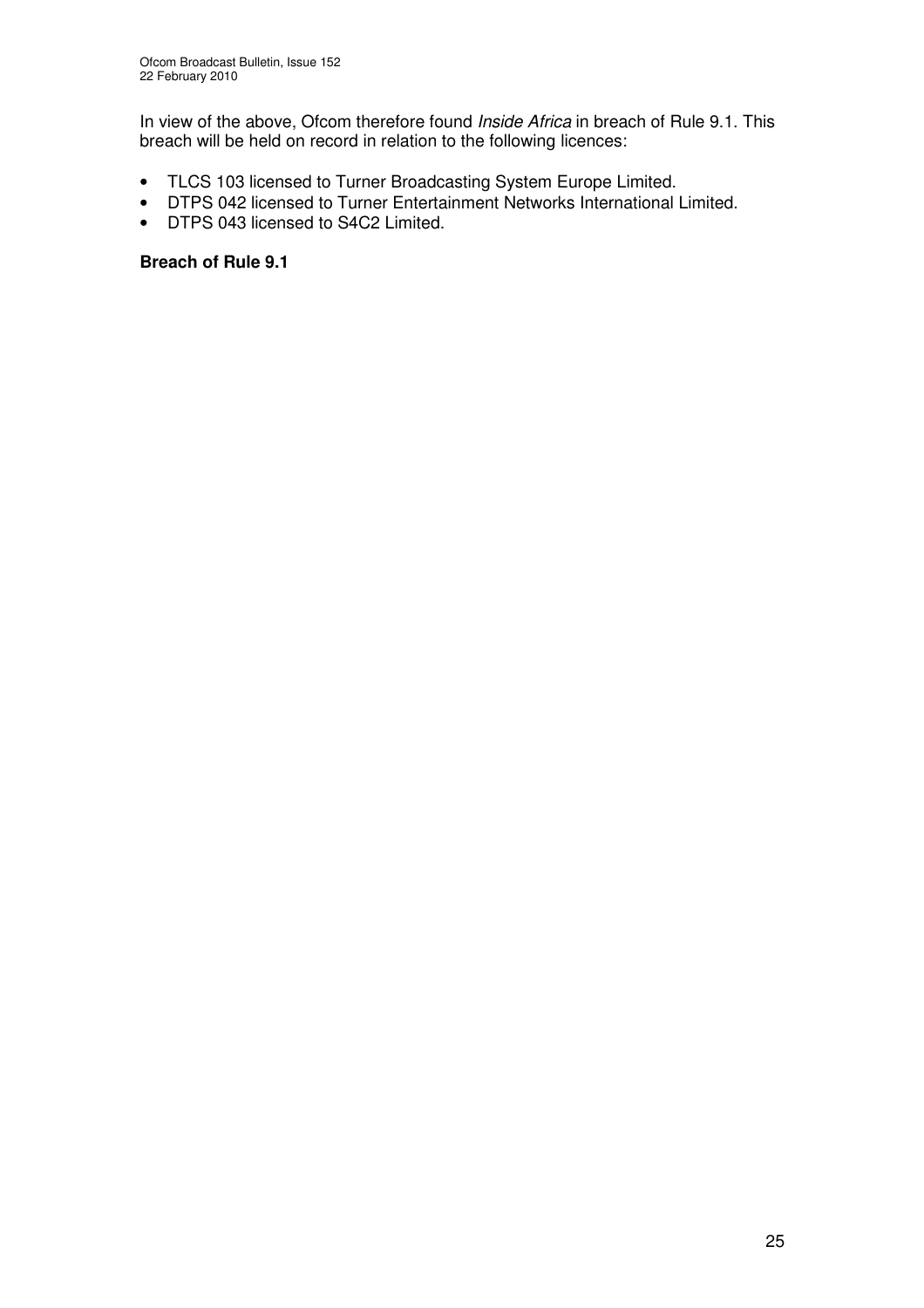In view of the above, Ofcom therefore found *Inside Africa* in breach of Rule 9.1. This breach will be held on record in relation to the following licences:

- TLCS 103 licensed to Turner Broadcasting System Europe Limited.
- DTPS 042 licensed to Turner Entertainment Networks International Limited.
- DTPS 043 licensed to S4C2 Limited.

**Breach of Rule 9.1**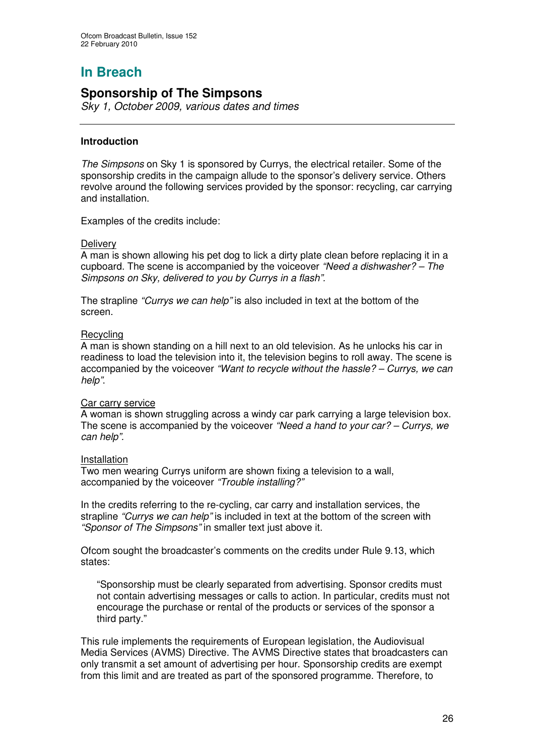# In Breach

## Sponsorship of The Simpsons

*Sky 1, October 2009, various dates and times*

---

### Introduction

*The Simpsons* on Sky 1 is sponsored by Currys, the electrical retailer. Some of the sponsorship credits in the campaign allude to the sponsor's delivery service. Others revolve around the following services provided by the sponsor: recycling, car carrying and installation.

Examples of the credits include:

Delivery
A man is shown allowing his pet dog to lick a dirty plate clean before replacing it in a cupboard. The scene is accompanied by the voiceover *"Need a dishwasher? – The Simpsons on Sky, delivered to you by Currys in a flash"*.

The strapline *"Currys we can help"* is also included in text at the bottom of the screen.

Recycling
A man is shown standing on a hill next to an old television. As he unlocks his car in readiness to load the television into it, the television begins to roll away. The scene is accompanied by the voiceover *"Want to recycle without the hassle? – Currys, we can help"*.

Car carry service
A woman is shown struggling across a windy car park carrying a large television box. The scene is accompanied by the voiceover *"Need a hand to your car? – Currys, we can help"*.

Installation
Two men wearing Currys uniform are shown fixing a television to a wall, accompanied by the voiceover *"Trouble installing?"*

In the credits referring to the re-cycling, car carry and installation services, the strapline *"Currys we can help"* is included in text at the bottom of the screen with *"Sponsor of The Simpsons"* in smaller text just above it.

Ofcom sought the broadcaster's comments on the credits under Rule 9.13, which states:

> "Sponsorship must be clearly separated from advertising. Sponsor credits must not contain advertising messages or calls to action. In particular, credits must not encourage the purchase or rental of the products or services of the sponsor a third party."

This rule implements the requirements of European legislation, the Audiovisual Media Services (AVMS) Directive. The AVMS Directive states that broadcasters can only transmit a set amount of advertising per hour. Sponsorship credits are exempt from this limit and are treated as part of the sponsored programme. Therefore, to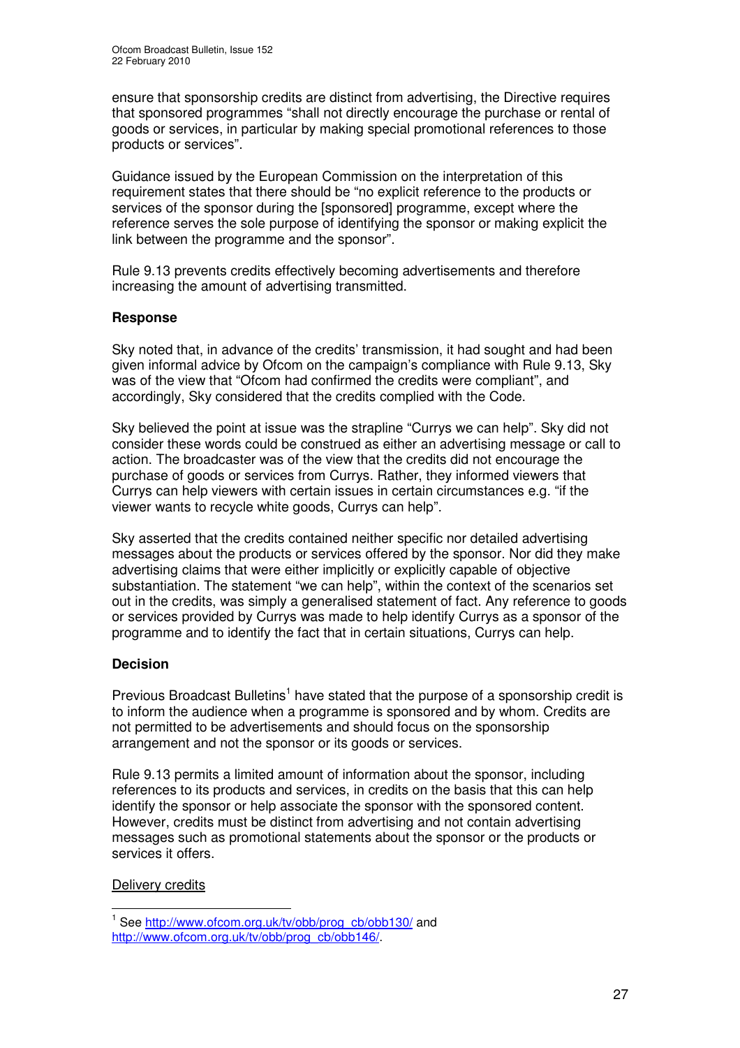ensure that sponsorship credits are distinct from advertising, the Directive requires that sponsored programmes "shall not directly encourage the purchase or rental of goods or services, in particular by making special promotional references to those products or services".

Guidance issued by the European Commission on the interpretation of this requirement states that there should be "no explicit reference to the products or services of the sponsor during the [sponsored] programme, except where the reference serves the sole purpose of identifying the sponsor or making explicit the link between the programme and the sponsor".

Rule 9.13 prevents credits effectively becoming advertisements and therefore increasing the amount of advertising transmitted.

**Response**

Sky noted that, in advance of the credits' transmission, it had sought and had been given informal advice by Ofcom on the campaign's compliance with Rule 9.13, Sky was of the view that "Ofcom had confirmed the credits were compliant", and accordingly, Sky considered that the credits complied with the Code.

Sky believed the point at issue was the strapline "Currys we can help". Sky did not consider these words could be construed as either an advertising message or call to action. The broadcaster was of the view that the credits did not encourage the purchase of goods or services from Currys. Rather, they informed viewers that Currys can help viewers with certain issues in certain circumstances e.g. "if the viewer wants to recycle white goods, Currys can help".

Sky asserted that the credits contained neither specific nor detailed advertising messages about the products or services offered by the sponsor. Nor did they make advertising claims that were either implicitly or explicitly capable of objective substantiation. The statement "we can help", within the context of the scenarios set out in the credits, was simply a generalised statement of fact. Any reference to goods or services provided by Currys was made to help identify Currys as a sponsor of the programme and to identify the fact that in certain situations, Currys can help.

**Decision**

Previous Broadcast Bulletins[1] have stated that the purpose of a sponsorship credit is to inform the audience when a programme is sponsored and by whom. Credits are not permitted to be advertisements and should focus on the sponsorship arrangement and not the sponsor or its goods or services.

Rule 9.13 permits a limited amount of information about the sponsor, including references to its products and services, in credits on the basis that this can help identify the sponsor or help associate the sponsor with the sponsored content. However, credits must be distinct from advertising and not contain advertising messages such as promotional statements about the sponsor or the products or services it offers.

Delivery credits

[1] See http://www.ofcom.org.uk/tv/obb/prog_cb/obb130/ and http://www.ofcom.org.uk/tv/obb/prog_cb/obb146/.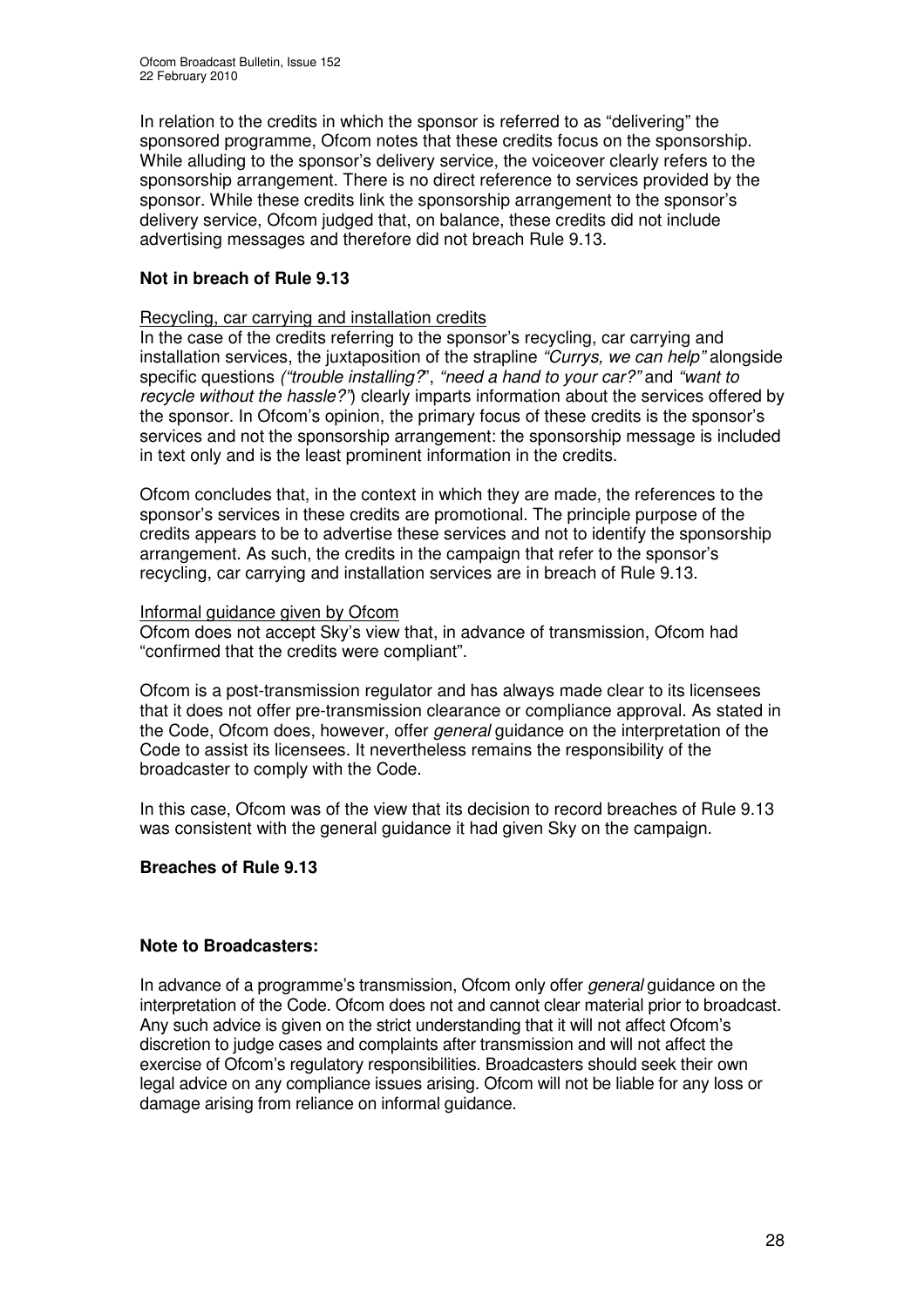In relation to the credits in which the sponsor is referred to as "delivering" the sponsored programme, Ofcom notes that these credits focus on the sponsorship. While alluding to the sponsor's delivery service, the voiceover clearly refers to the sponsorship arrangement. There is no direct reference to services provided by the sponsor. While these credits link the sponsorship arrangement to the sponsor's delivery service, Ofcom judged that, on balance, these credits did not include advertising messages and therefore did not breach Rule 9.13.

**Not in breach of Rule 9.13**

Recycling, car carrying and installation credits

In the case of the credits referring to the sponsor's recycling, car carrying and installation services, the juxtaposition of the strapline *"Currys, we can help"* alongside specific questions *("trouble installing?*", *"need a hand to your car?"* and *"want to recycle without the hassle?"*) clearly imparts information about the services offered by the sponsor. In Ofcom's opinion, the primary focus of these credits is the sponsor's services and not the sponsorship arrangement: the sponsorship message is included in text only and is the least prominent information in the credits.

Ofcom concludes that, in the context in which they are made, the references to the sponsor's services in these credits are promotional. The principle purpose of the credits appears to be to advertise these services and not to identify the sponsorship arrangement. As such, the credits in the campaign that refer to the sponsor's recycling, car carrying and installation services are in breach of Rule 9.13.

Informal guidance given by Ofcom

Ofcom does not accept Sky's view that, in advance of transmission, Ofcom had "confirmed that the credits were compliant".

Ofcom is a post-transmission regulator and has always made clear to its licensees that it does not offer pre-transmission clearance or compliance approval. As stated in the Code, Ofcom does, however, offer *general* guidance on the interpretation of the Code to assist its licensees. It nevertheless remains the responsibility of the broadcaster to comply with the Code.

In this case, Ofcom was of the view that its decision to record breaches of Rule 9.13 was consistent with the general guidance it had given Sky on the campaign.

**Breaches of Rule 9.13**

**Note to Broadcasters:**

In advance of a programme's transmission, Ofcom only offer *general* guidance on the interpretation of the Code. Ofcom does not and cannot clear material prior to broadcast. Any such advice is given on the strict understanding that it will not affect Ofcom's discretion to judge cases and complaints after transmission and will not affect the exercise of Ofcom's regulatory responsibilities. Broadcasters should seek their own legal advice on any compliance issues arising. Ofcom will not be liable for any loss or damage arising from reliance on informal guidance.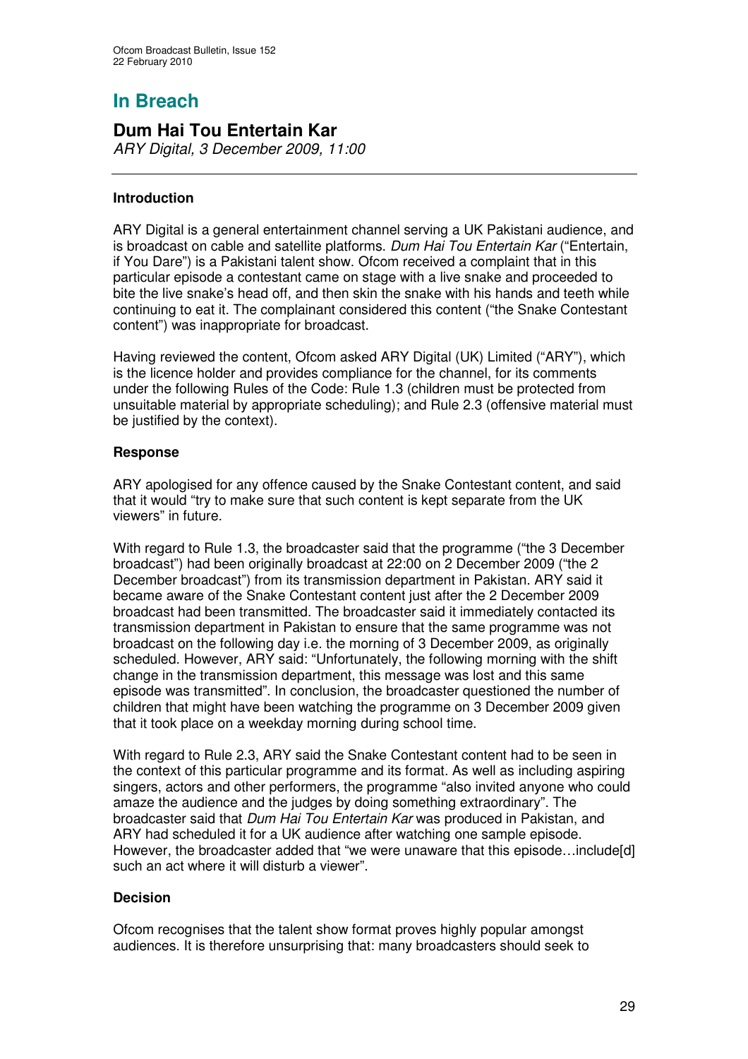# In Breach

## Dum Hai Tou Entertain Kar

*ARY Digital, 3 December 2009, 11:00*

### Introduction

ARY Digital is a general entertainment channel serving a UK Pakistani audience, and is broadcast on cable and satellite platforms. *Dum Hai Tou Entertain Kar* ("Entertain, if You Dare") is a Pakistani talent show. Ofcom received a complaint that in this particular episode a contestant came on stage with a live snake and proceeded to bite the live snake's head off, and then skin the snake with his hands and teeth while continuing to eat it. The complainant considered this content ("the Snake Contestant content") was inappropriate for broadcast.

Having reviewed the content, Ofcom asked ARY Digital (UK) Limited ("ARY"), which is the licence holder and provides compliance for the channel, for its comments under the following Rules of the Code: Rule 1.3 (children must be protected from unsuitable material by appropriate scheduling); and Rule 2.3 (offensive material must be justified by the context).

### Response

ARY apologised for any offence caused by the Snake Contestant content, and said that it would "try to make sure that such content is kept separate from the UK viewers" in future.

With regard to Rule 1.3, the broadcaster said that the programme ("the 3 December broadcast") had been originally broadcast at 22:00 on 2 December 2009 ("the 2 December broadcast") from its transmission department in Pakistan. ARY said it became aware of the Snake Contestant content just after the 2 December 2009 broadcast had been transmitted. The broadcaster said it immediately contacted its transmission department in Pakistan to ensure that the same programme was not broadcast on the following day i.e. the morning of 3 December 2009, as originally scheduled. However, ARY said: "Unfortunately, the following morning with the shift change in the transmission department, this message was lost and this same episode was transmitted". In conclusion, the broadcaster questioned the number of children that might have been watching the programme on 3 December 2009 given that it took place on a weekday morning during school time.

With regard to Rule 2.3, ARY said the Snake Contestant content had to be seen in the context of this particular programme and its format. As well as including aspiring singers, actors and other performers, the programme "also invited anyone who could amaze the audience and the judges by doing something extraordinary". The broadcaster said that *Dum Hai Tou Entertain Kar* was produced in Pakistan, and ARY had scheduled it for a UK audience after watching one sample episode. However, the broadcaster added that "we were unaware that this episode…include[d] such an act where it will disturb a viewer".

### Decision

Ofcom recognises that the talent show format proves highly popular amongst audiences. It is therefore unsurprising that: many broadcasters should seek to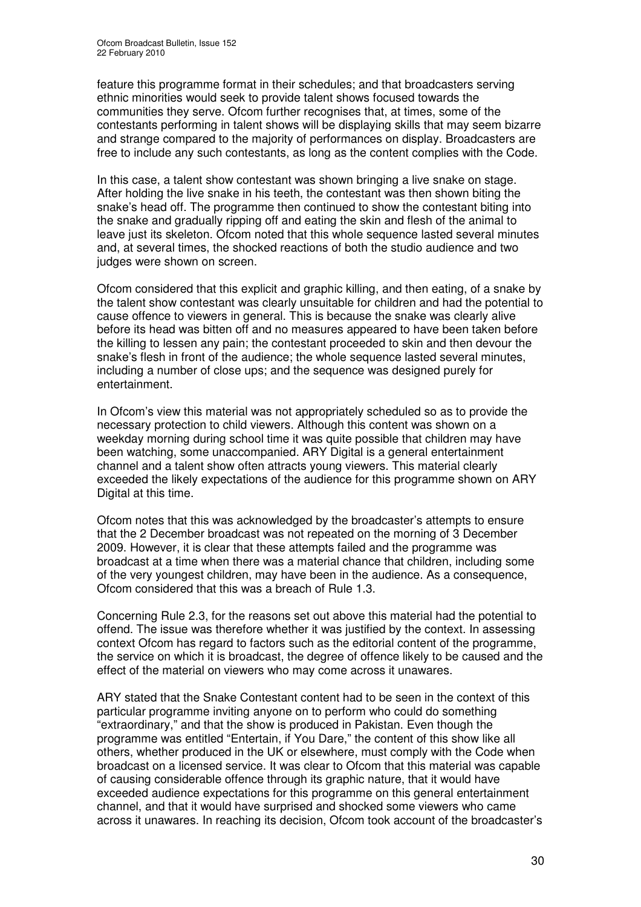feature this programme format in their schedules; and that broadcasters serving ethnic minorities would seek to provide talent shows focused towards the communities they serve. Ofcom further recognises that, at times, some of the contestants performing in talent shows will be displaying skills that may seem bizarre and strange compared to the majority of performances on display. Broadcasters are free to include any such contestants, as long as the content complies with the Code.

In this case, a talent show contestant was shown bringing a live snake on stage. After holding the live snake in his teeth, the contestant was then shown biting the snake's head off. The programme then continued to show the contestant biting into the snake and gradually ripping off and eating the skin and flesh of the animal to leave just its skeleton. Ofcom noted that this whole sequence lasted several minutes and, at several times, the shocked reactions of both the studio audience and two judges were shown on screen.

Ofcom considered that this explicit and graphic killing, and then eating, of a snake by the talent show contestant was clearly unsuitable for children and had the potential to cause offence to viewers in general. This is because the snake was clearly alive before its head was bitten off and no measures appeared to have been taken before the killing to lessen any pain; the contestant proceeded to skin and then devour the snake's flesh in front of the audience; the whole sequence lasted several minutes, including a number of close ups; and the sequence was designed purely for entertainment.

In Ofcom's view this material was not appropriately scheduled so as to provide the necessary protection to child viewers. Although this content was shown on a weekday morning during school time it was quite possible that children may have been watching, some unaccompanied. ARY Digital is a general entertainment channel and a talent show often attracts young viewers. This material clearly exceeded the likely expectations of the audience for this programme shown on ARY Digital at this time.

Ofcom notes that this was acknowledged by the broadcaster's attempts to ensure that the 2 December broadcast was not repeated on the morning of 3 December 2009. However, it is clear that these attempts failed and the programme was broadcast at a time when there was a material chance that children, including some of the very youngest children, may have been in the audience. As a consequence, Ofcom considered that this was a breach of Rule 1.3.

Concerning Rule 2.3, for the reasons set out above this material had the potential to offend. The issue was therefore whether it was justified by the context. In assessing context Ofcom has regard to factors such as the editorial content of the programme, the service on which it is broadcast, the degree of offence likely to be caused and the effect of the material on viewers who may come across it unawares.

ARY stated that the Snake Contestant content had to be seen in the context of this particular programme inviting anyone on to perform who could do something "extraordinary," and that the show is produced in Pakistan. Even though the programme was entitled "Entertain, if You Dare," the content of this show like all others, whether produced in the UK or elsewhere, must comply with the Code when broadcast on a licensed service. It was clear to Ofcom that this material was capable of causing considerable offence through its graphic nature, that it would have exceeded audience expectations for this programme on this general entertainment channel, and that it would have surprised and shocked some viewers who came across it unawares. In reaching its decision, Ofcom took account of the broadcaster's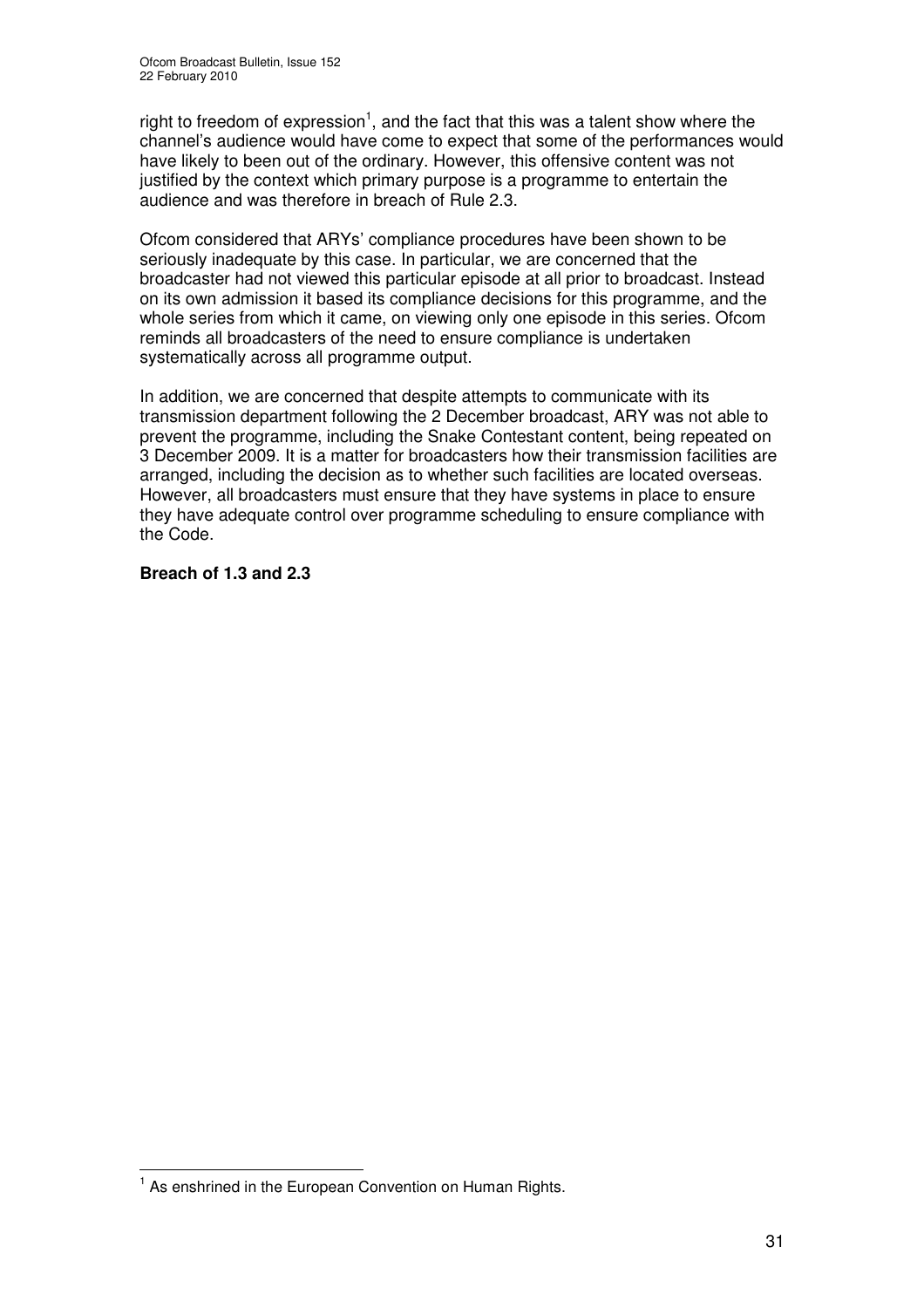right to freedom of expression[1], and the fact that this was a talent show where the channel's audience would have come to expect that some of the performances would have likely to been out of the ordinary. However, this offensive content was not justified by the context which primary purpose is a programme to entertain the audience and was therefore in breach of Rule 2.3.

Ofcom considered that ARYs' compliance procedures have been shown to be seriously inadequate by this case. In particular, we are concerned that the broadcaster had not viewed this particular episode at all prior to broadcast. Instead on its own admission it based its compliance decisions for this programme, and the whole series from which it came, on viewing only one episode in this series. Ofcom reminds all broadcasters of the need to ensure compliance is undertaken systematically across all programme output.

In addition, we are concerned that despite attempts to communicate with its transmission department following the 2 December broadcast, ARY was not able to prevent the programme, including the Snake Contestant content, being repeated on 3 December 2009. It is a matter for broadcasters how their transmission facilities are arranged, including the decision as to whether such facilities are located overseas. However, all broadcasters must ensure that they have systems in place to ensure they have adequate control over programme scheduling to ensure compliance with the Code.

**Breach of 1.3 and 2.3**

[1] As enshrined in the European Convention on Human Rights.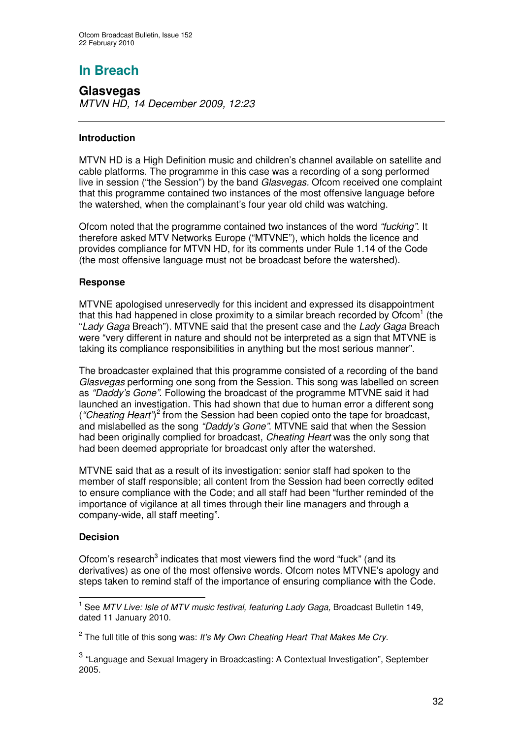# In Breach

## Glasvegas

*MTVN HD, 14 December 2009, 12:23*

---

### Introduction

MTVN HD is a High Definition music and children's channel available on satellite and cable platforms. The programme in this case was a recording of a song performed live in session ("the Session") by the band *Glasvegas*. Ofcom received one complaint that this programme contained two instances of the most offensive language before the watershed, when the complainant's four year old child was watching.

Ofcom noted that the programme contained two instances of the word *"fucking"*. It therefore asked MTV Networks Europe ("MTVNE"), which holds the licence and provides compliance for MTVN HD, for its comments under Rule 1.14 of the Code (the most offensive language must not be broadcast before the watershed).

### Response

MTVNE apologised unreservedly for this incident and expressed its disappointment that this had happened in close proximity to a similar breach recorded by Ofcom[1] (the "*Lady Gaga* Breach"). MTVNE said that the present case and the *Lady Gaga* Breach were "very different in nature and should not be interpreted as a sign that MTVNE is taking its compliance responsibilities in anything but the most serious manner".

The broadcaster explained that this programme consisted of a recording of the band *Glasvegas* performing one song from the Session. This song was labelled on screen as *"Daddy's Gone"*. Following the broadcast of the programme MTVNE said it had launched an investigation. This had shown that due to human error a different song (*"Cheating Heart"*)[2] from the Session had been copied onto the tape for broadcast, and mislabelled as the song *"Daddy's Gone"*. MTVNE said that when the Session had been originally complied for broadcast, *Cheating Heart* was the only song that had been deemed appropriate for broadcast only after the watershed.

MTVNE said that as a result of its investigation: senior staff had spoken to the member of staff responsible; all content from the Session had been correctly edited to ensure compliance with the Code; and all staff had been "further reminded of the importance of vigilance at all times through their line managers and through a company-wide, all staff meeting".

### Decision

Ofcom's research[3] indicates that most viewers find the word "fuck" (and its derivatives) as one of the most offensive words. Ofcom notes MTVNE's apology and steps taken to remind staff of the importance of ensuring compliance with the Code.

---

[1] See *MTV Live: Isle of MTV music festival, featuring Lady Gaga*, Broadcast Bulletin 149, dated 11 January 2010.

[2] The full title of this song was: *It's My Own Cheating Heart That Makes Me Cry.*

[3] "Language and Sexual Imagery in Broadcasting: A Contextual Investigation", September 2005.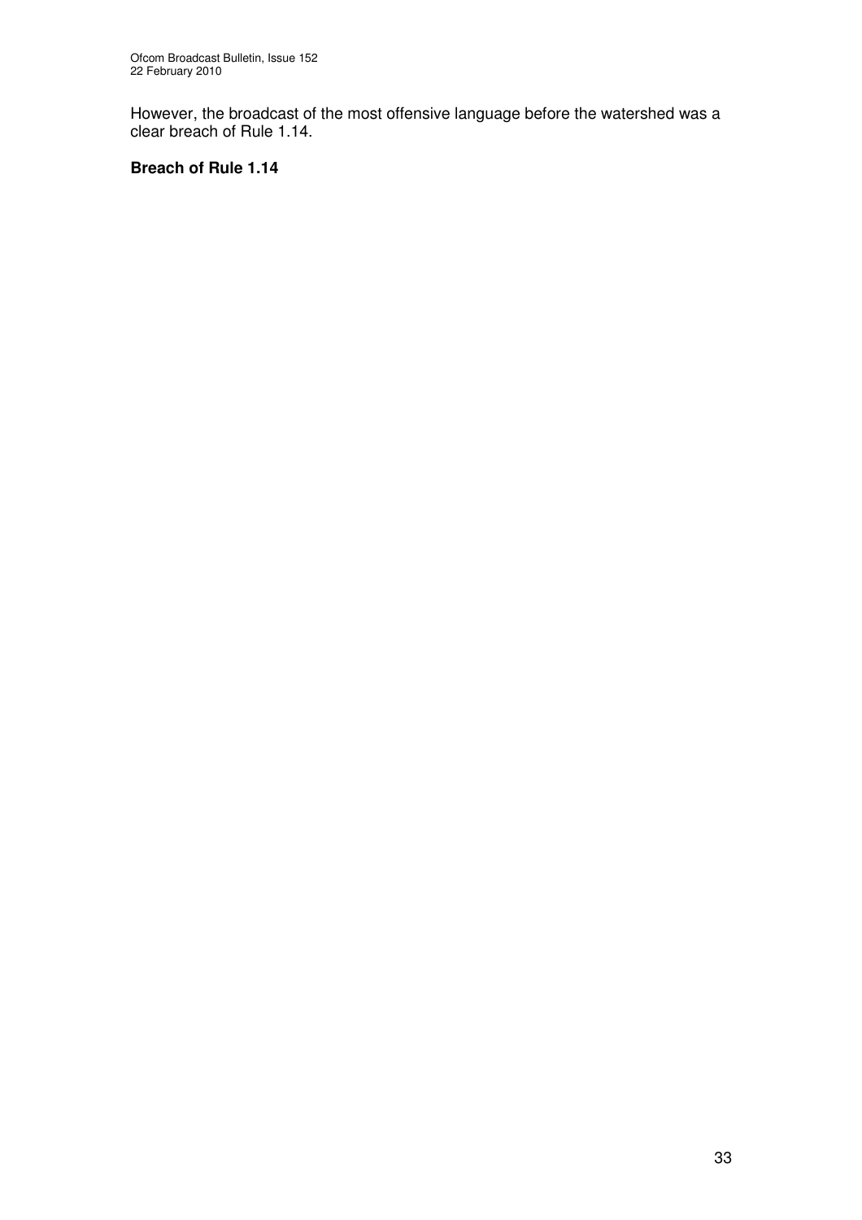However, the broadcast of the most offensive language before the watershed was a clear breach of Rule 1.14.

**Breach of Rule 1.14**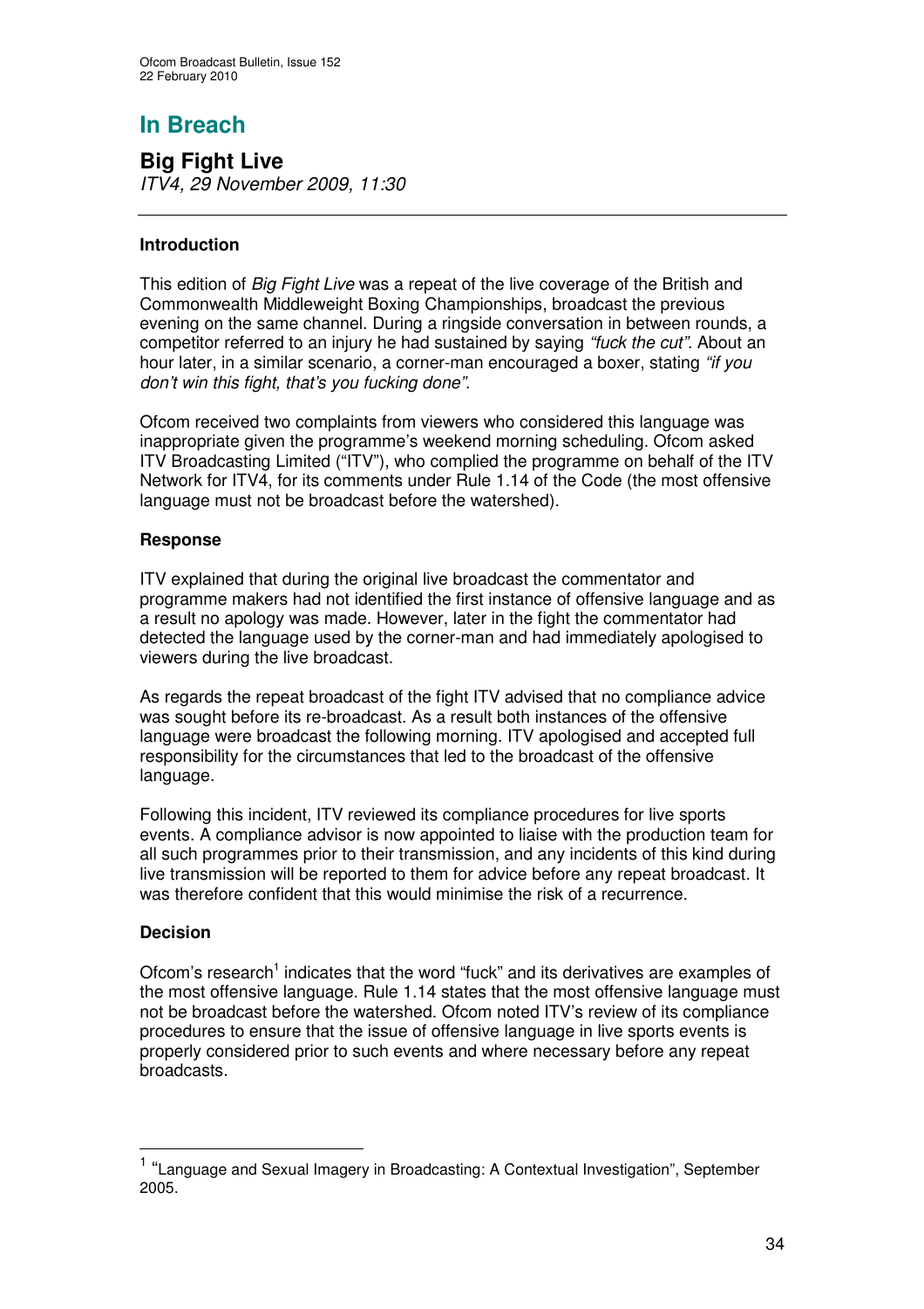# In Breach

## Big Fight Live

*ITV4, 29 November 2009, 11:30*

### Introduction

This edition of *Big Fight Live* was a repeat of the live coverage of the British and Commonwealth Middleweight Boxing Championships, broadcast the previous evening on the same channel. During a ringside conversation in between rounds, a competitor referred to an injury he had sustained by saying *"fuck the cut"*. About an hour later, in a similar scenario, a corner-man encouraged a boxer, stating *"if you don't win this fight, that's you fucking done"*.

Ofcom received two complaints from viewers who considered this language was inappropriate given the programme's weekend morning scheduling. Ofcom asked ITV Broadcasting Limited ("ITV"), who complied the programme on behalf of the ITV Network for ITV4, for its comments under Rule 1.14 of the Code (the most offensive language must not be broadcast before the watershed).

### Response

ITV explained that during the original live broadcast the commentator and programme makers had not identified the first instance of offensive language and as a result no apology was made. However, later in the fight the commentator had detected the language used by the corner-man and had immediately apologised to viewers during the live broadcast.

As regards the repeat broadcast of the fight ITV advised that no compliance advice was sought before its re-broadcast. As a result both instances of the offensive language were broadcast the following morning. ITV apologised and accepted full responsibility for the circumstances that led to the broadcast of the offensive language.

Following this incident, ITV reviewed its compliance procedures for live sports events. A compliance advisor is now appointed to liaise with the production team for all such programmes prior to their transmission, and any incidents of this kind during live transmission will be reported to them for advice before any repeat broadcast. It was therefore confident that this would minimise the risk of a recurrence.

### Decision

Ofcom's research[1] indicates that the word "fuck" and its derivatives are examples of the most offensive language. Rule 1.14 states that the most offensive language must not be broadcast before the watershed. Ofcom noted ITV's review of its compliance procedures to ensure that the issue of offensive language in live sports events is properly considered prior to such events and where necessary before any repeat broadcasts.

---

[1] "Language and Sexual Imagery in Broadcasting: A Contextual Investigation", September 2005.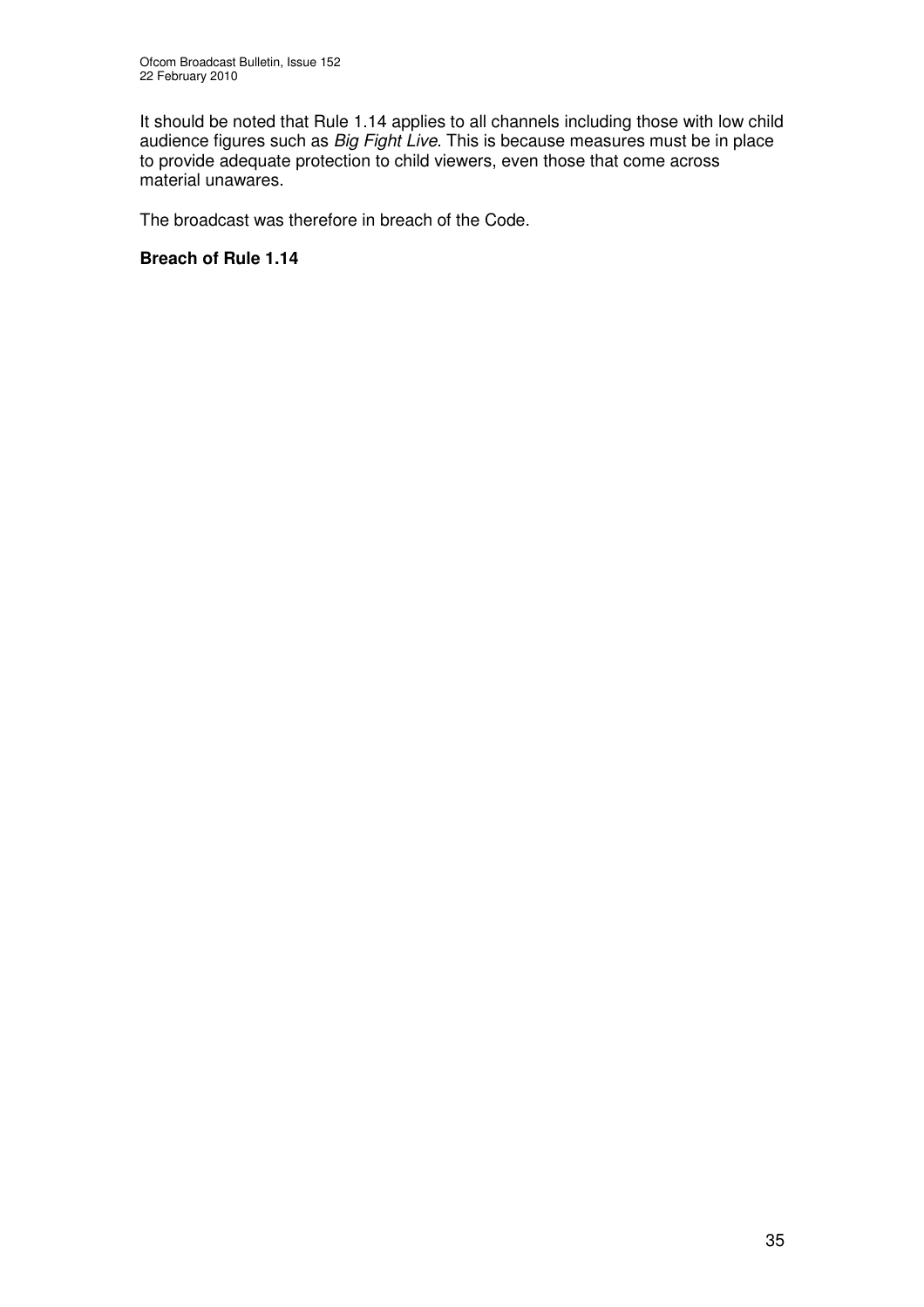It should be noted that Rule 1.14 applies to all channels including those with low child audience figures such as *Big Fight Live*. This is because measures must be in place to provide adequate protection to child viewers, even those that come across material unawares.

The broadcast was therefore in breach of the Code.

**Breach of Rule 1.14**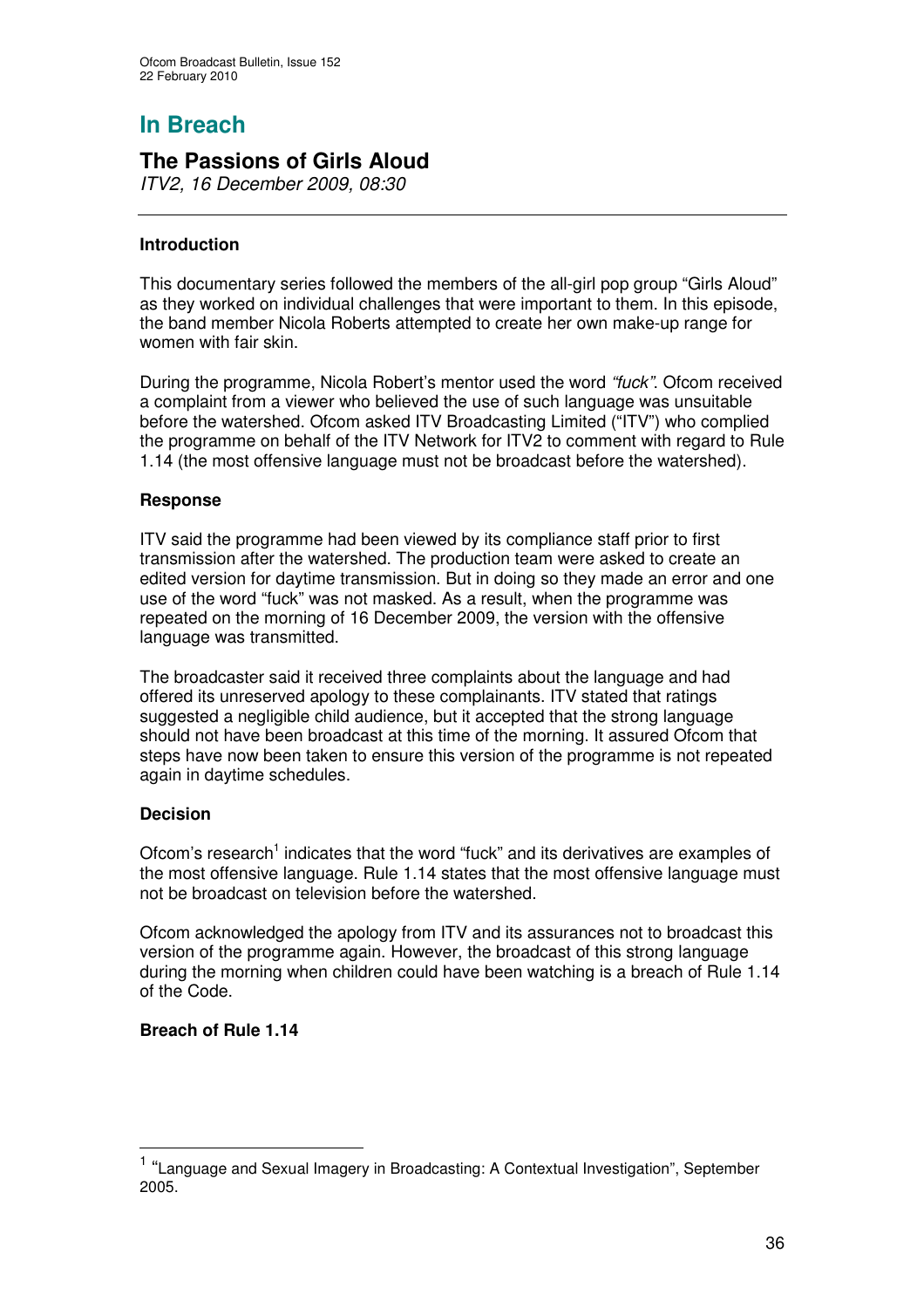# In Breach

## The Passions of Girls Aloud

*ITV2, 16 December 2009, 08:30*

### Introduction

This documentary series followed the members of the all-girl pop group "Girls Aloud" as they worked on individual challenges that were important to them. In this episode, the band member Nicola Roberts attempted to create her own make-up range for women with fair skin.

During the programme, Nicola Robert's mentor used the word *"fuck"*. Ofcom received a complaint from a viewer who believed the use of such language was unsuitable before the watershed. Ofcom asked ITV Broadcasting Limited ("ITV") who complied the programme on behalf of the ITV Network for ITV2 to comment with regard to Rule 1.14 (the most offensive language must not be broadcast before the watershed).

### Response

ITV said the programme had been viewed by its compliance staff prior to first transmission after the watershed. The production team were asked to create an edited version for daytime transmission. But in doing so they made an error and one use of the word "fuck" was not masked. As a result, when the programme was repeated on the morning of 16 December 2009, the version with the offensive language was transmitted.

The broadcaster said it received three complaints about the language and had offered its unreserved apology to these complainants. ITV stated that ratings suggested a negligible child audience, but it accepted that the strong language should not have been broadcast at this time of the morning. It assured Ofcom that steps have now been taken to ensure this version of the programme is not repeated again in daytime schedules.

### Decision

Ofcom's research[1] indicates that the word "fuck" and its derivatives are examples of the most offensive language. Rule 1.14 states that the most offensive language must not be broadcast on television before the watershed.

Ofcom acknowledged the apology from ITV and its assurances not to broadcast this version of the programme again. However, the broadcast of this strong language during the morning when children could have been watching is a breach of Rule 1.14 of the Code.

**Breach of Rule 1.14**

[1] "Language and Sexual Imagery in Broadcasting: A Contextual Investigation", September 2005.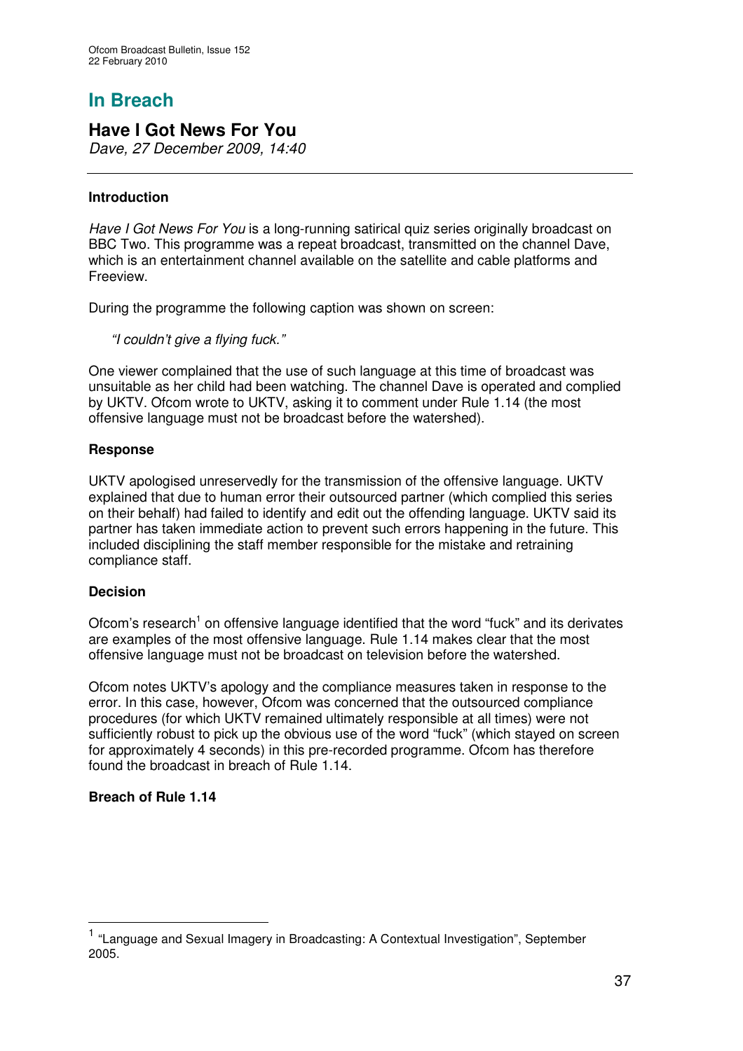# In Breach

## Have I Got News For You

*Dave, 27 December 2009, 14:40*

---

### Introduction

*Have I Got News For You* is a long-running satirical quiz series originally broadcast on BBC Two. This programme was a repeat broadcast, transmitted on the channel Dave, which is an entertainment channel available on the satellite and cable platforms and Freeview.

During the programme the following caption was shown on screen:

> *"I couldn't give a flying fuck."*

One viewer complained that the use of such language at this time of broadcast was unsuitable as her child had been watching. The channel Dave is operated and complied by UKTV. Ofcom wrote to UKTV, asking it to comment under Rule 1.14 (the most offensive language must not be broadcast before the watershed).

### Response

UKTV apologised unreservedly for the transmission of the offensive language. UKTV explained that due to human error their outsourced partner (which complied this series on their behalf) had failed to identify and edit out the offending language. UKTV said its partner has taken immediate action to prevent such errors happening in the future. This included disciplining the staff member responsible for the mistake and retraining compliance staff.

### Decision

Ofcom's research[1] on offensive language identified that the word "fuck" and its derivates are examples of the most offensive language. Rule 1.14 makes clear that the most offensive language must not be broadcast on television before the watershed.

Ofcom notes UKTV's apology and the compliance measures taken in response to the error. In this case, however, Ofcom was concerned that the outsourced compliance procedures (for which UKTV remained ultimately responsible at all times) were not sufficiently robust to pick up the obvious use of the word "fuck" (which stayed on screen for approximately 4 seconds) in this pre-recorded programme. Ofcom has therefore found the broadcast in breach of Rule 1.14.

**Breach of Rule 1.14**

---

[1] "Language and Sexual Imagery in Broadcasting: A Contextual Investigation", September 2005.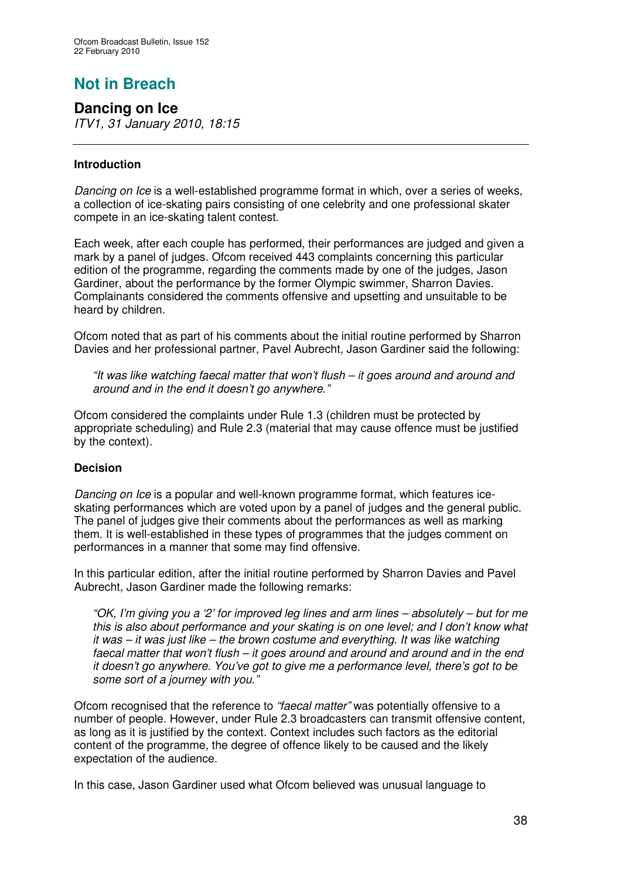# Not in Breach

## Dancing on Ice

*ITV1, 31 January 2010, 18:15*

---

### Introduction

*Dancing on Ice* is a well-established programme format in which, over a series of weeks, a collection of ice-skating pairs consisting of one celebrity and one professional skater compete in an ice-skating talent contest.

Each week, after each couple has performed, their performances are judged and given a mark by a panel of judges. Ofcom received 443 complaints concerning this particular edition of the programme, regarding the comments made by one of the judges, Jason Gardiner, about the performance by the former Olympic swimmer, Sharron Davies. Complainants considered the comments offensive and upsetting and unsuitable to be heard by children.

Ofcom noted that as part of his comments about the initial routine performed by Sharron Davies and her professional partner, Pavel Aubrecht, Jason Gardiner said the following:

> *"It was like watching faecal matter that won't flush – it goes around and around and around and in the end it doesn't go anywhere."*

Ofcom considered the complaints under Rule 1.3 (children must be protected by appropriate scheduling) and Rule 2.3 (material that may cause offence must be justified by the context).

### Decision

*Dancing on Ice* is a popular and well-known programme format, which features ice-skating performances which are voted upon by a panel of judges and the general public. The panel of judges give their comments about the performances as well as marking them. It is well-established in these types of programmes that the judges comment on performances in a manner that some may find offensive.

In this particular edition, after the initial routine performed by Sharron Davies and Pavel Aubrecht, Jason Gardiner made the following remarks:

> *"OK, I'm giving you a '2' for improved leg lines and arm lines – absolutely – but for me this is also about performance and your skating is on one level; and I don't know what it was – it was just like – the brown costume and everything. It was like watching faecal matter that won't flush – it goes around and around and around and in the end it doesn't go anywhere. You've got to give me a performance level, there's got to be some sort of a journey with you."*

Ofcom recognised that the reference to *"faecal matter"* was potentially offensive to a number of people. However, under Rule 2.3 broadcasters can transmit offensive content, as long as it is justified by the context. Context includes such factors as the editorial content of the programme, the degree of offence likely to be caused and the likely expectation of the audience.

In this case, Jason Gardiner used what Ofcom believed was unusual language to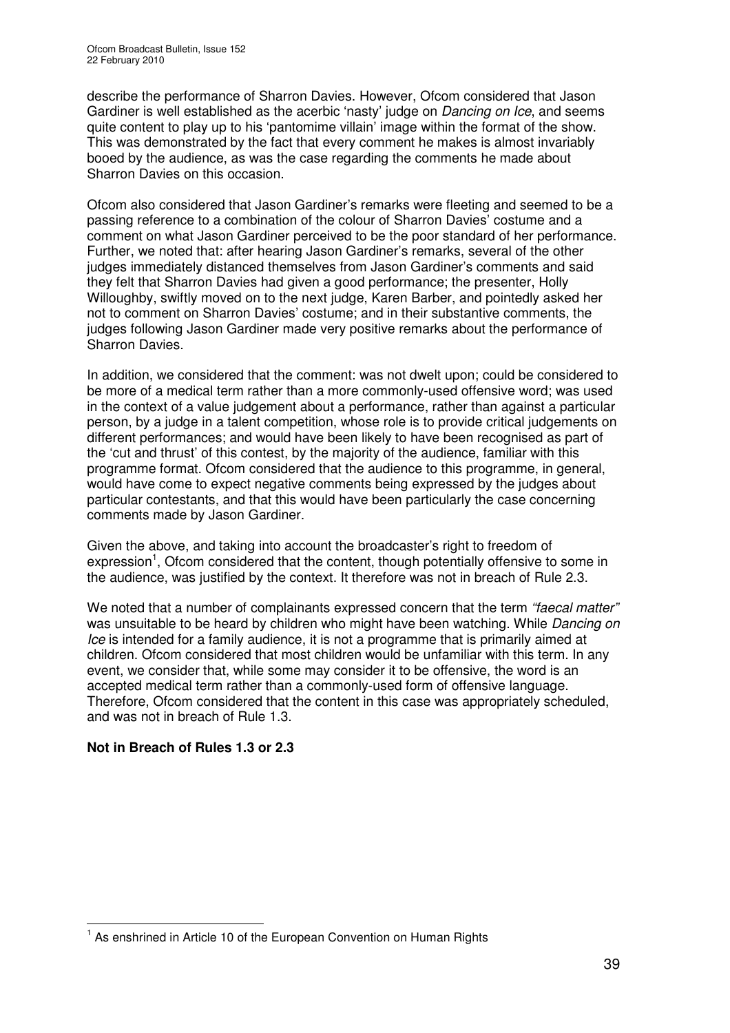describe the performance of Sharron Davies. However, Ofcom considered that Jason Gardiner is well established as the acerbic 'nasty' judge on *Dancing on Ice*, and seems quite content to play up to his 'pantomime villain' image within the format of the show. This was demonstrated by the fact that every comment he makes is almost invariably booed by the audience, as was the case regarding the comments he made about Sharron Davies on this occasion.

Ofcom also considered that Jason Gardiner's remarks were fleeting and seemed to be a passing reference to a combination of the colour of Sharron Davies' costume and a comment on what Jason Gardiner perceived to be the poor standard of her performance. Further, we noted that: after hearing Jason Gardiner's remarks, several of the other judges immediately distanced themselves from Jason Gardiner's comments and said they felt that Sharron Davies had given a good performance; the presenter, Holly Willoughby, swiftly moved on to the next judge, Karen Barber, and pointedly asked her not to comment on Sharron Davies' costume; and in their substantive comments, the judges following Jason Gardiner made very positive remarks about the performance of Sharron Davies.

In addition, we considered that the comment: was not dwelt upon; could be considered to be more of a medical term rather than a more commonly-used offensive word; was used in the context of a value judgement about a performance, rather than against a particular person, by a judge in a talent competition, whose role is to provide critical judgements on different performances; and would have been likely to have been recognised as part of the 'cut and thrust' of this contest, by the majority of the audience, familiar with this programme format. Ofcom considered that the audience to this programme, in general, would have come to expect negative comments being expressed by the judges about particular contestants, and that this would have been particularly the case concerning comments made by Jason Gardiner.

Given the above, and taking into account the broadcaster's right to freedom of expression[1], Ofcom considered that the content, though potentially offensive to some in the audience, was justified by the context. It therefore was not in breach of Rule 2.3.

We noted that a number of complainants expressed concern that the term *"faecal matter"* was unsuitable to be heard by children who might have been watching. While *Dancing on Ice* is intended for a family audience, it is not a programme that is primarily aimed at children. Ofcom considered that most children would be unfamiliar with this term. In any event, we consider that, while some may consider it to be offensive, the word is an accepted medical term rather than a commonly-used form of offensive language. Therefore, Ofcom considered that the content in this case was appropriately scheduled, and was not in breach of Rule 1.3.

**Not in Breach of Rules 1.3 or 2.3**

[1] As enshrined in Article 10 of the European Convention on Human Rights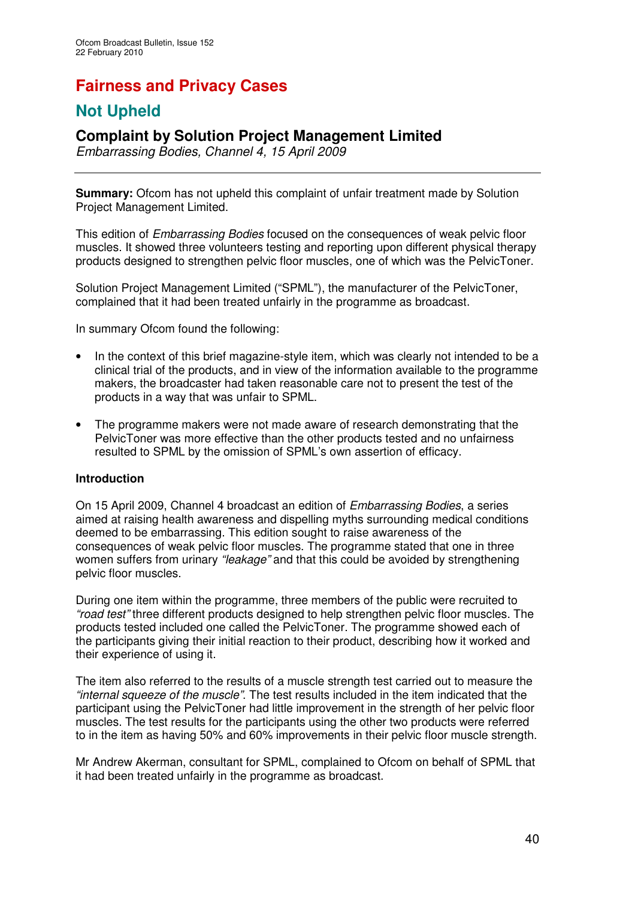# Fairness and Privacy Cases

## Not Upheld

### Complaint by Solution Project Management Limited

*Embarrassing Bodies, Channel 4, 15 April 2009*

---

**Summary:** Ofcom has not upheld this complaint of unfair treatment made by Solution Project Management Limited.

This edition of *Embarrassing Bodies* focused on the consequences of weak pelvic floor muscles. It showed three volunteers testing and reporting upon different physical therapy products designed to strengthen pelvic floor muscles, one of which was the PelvicToner.

Solution Project Management Limited ("SPML"), the manufacturer of the PelvicToner, complained that it had been treated unfairly in the programme as broadcast.

In summary Ofcom found the following:

- In the context of this brief magazine-style item, which was clearly not intended to be a clinical trial of the products, and in view of the information available to the programme makers, the broadcaster had taken reasonable care not to present the test of the products in a way that was unfair to SPML.
- The programme makers were not made aware of research demonstrating that the PelvicToner was more effective than the other products tested and no unfairness resulted to SPML by the omission of SPML's own assertion of efficacy.

**Introduction**

On 15 April 2009, Channel 4 broadcast an edition of *Embarrassing Bodies*, a series aimed at raising health awareness and dispelling myths surrounding medical conditions deemed to be embarrassing. This edition sought to raise awareness of the consequences of weak pelvic floor muscles. The programme stated that one in three women suffers from urinary *"leakage"* and that this could be avoided by strengthening pelvic floor muscles.

During one item within the programme, three members of the public were recruited to *"road test"* three different products designed to help strengthen pelvic floor muscles. The products tested included one called the PelvicToner. The programme showed each of the participants giving their initial reaction to their product, describing how it worked and their experience of using it.

The item also referred to the results of a muscle strength test carried out to measure the *"internal squeeze of the muscle"*. The test results included in the item indicated that the participant using the PelvicToner had little improvement in the strength of her pelvic floor muscles. The test results for the participants using the other two products were referred to in the item as having 50% and 60% improvements in their pelvic floor muscle strength.

Mr Andrew Akerman, consultant for SPML, complained to Ofcom on behalf of SPML that it had been treated unfairly in the programme as broadcast.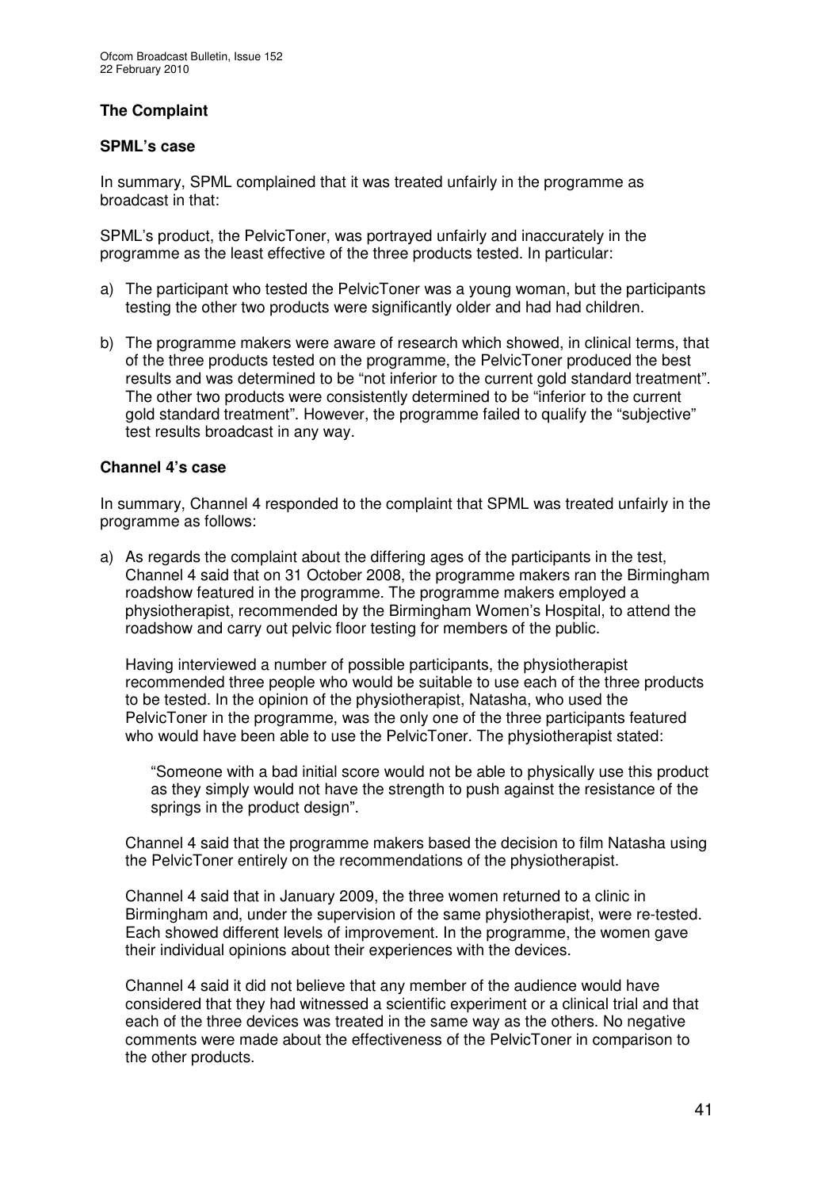### The Complaint

#### SPML's case

In summary, SPML complained that it was treated unfairly in the programme as broadcast in that:

SPML's product, the PelvicToner, was portrayed unfairly and inaccurately in the programme as the least effective of the three products tested. In particular:

a) The participant who tested the PelvicToner was a young woman, but the participants testing the other two products were significantly older and had had children.

b) The programme makers were aware of research which showed, in clinical terms, that of the three products tested on the programme, the PelvicToner produced the best results and was determined to be "not inferior to the current gold standard treatment". The other two products were consistently determined to be "inferior to the current gold standard treatment". However, the programme failed to qualify the "subjective" test results broadcast in any way.

#### Channel 4's case

In summary, Channel 4 responded to the complaint that SPML was treated unfairly in the programme as follows:

a) As regards the complaint about the differing ages of the participants in the test, Channel 4 said that on 31 October 2008, the programme makers ran the Birmingham roadshow featured in the programme. The programme makers employed a physiotherapist, recommended by the Birmingham Women's Hospital, to attend the roadshow and carry out pelvic floor testing for members of the public.

   Having interviewed a number of possible participants, the physiotherapist recommended three people who would be suitable to use each of the three products to be tested. In the opinion of the physiotherapist, Natasha, who used the PelvicToner in the programme, was the only one of the three participants featured who would have been able to use the PelvicToner. The physiotherapist stated:

   > "Someone with a bad initial score would not be able to physically use this product as they simply would not have the strength to push against the resistance of the springs in the product design".

   Channel 4 said that the programme makers based the decision to film Natasha using the PelvicToner entirely on the recommendations of the physiotherapist.

   Channel 4 said that in January 2009, the three women returned to a clinic in Birmingham and, under the supervision of the same physiotherapist, were re-tested. Each showed different levels of improvement. In the programme, the women gave their individual opinions about their experiences with the devices.

   Channel 4 said it did not believe that any member of the audience would have considered that they had witnessed a scientific experiment or a clinical trial and that each of the three devices was treated in the same way as the others. No negative comments were made about the effectiveness of the PelvicToner in comparison to the other products.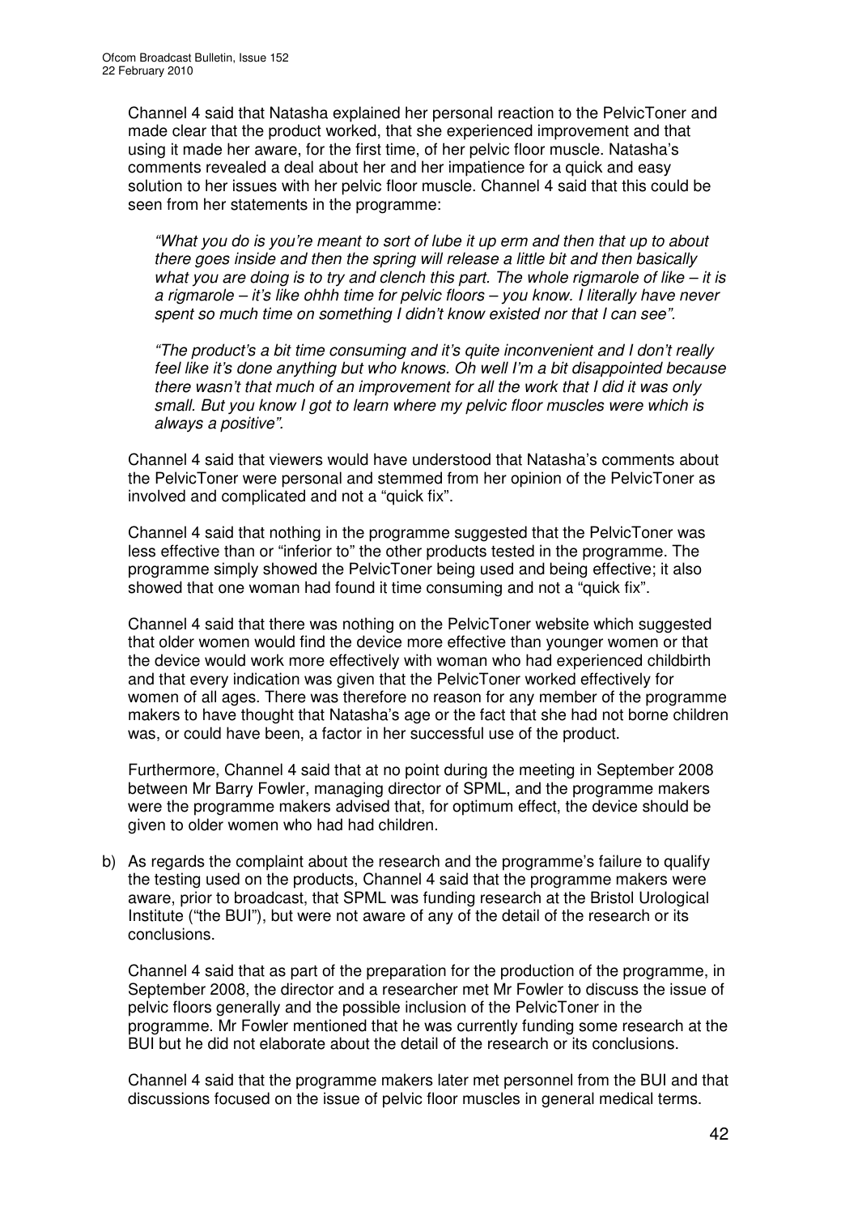Channel 4 said that Natasha explained her personal reaction to the PelvicToner and made clear that the product worked, that she experienced improvement and that using it made her aware, for the first time, of her pelvic floor muscle. Natasha's comments revealed a deal about her and her impatience for a quick and easy solution to her issues with her pelvic floor muscle. Channel 4 said that this could be seen from her statements in the programme:

> *"What you do is you're meant to sort of lube it up erm and then that up to about there goes inside and then the spring will release a little bit and then basically what you are doing is to try and clench this part. The whole rigmarole of like – it is a rigmarole – it's like ohhh time for pelvic floors – you know. I literally have never spent so much time on something I didn't know existed nor that I can see".*
>
> *"The product's a bit time consuming and it's quite inconvenient and I don't really feel like it's done anything but who knows. Oh well I'm a bit disappointed because there wasn't that much of an improvement for all the work that I did it was only small. But you know I got to learn where my pelvic floor muscles were which is always a positive".*

Channel 4 said that viewers would have understood that Natasha's comments about the PelvicToner were personal and stemmed from her opinion of the PelvicToner as involved and complicated and not a "quick fix".

Channel 4 said that nothing in the programme suggested that the PelvicToner was less effective than or "inferior to" the other products tested in the programme. The programme simply showed the PelvicToner being used and being effective; it also showed that one woman had found it time consuming and not a "quick fix".

Channel 4 said that there was nothing on the PelvicToner website which suggested that older women would find the device more effective than younger women or that the device would work more effectively with woman who had experienced childbirth and that every indication was given that the PelvicToner worked effectively for women of all ages. There was therefore no reason for any member of the programme makers to have thought that Natasha's age or the fact that she had not borne children was, or could have been, a factor in her successful use of the product.

Furthermore, Channel 4 said that at no point during the meeting in September 2008 between Mr Barry Fowler, managing director of SPML, and the programme makers were the programme makers advised that, for optimum effect, the device should be given to older women who had had children.

b) As regards the complaint about the research and the programme's failure to qualify the testing used on the products, Channel 4 said that the programme makers were aware, prior to broadcast, that SPML was funding research at the Bristol Urological Institute ("the BUI"), but were not aware of any of the detail of the research or its conclusions.

   Channel 4 said that as part of the preparation for the production of the programme, in September 2008, the director and a researcher met Mr Fowler to discuss the issue of pelvic floors generally and the possible inclusion of the PelvicToner in the programme. Mr Fowler mentioned that he was currently funding some research at the BUI but he did not elaborate about the detail of the research or its conclusions.

   Channel 4 said that the programme makers later met personnel from the BUI and that discussions focused on the issue of pelvic floor muscles in general medical terms.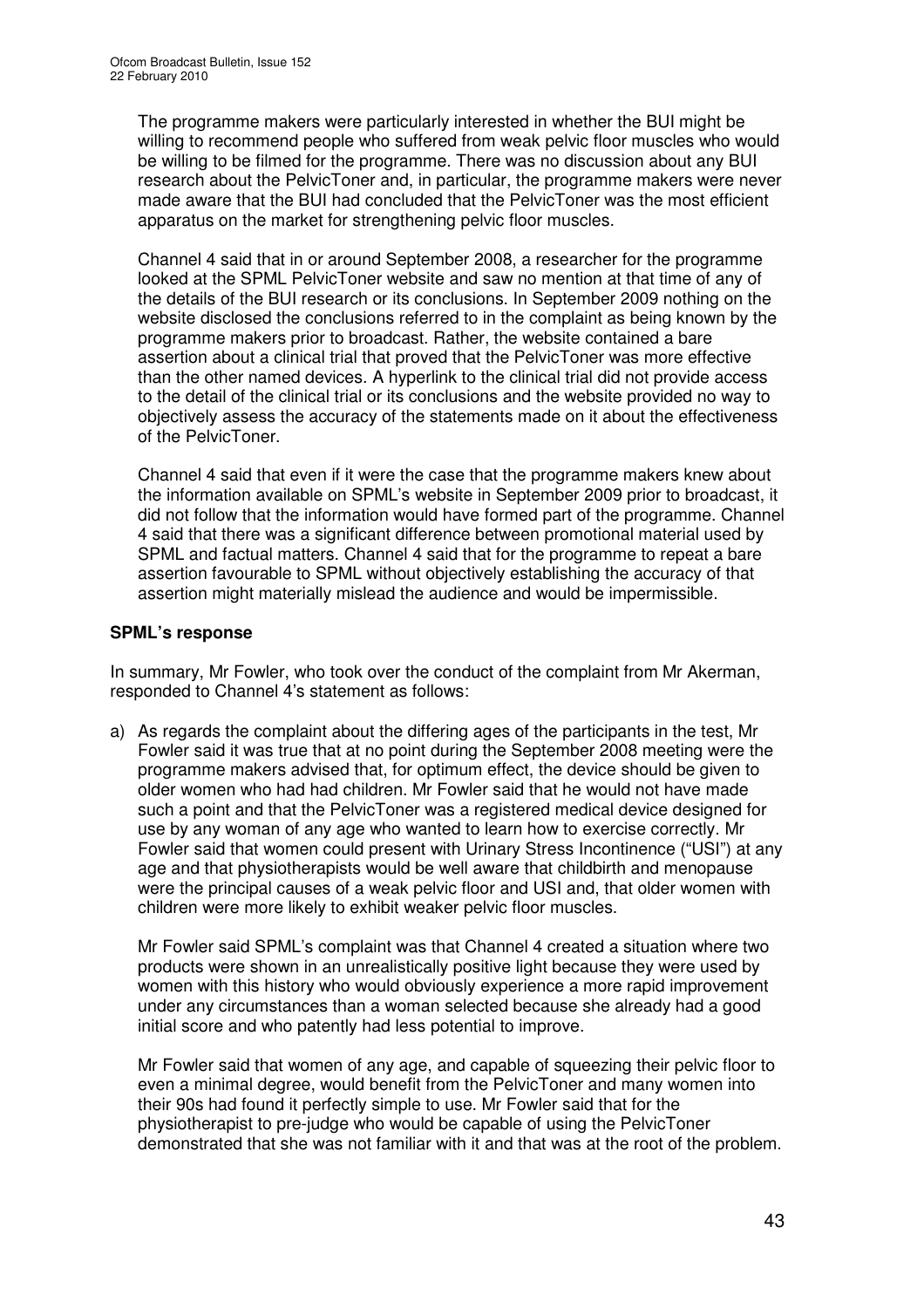The programme makers were particularly interested in whether the BUI might be willing to recommend people who suffered from weak pelvic floor muscles who would be willing to be filmed for the programme. There was no discussion about any BUI research about the PelvicToner and, in particular, the programme makers were never made aware that the BUI had concluded that the PelvicToner was the most efficient apparatus on the market for strengthening pelvic floor muscles.

Channel 4 said that in or around September 2008, a researcher for the programme looked at the SPML PelvicToner website and saw no mention at that time of any of the details of the BUI research or its conclusions. In September 2009 nothing on the website disclosed the conclusions referred to in the complaint as being known by the programme makers prior to broadcast. Rather, the website contained a bare assertion about a clinical trial that proved that the PelvicToner was more effective than the other named devices. A hyperlink to the clinical trial did not provide access to the detail of the clinical trial or its conclusions and the website provided no way to objectively assess the accuracy of the statements made on it about the effectiveness of the PelvicToner.

Channel 4 said that even if it were the case that the programme makers knew about the information available on SPML's website in September 2009 prior to broadcast, it did not follow that the information would have formed part of the programme. Channel 4 said that there was a significant difference between promotional material used by SPML and factual matters. Channel 4 said that for the programme to repeat a bare assertion favourable to SPML without objectively establishing the accuracy of that assertion might materially mislead the audience and would be impermissible.

**SPML's response**

In summary, Mr Fowler, who took over the conduct of the complaint from Mr Akerman, responded to Channel 4's statement as follows:

a) As regards the complaint about the differing ages of the participants in the test, Mr Fowler said it was true that at no point during the September 2008 meeting were the programme makers advised that, for optimum effect, the device should be given to older women who had had children. Mr Fowler said that he would not have made such a point and that the PelvicToner was a registered medical device designed for use by any woman of any age who wanted to learn how to exercise correctly. Mr Fowler said that women could present with Urinary Stress Incontinence ("USI") at any age and that physiotherapists would be well aware that childbirth and menopause were the principal causes of a weak pelvic floor and USI and, that older women with children were more likely to exhibit weaker pelvic floor muscles.

   Mr Fowler said SPML's complaint was that Channel 4 created a situation where two products were shown in an unrealistically positive light because they were used by women with this history who would obviously experience a more rapid improvement under any circumstances than a woman selected because she already had a good initial score and who patently had less potential to improve.

   Mr Fowler said that women of any age, and capable of squeezing their pelvic floor to even a minimal degree, would benefit from the PelvicToner and many women into their 90s had found it perfectly simple to use. Mr Fowler said that for the physiotherapist to pre-judge who would be capable of using the PelvicToner demonstrated that she was not familiar with it and that was at the root of the problem.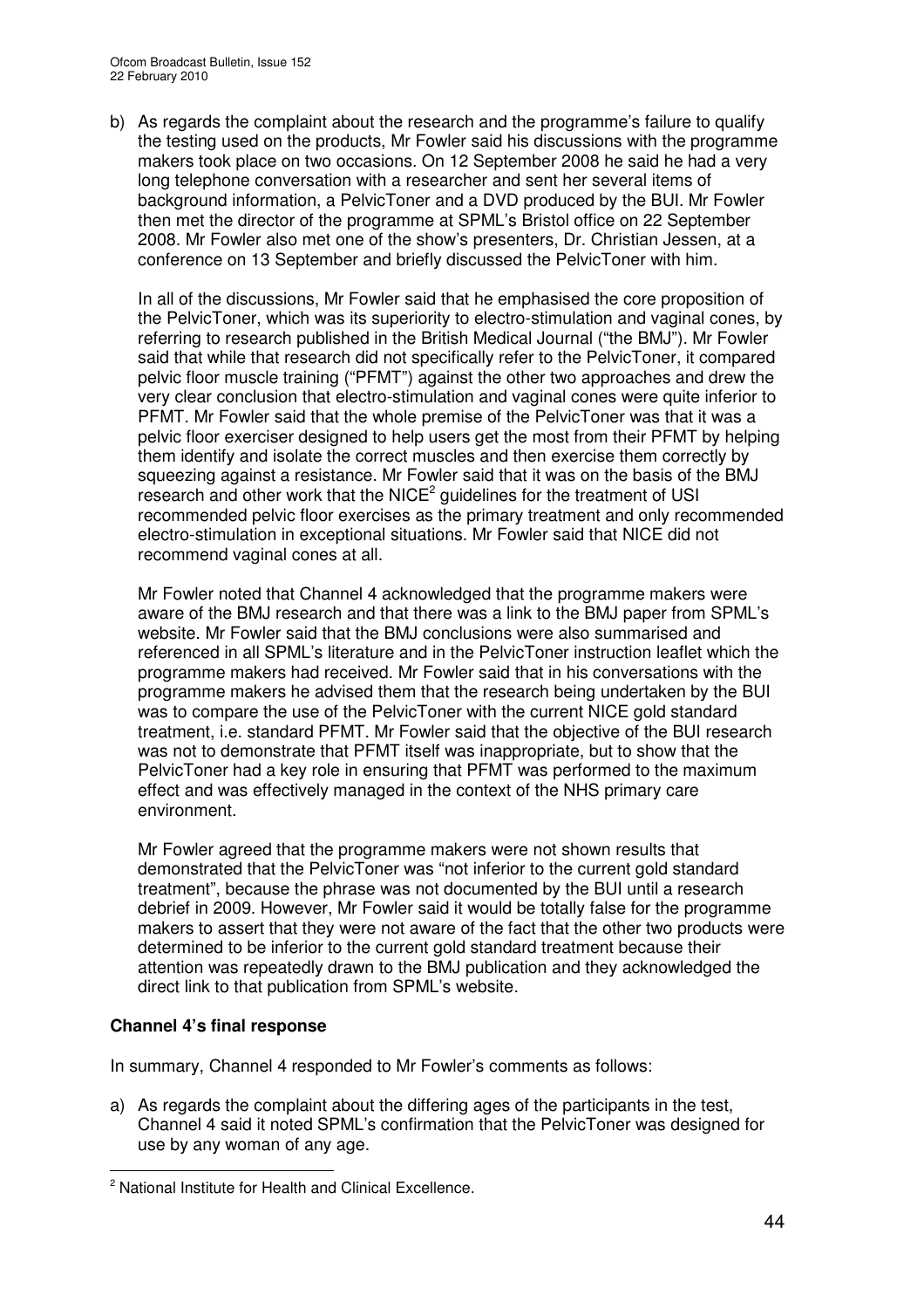b) As regards the complaint about the research and the programme's failure to qualify the testing used on the products, Mr Fowler said his discussions with the programme makers took place on two occasions. On 12 September 2008 he said he had a very long telephone conversation with a researcher and sent her several items of background information, a PelvicToner and a DVD produced by the BUI. Mr Fowler then met the director of the programme at SPML's Bristol office on 22 September 2008. Mr Fowler also met one of the show's presenters, Dr. Christian Jessen, at a conference on 13 September and briefly discussed the PelvicToner with him.

   In all of the discussions, Mr Fowler said that he emphasised the core proposition of the PelvicToner, which was its superiority to electro-stimulation and vaginal cones, by referring to research published in the British Medical Journal ("the BMJ"). Mr Fowler said that while that research did not specifically refer to the PelvicToner, it compared pelvic floor muscle training ("PFMT") against the other two approaches and drew the very clear conclusion that electro-stimulation and vaginal cones were quite inferior to PFMT. Mr Fowler said that the whole premise of the PelvicToner was that it was a pelvic floor exerciser designed to help users get the most from their PFMT by helping them identify and isolate the correct muscles and then exercise them correctly by squeezing against a resistance. Mr Fowler said that it was on the basis of the BMJ research and other work that the NICE[2] guidelines for the treatment of USI recommended pelvic floor exercises as the primary treatment and only recommended electro-stimulation in exceptional situations. Mr Fowler said that NICE did not recommend vaginal cones at all.

   Mr Fowler noted that Channel 4 acknowledged that the programme makers were aware of the BMJ research and that there was a link to the BMJ paper from SPML's website. Mr Fowler said that the BMJ conclusions were also summarised and referenced in all SPML's literature and in the PelvicToner instruction leaflet which the programme makers had received. Mr Fowler said that in his conversations with the programme makers he advised them that the research being undertaken by the BUI was to compare the use of the PelvicToner with the current NICE gold standard treatment, i.e. standard PFMT. Mr Fowler said that the objective of the BUI research was not to demonstrate that PFMT itself was inappropriate, but to show that the PelvicToner had a key role in ensuring that PFMT was performed to the maximum effect and was effectively managed in the context of the NHS primary care environment.

   Mr Fowler agreed that the programme makers were not shown results that demonstrated that the PelvicToner was "not inferior to the current gold standard treatment", because the phrase was not documented by the BUI until a research debrief in 2009. However, Mr Fowler said it would be totally false for the programme makers to assert that they were not aware of the fact that the other two products were determined to be inferior to the current gold standard treatment because their attention was repeatedly drawn to the BMJ publication and they acknowledged the direct link to that publication from SPML's website.

**Channel 4's final response**

In summary, Channel 4 responded to Mr Fowler's comments as follows:

a) As regards the complaint about the differing ages of the participants in the test, Channel 4 said it noted SPML's confirmation that the PelvicToner was designed for use by any woman of any age.

[2] National Institute for Health and Clinical Excellence.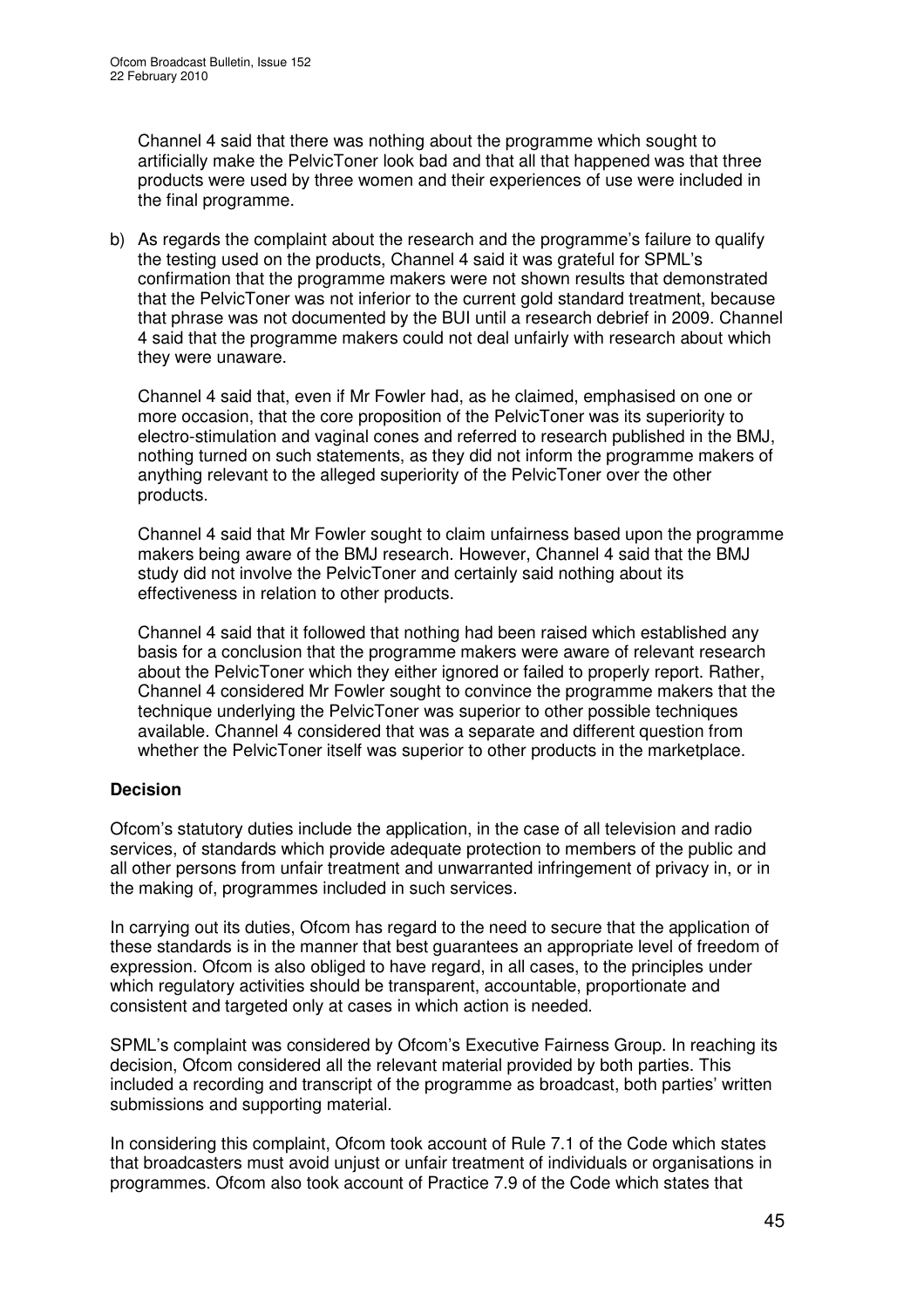Channel 4 said that there was nothing about the programme which sought to artificially make the PelvicToner look bad and that all that happened was that three products were used by three women and their experiences of use were included in the final programme.

b) As regards the complaint about the research and the programme's failure to qualify the testing used on the products, Channel 4 said it was grateful for SPML's confirmation that the programme makers were not shown results that demonstrated that the PelvicToner was not inferior to the current gold standard treatment, because that phrase was not documented by the BUI until a research debrief in 2009. Channel 4 said that the programme makers could not deal unfairly with research about which they were unaware.

   Channel 4 said that, even if Mr Fowler had, as he claimed, emphasised on one or more occasion, that the core proposition of the PelvicToner was its superiority to electro-stimulation and vaginal cones and referred to research published in the BMJ, nothing turned on such statements, as they did not inform the programme makers of anything relevant to the alleged superiority of the PelvicToner over the other products.

   Channel 4 said that Mr Fowler sought to claim unfairness based upon the programme makers being aware of the BMJ research. However, Channel 4 said that the BMJ study did not involve the PelvicToner and certainly said nothing about its effectiveness in relation to other products.

   Channel 4 said that it followed that nothing had been raised which established any basis for a conclusion that the programme makers were aware of relevant research about the PelvicToner which they either ignored or failed to properly report. Rather, Channel 4 considered Mr Fowler sought to convince the programme makers that the technique underlying the PelvicToner was superior to other possible techniques available. Channel 4 considered that was a separate and different question from whether the PelvicToner itself was superior to other products in the marketplace.

**Decision**

Ofcom's statutory duties include the application, in the case of all television and radio services, of standards which provide adequate protection to members of the public and all other persons from unfair treatment and unwarranted infringement of privacy in, or in the making of, programmes included in such services.

In carrying out its duties, Ofcom has regard to the need to secure that the application of these standards is in the manner that best guarantees an appropriate level of freedom of expression. Ofcom is also obliged to have regard, in all cases, to the principles under which regulatory activities should be transparent, accountable, proportionate and consistent and targeted only at cases in which action is needed.

SPML's complaint was considered by Ofcom's Executive Fairness Group. In reaching its decision, Ofcom considered all the relevant material provided by both parties. This included a recording and transcript of the programme as broadcast, both parties' written submissions and supporting material.

In considering this complaint, Ofcom took account of Rule 7.1 of the Code which states that broadcasters must avoid unjust or unfair treatment of individuals or organisations in programmes. Ofcom also took account of Practice 7.9 of the Code which states that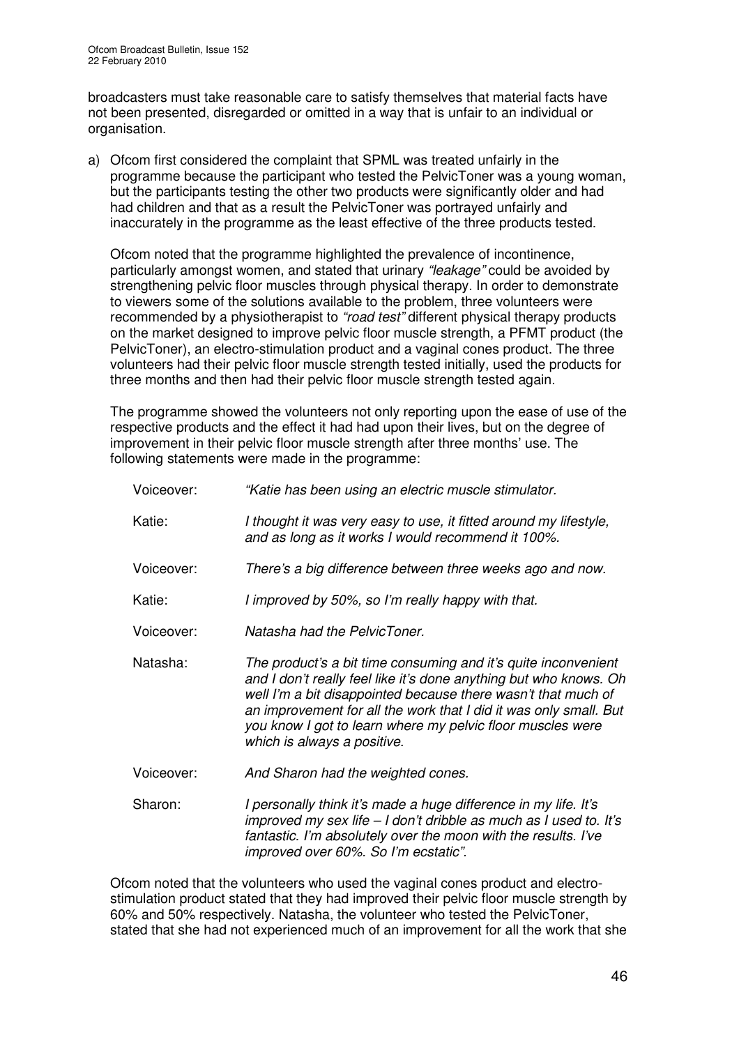broadcasters must take reasonable care to satisfy themselves that material facts have not been presented, disregarded or omitted in a way that is unfair to an individual or organisation.

a) Ofcom first considered the complaint that SPML was treated unfairly in the programme because the participant who tested the PelvicToner was a young woman, but the participants testing the other two products were significantly older and had had children and that as a result the PelvicToner was portrayed unfairly and inaccurately in the programme as the least effective of the three products tested.

Ofcom noted that the programme highlighted the prevalence of incontinence, particularly amongst women, and stated that urinary *"leakage"* could be avoided by strengthening pelvic floor muscles through physical therapy. In order to demonstrate to viewers some of the solutions available to the problem, three volunteers were recommended by a physiotherapist to *"road test"* different physical therapy products on the market designed to improve pelvic floor muscle strength, a PFMT product (the PelvicToner), an electro-stimulation product and a vaginal cones product. The three volunteers had their pelvic floor muscle strength tested initially, used the products for three months and then had their pelvic floor muscle strength tested again.

The programme showed the volunteers not only reporting upon the ease of use of the respective products and the effect it had had upon their lives, but on the degree of improvement in their pelvic floor muscle strength after three months' use. The following statements were made in the programme:

Voiceover: *"Katie has been using an electric muscle stimulator.*

Katie: *I thought it was very easy to use, it fitted around my lifestyle, and as long as it works I would recommend it 100%.*

Voiceover: *There's a big difference between three weeks ago and now.*

Katie: *I improved by 50%, so I'm really happy with that.*

Voiceover: *Natasha had the PelvicToner.*

Natasha: *The product's a bit time consuming and it's quite inconvenient and I don't really feel like it's done anything but who knows. Oh well I'm a bit disappointed because there wasn't that much of an improvement for all the work that I did it was only small. But you know I got to learn where my pelvic floor muscles were which is always a positive.*

Voiceover: *And Sharon had the weighted cones.*

Sharon: *I personally think it's made a huge difference in my life. It's improved my sex life – I don't dribble as much as I used to. It's fantastic. I'm absolutely over the moon with the results. I've improved over 60%. So I'm ecstatic".*

Ofcom noted that the volunteers who used the vaginal cones product and electro-stimulation product stated that they had improved their pelvic floor muscle strength by 60% and 50% respectively. Natasha, the volunteer who tested the PelvicToner, stated that she had not experienced much of an improvement for all the work that she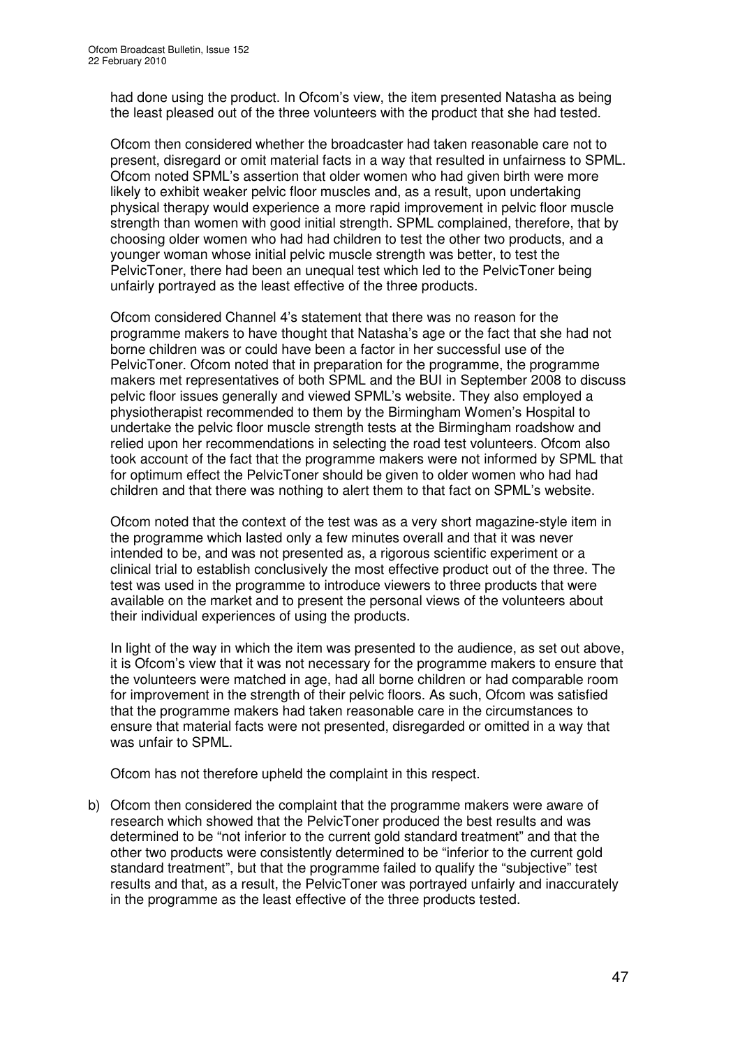had done using the product. In Ofcom's view, the item presented Natasha as being the least pleased out of the three volunteers with the product that she had tested.

Ofcom then considered whether the broadcaster had taken reasonable care not to present, disregard or omit material facts in a way that resulted in unfairness to SPML. Ofcom noted SPML's assertion that older women who had given birth were more likely to exhibit weaker pelvic floor muscles and, as a result, upon undertaking physical therapy would experience a more rapid improvement in pelvic floor muscle strength than women with good initial strength. SPML complained, therefore, that by choosing older women who had had children to test the other two products, and a younger woman whose initial pelvic muscle strength was better, to test the PelvicToner, there had been an unequal test which led to the PelvicToner being unfairly portrayed as the least effective of the three products.

Ofcom considered Channel 4's statement that there was no reason for the programme makers to have thought that Natasha's age or the fact that she had not borne children was or could have been a factor in her successful use of the PelvicToner. Ofcom noted that in preparation for the programme, the programme makers met representatives of both SPML and the BUI in September 2008 to discuss pelvic floor issues generally and viewed SPML's website. They also employed a physiotherapist recommended to them by the Birmingham Women's Hospital to undertake the pelvic floor muscle strength tests at the Birmingham roadshow and relied upon her recommendations in selecting the road test volunteers. Ofcom also took account of the fact that the programme makers were not informed by SPML that for optimum effect the PelvicToner should be given to older women who had had children and that there was nothing to alert them to that fact on SPML's website.

Ofcom noted that the context of the test was as a very short magazine-style item in the programme which lasted only a few minutes overall and that it was never intended to be, and was not presented as, a rigorous scientific experiment or a clinical trial to establish conclusively the most effective product out of the three. The test was used in the programme to introduce viewers to three products that were available on the market and to present the personal views of the volunteers about their individual experiences of using the products.

In light of the way in which the item was presented to the audience, as set out above, it is Ofcom's view that it was not necessary for the programme makers to ensure that the volunteers were matched in age, had all borne children or had comparable room for improvement in the strength of their pelvic floors. As such, Ofcom was satisfied that the programme makers had taken reasonable care in the circumstances to ensure that material facts were not presented, disregarded or omitted in a way that was unfair to SPML.

Ofcom has not therefore upheld the complaint in this respect.

b) Ofcom then considered the complaint that the programme makers were aware of research which showed that the PelvicToner produced the best results and was determined to be "not inferior to the current gold standard treatment" and that the other two products were consistently determined to be "inferior to the current gold standard treatment", but that the programme failed to qualify the "subjective" test results and that, as a result, the PelvicToner was portrayed unfairly and inaccurately in the programme as the least effective of the three products tested.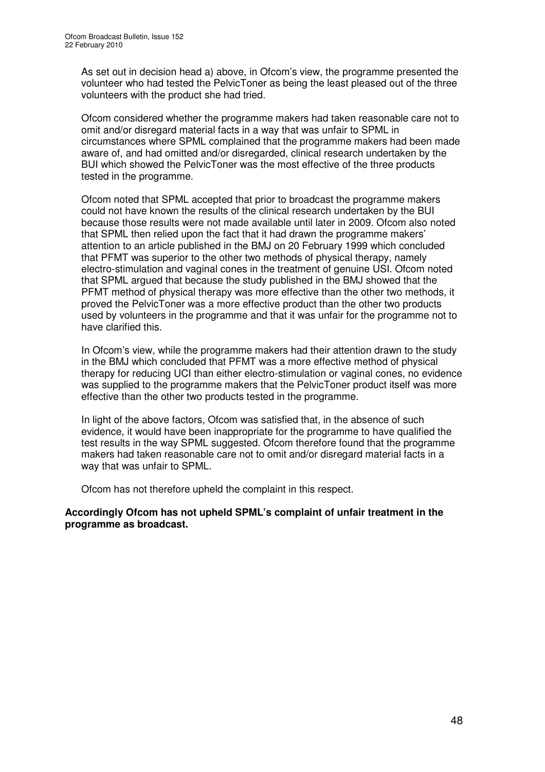As set out in decision head a) above, in Ofcom's view, the programme presented the volunteer who had tested the PelvicToner as being the least pleased out of the three volunteers with the product she had tried.

Ofcom considered whether the programme makers had taken reasonable care not to omit and/or disregard material facts in a way that was unfair to SPML in circumstances where SPML complained that the programme makers had been made aware of, and had omitted and/or disregarded, clinical research undertaken by the BUI which showed the PelvicToner was the most effective of the three products tested in the programme.

Ofcom noted that SPML accepted that prior to broadcast the programme makers could not have known the results of the clinical research undertaken by the BUI because those results were not made available until later in 2009. Ofcom also noted that SPML then relied upon the fact that it had drawn the programme makers' attention to an article published in the BMJ on 20 February 1999 which concluded that PFMT was superior to the other two methods of physical therapy, namely electro-stimulation and vaginal cones in the treatment of genuine USI. Ofcom noted that SPML argued that because the study published in the BMJ showed that the PFMT method of physical therapy was more effective than the other two methods, it proved the PelvicToner was a more effective product than the other two products used by volunteers in the programme and that it was unfair for the programme not to have clarified this.

In Ofcom's view, while the programme makers had their attention drawn to the study in the BMJ which concluded that PFMT was a more effective method of physical therapy for reducing UCI than either electro-stimulation or vaginal cones, no evidence was supplied to the programme makers that the PelvicToner product itself was more effective than the other two products tested in the programme.

In light of the above factors, Ofcom was satisfied that, in the absence of such evidence, it would have been inappropriate for the programme to have qualified the test results in the way SPML suggested. Ofcom therefore found that the programme makers had taken reasonable care not to omit and/or disregard material facts in a way that was unfair to SPML.

Ofcom has not therefore upheld the complaint in this respect.

**Accordingly Ofcom has not upheld SPML's complaint of unfair treatment in the programme as broadcast.**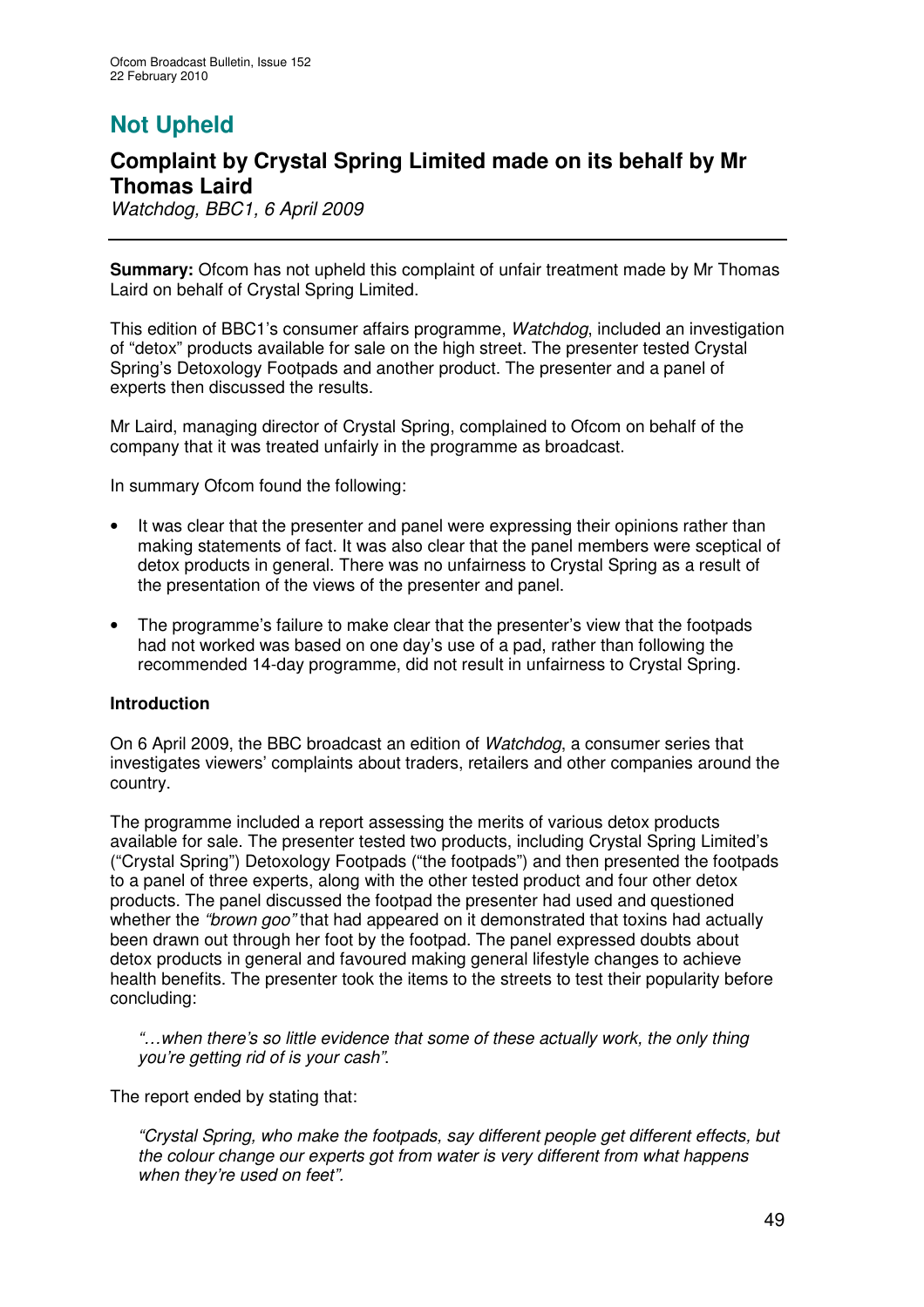# Not Upheld

## Complaint by Crystal Spring Limited made on its behalf by Mr Thomas Laird

*Watchdog, BBC1, 6 April 2009*

**Summary:** Ofcom has not upheld this complaint of unfair treatment made by Mr Thomas Laird on behalf of Crystal Spring Limited.

This edition of BBC1's consumer affairs programme, *Watchdog*, included an investigation of "detox" products available for sale on the high street. The presenter tested Crystal Spring's Detoxology Footpads and another product. The presenter and a panel of experts then discussed the results.

Mr Laird, managing director of Crystal Spring, complained to Ofcom on behalf of the company that it was treated unfairly in the programme as broadcast.

In summary Ofcom found the following:

- It was clear that the presenter and panel were expressing their opinions rather than making statements of fact. It was also clear that the panel members were sceptical of detox products in general. There was no unfairness to Crystal Spring as a result of the presentation of the views of the presenter and panel.
- The programme's failure to make clear that the presenter's view that the footpads had not worked was based on one day's use of a pad, rather than following the recommended 14-day programme, did not result in unfairness to Crystal Spring.

### Introduction

On 6 April 2009, the BBC broadcast an edition of *Watchdog*, a consumer series that investigates viewers' complaints about traders, retailers and other companies around the country.

The programme included a report assessing the merits of various detox products available for sale. The presenter tested two products, including Crystal Spring Limited's ("Crystal Spring") Detoxology Footpads ("the footpads") and then presented the footpads to a panel of three experts, along with the other tested product and four other detox products. The panel discussed the footpad the presenter had used and questioned whether the *"brown goo"* that had appeared on it demonstrated that toxins had actually been drawn out through her foot by the footpad. The panel expressed doubts about detox products in general and favoured making general lifestyle changes to achieve health benefits. The presenter took the items to the streets to test their popularity before concluding:

> *"…when there's so little evidence that some of these actually work, the only thing you're getting rid of is your cash".*

The report ended by stating that:

> *"Crystal Spring, who make the footpads, say different people get different effects, but the colour change our experts got from water is very different from what happens when they're used on feet".*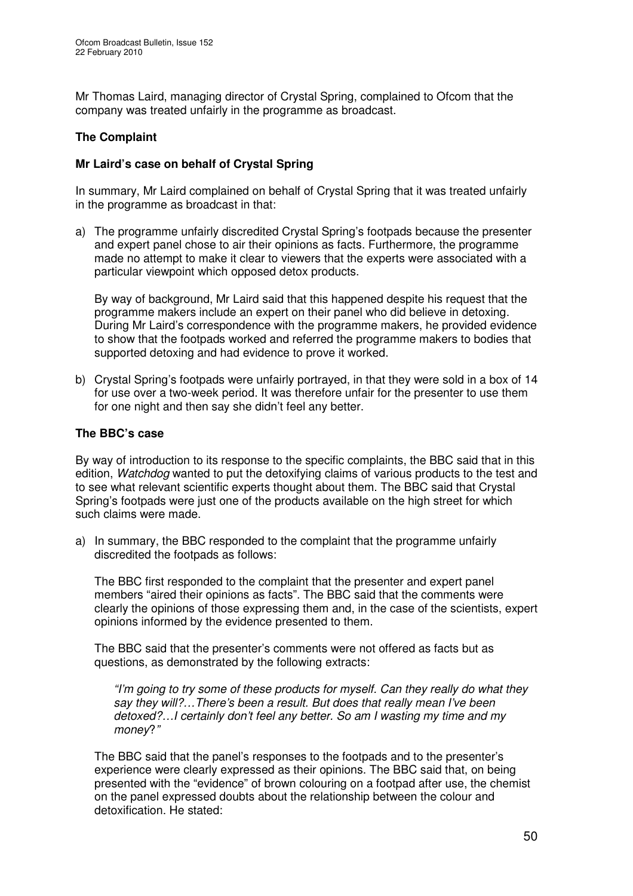Mr Thomas Laird, managing director of Crystal Spring, complained to Ofcom that the company was treated unfairly in the programme as broadcast.

### The Complaint

#### Mr Laird's case on behalf of Crystal Spring

In summary, Mr Laird complained on behalf of Crystal Spring that it was treated unfairly in the programme as broadcast in that:

a) The programme unfairly discredited Crystal Spring's footpads because the presenter and expert panel chose to air their opinions as facts. Furthermore, the programme made no attempt to make it clear to viewers that the experts were associated with a particular viewpoint which opposed detox products.

   By way of background, Mr Laird said that this happened despite his request that the programme makers include an expert on their panel who did believe in detoxing. During Mr Laird's correspondence with the programme makers, he provided evidence to show that the footpads worked and referred the programme makers to bodies that supported detoxing and had evidence to prove it worked.

b) Crystal Spring's footpads were unfairly portrayed, in that they were sold in a box of 14 for use over a two-week period. It was therefore unfair for the presenter to use them for one night and then say she didn't feel any better.

#### The BBC's case

By way of introduction to its response to the specific complaints, the BBC said that in this edition, *Watchdog* wanted to put the detoxifying claims of various products to the test and to see what relevant scientific experts thought about them. The BBC said that Crystal Spring's footpads were just one of the products available on the high street for which such claims were made.

a) In summary, the BBC responded to the complaint that the programme unfairly discredited the footpads as follows:

   The BBC first responded to the complaint that the presenter and expert panel members "aired their opinions as facts". The BBC said that the comments were clearly the opinions of those expressing them and, in the case of the scientists, expert opinions informed by the evidence presented to them.

   The BBC said that the presenter's comments were not offered as facts but as questions, as demonstrated by the following extracts:

   > *"I'm going to try some of these products for myself. Can they really do what they say they will?…There's been a result. But does that really mean I've been detoxed?…I certainly don't feel any better. So am I wasting my time and my money?"*

   The BBC said that the panel's responses to the footpads and to the presenter's experience were clearly expressed as their opinions. The BBC said that, on being presented with the "evidence" of brown colouring on a footpad after use, the chemist on the panel expressed doubts about the relationship between the colour and detoxification. He stated: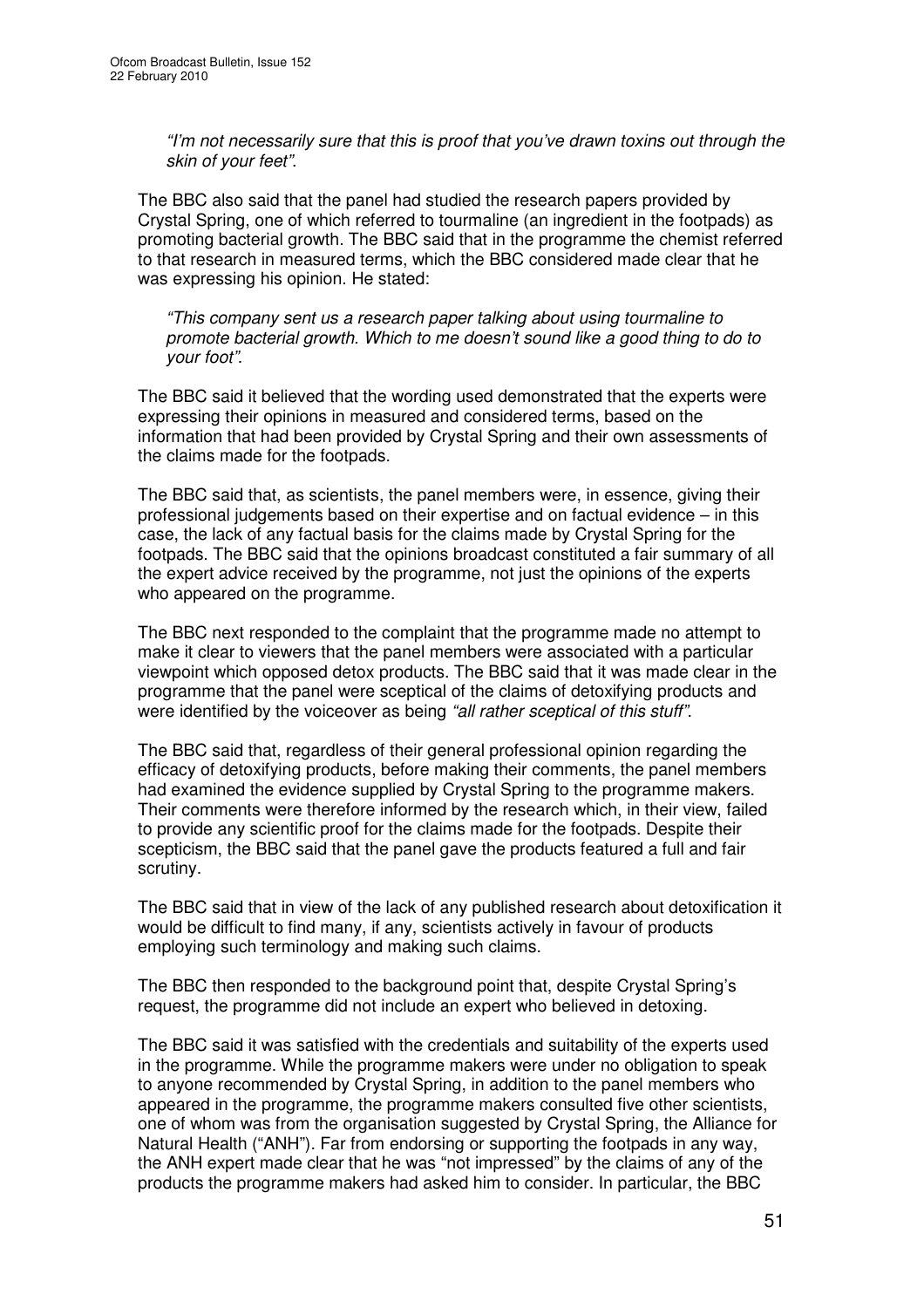> *"I'm not necessarily sure that this is proof that you've drawn toxins out through the skin of your feet".*

The BBC also said that the panel had studied the research papers provided by Crystal Spring, one of which referred to tourmaline (an ingredient in the footpads) as promoting bacterial growth. The BBC said that in the programme the chemist referred to that research in measured terms, which the BBC considered made clear that he was expressing his opinion. He stated:

> *"This company sent us a research paper talking about using tourmaline to promote bacterial growth. Which to me doesn't sound like a good thing to do to your foot".*

The BBC said it believed that the wording used demonstrated that the experts were expressing their opinions in measured and considered terms, based on the information that had been provided by Crystal Spring and their own assessments of the claims made for the footpads.

The BBC said that, as scientists, the panel members were, in essence, giving their professional judgements based on their expertise and on factual evidence – in this case, the lack of any factual basis for the claims made by Crystal Spring for the footpads. The BBC said that the opinions broadcast constituted a fair summary of all the expert advice received by the programme, not just the opinions of the experts who appeared on the programme.

The BBC next responded to the complaint that the programme made no attempt to make it clear to viewers that the panel members were associated with a particular viewpoint which opposed detox products. The BBC said that it was made clear in the programme that the panel were sceptical of the claims of detoxifying products and were identified by the voiceover as being *"all rather sceptical of this stuff"*.

The BBC said that, regardless of their general professional opinion regarding the efficacy of detoxifying products, before making their comments, the panel members had examined the evidence supplied by Crystal Spring to the programme makers. Their comments were therefore informed by the research which, in their view, failed to provide any scientific proof for the claims made for the footpads. Despite their scepticism, the BBC said that the panel gave the products featured a full and fair scrutiny.

The BBC said that in view of the lack of any published research about detoxification it would be difficult to find many, if any, scientists actively in favour of products employing such terminology and making such claims.

The BBC then responded to the background point that, despite Crystal Spring's request, the programme did not include an expert who believed in detoxing.

The BBC said it was satisfied with the credentials and suitability of the experts used in the programme. While the programme makers were under no obligation to speak to anyone recommended by Crystal Spring, in addition to the panel members who appeared in the programme, the programme makers consulted five other scientists, one of whom was from the organisation suggested by Crystal Spring, the Alliance for Natural Health ("ANH"). Far from endorsing or supporting the footpads in any way, the ANH expert made clear that he was "not impressed" by the claims of any of the products the programme makers had asked him to consider. In particular, the BBC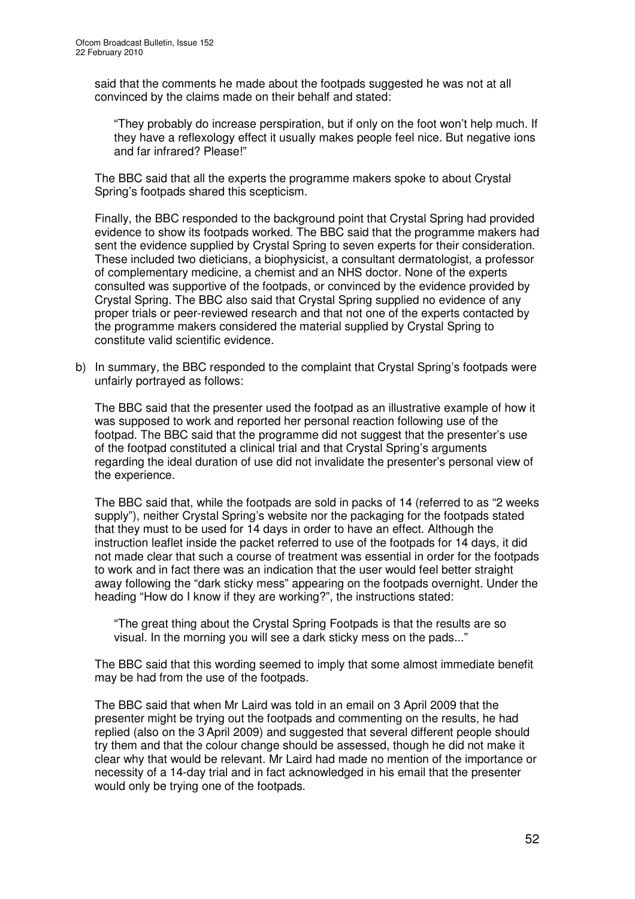said that the comments he made about the footpads suggested he was not at all convinced by the claims made on their behalf and stated:

> "They probably do increase perspiration, but if only on the foot won't help much. If they have a reflexology effect it usually makes people feel nice. But negative ions and far infrared? Please!"

The BBC said that all the experts the programme makers spoke to about Crystal Spring's footpads shared this scepticism.

Finally, the BBC responded to the background point that Crystal Spring had provided evidence to show its footpads worked. The BBC said that the programme makers had sent the evidence supplied by Crystal Spring to seven experts for their consideration. These included two dieticians, a biophysicist, a consultant dermatologist, a professor of complementary medicine, a chemist and an NHS doctor. None of the experts consulted was supportive of the footpads, or convinced by the evidence provided by Crystal Spring. The BBC also said that Crystal Spring supplied no evidence of any proper trials or peer-reviewed research and that not one of the experts contacted by the programme makers considered the material supplied by Crystal Spring to constitute valid scientific evidence.

b) In summary, the BBC responded to the complaint that Crystal Spring's footpads were unfairly portrayed as follows:

The BBC said that the presenter used the footpad as an illustrative example of how it was supposed to work and reported her personal reaction following use of the footpad. The BBC said that the programme did not suggest that the presenter's use of the footpad constituted a clinical trial and that Crystal Spring's arguments regarding the ideal duration of use did not invalidate the presenter's personal view of the experience.

The BBC said that, while the footpads are sold in packs of 14 (referred to as "2 weeks supply"), neither Crystal Spring's website nor the packaging for the footpads stated that they must to be used for 14 days in order to have an effect. Although the instruction leaflet inside the packet referred to use of the footpads for 14 days, it did not made clear that such a course of treatment was essential in order for the footpads to work and in fact there was an indication that the user would feel better straight away following the "dark sticky mess" appearing on the footpads overnight. Under the heading "How do I know if they are working?", the instructions stated:

> "The great thing about the Crystal Spring Footpads is that the results are so visual. In the morning you will see a dark sticky mess on the pads..."

The BBC said that this wording seemed to imply that some almost immediate benefit may be had from the use of the footpads.

The BBC said that when Mr Laird was told in an email on 3 April 2009 that the presenter might be trying out the footpads and commenting on the results, he had replied (also on the 3 April 2009) and suggested that several different people should try them and that the colour change should be assessed, though he did not make it clear why that would be relevant. Mr Laird had made no mention of the importance or necessity of a 14-day trial and in fact acknowledged in his email that the presenter would only be trying one of the footpads.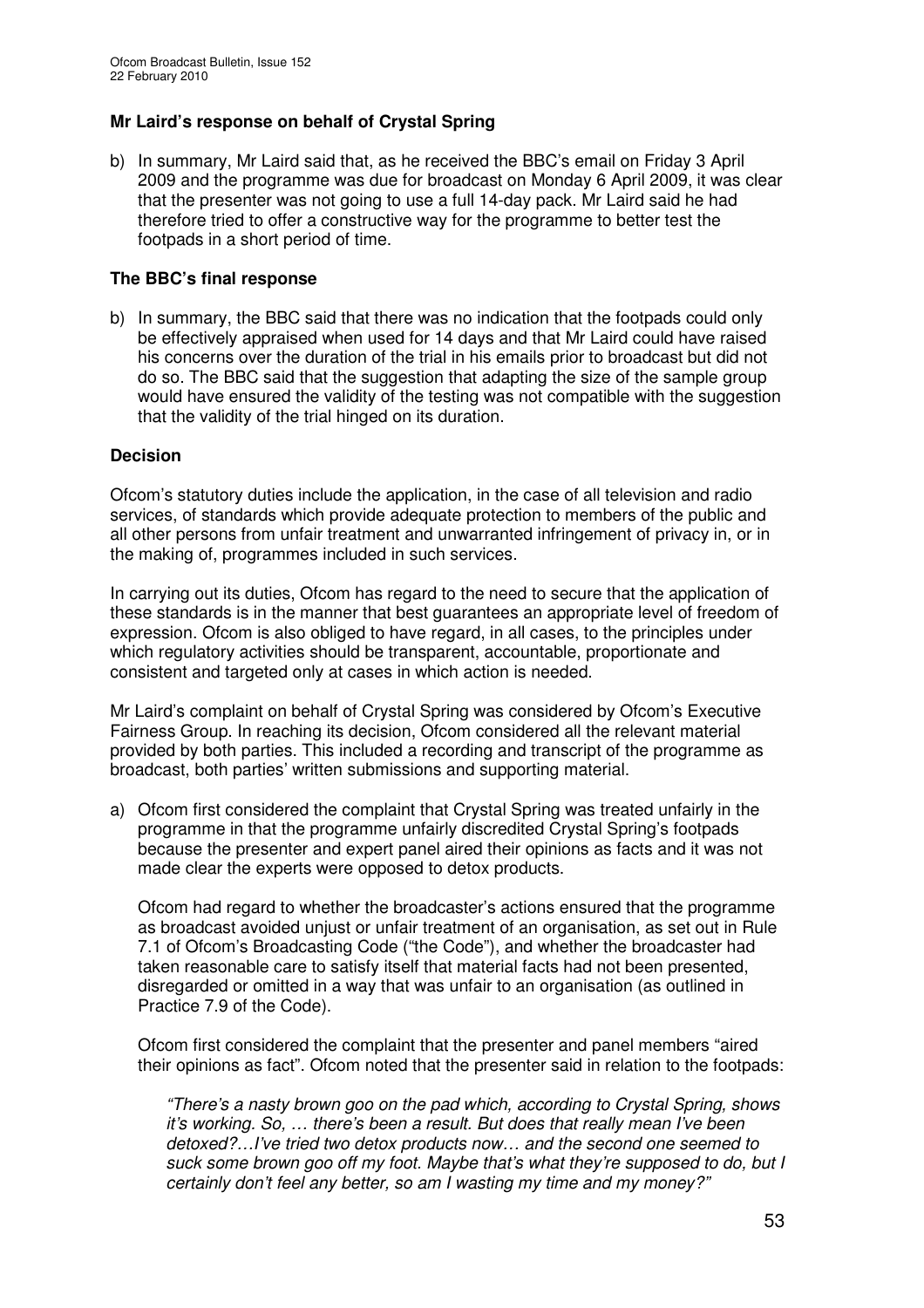### Mr Laird's response on behalf of Crystal Spring

b) In summary, Mr Laird said that, as he received the BBC's email on Friday 3 April 2009 and the programme was due for broadcast on Monday 6 April 2009, it was clear that the presenter was not going to use a full 14-day pack. Mr Laird said he had therefore tried to offer a constructive way for the programme to better test the footpads in a short period of time.

### The BBC's final response

b) In summary, the BBC said that there was no indication that the footpads could only be effectively appraised when used for 14 days and that Mr Laird could have raised his concerns over the duration of the trial in his emails prior to broadcast but did not do so. The BBC said that the suggestion that adapting the size of the sample group would have ensured the validity of the testing was not compatible with the suggestion that the validity of the trial hinged on its duration.

### Decision

Ofcom's statutory duties include the application, in the case of all television and radio services, of standards which provide adequate protection to members of the public and all other persons from unfair treatment and unwarranted infringement of privacy in, or in the making of, programmes included in such services.

In carrying out its duties, Ofcom has regard to the need to secure that the application of these standards is in the manner that best guarantees an appropriate level of freedom of expression. Ofcom is also obliged to have regard, in all cases, to the principles under which regulatory activities should be transparent, accountable, proportionate and consistent and targeted only at cases in which action is needed.

Mr Laird's complaint on behalf of Crystal Spring was considered by Ofcom's Executive Fairness Group. In reaching its decision, Ofcom considered all the relevant material provided by both parties. This included a recording and transcript of the programme as broadcast, both parties' written submissions and supporting material.

a) Ofcom first considered the complaint that Crystal Spring was treated unfairly in the programme in that the programme unfairly discredited Crystal Spring's footpads because the presenter and expert panel aired their opinions as facts and it was not made clear the experts were opposed to detox products.

   Ofcom had regard to whether the broadcaster's actions ensured that the programme as broadcast avoided unjust or unfair treatment of an organisation, as set out in Rule 7.1 of Ofcom's Broadcasting Code ("the Code"), and whether the broadcaster had taken reasonable care to satisfy itself that material facts had not been presented, disregarded or omitted in a way that was unfair to an organisation (as outlined in Practice 7.9 of the Code).

   Ofcom first considered the complaint that the presenter and panel members "aired their opinions as fact". Ofcom noted that the presenter said in relation to the footpads:

   *"There's a nasty brown goo on the pad which, according to Crystal Spring, shows it's working. So, … there's been a result. But does that really mean I've been detoxed?…I've tried two detox products now… and the second one seemed to suck some brown goo off my foot. Maybe that's what they're supposed to do, but I certainly don't feel any better, so am I wasting my time and my money?"*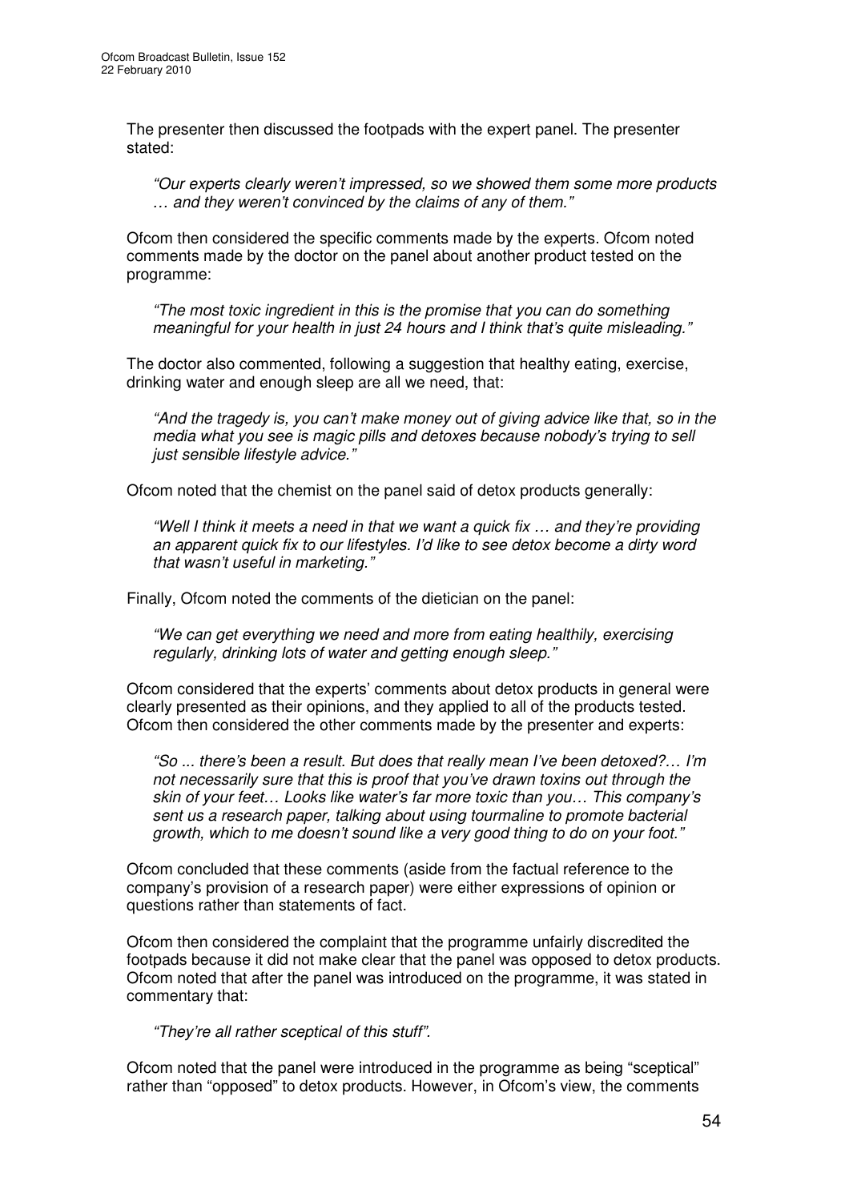The presenter then discussed the footpads with the expert panel. The presenter stated:

> *"Our experts clearly weren't impressed, so we showed them some more products … and they weren't convinced by the claims of any of them."*

Ofcom then considered the specific comments made by the experts. Ofcom noted comments made by the doctor on the panel about another product tested on the programme:

> *"The most toxic ingredient in this is the promise that you can do something meaningful for your health in just 24 hours and I think that's quite misleading."*

The doctor also commented, following a suggestion that healthy eating, exercise, drinking water and enough sleep are all we need, that:

> *"And the tragedy is, you can't make money out of giving advice like that, so in the media what you see is magic pills and detoxes because nobody's trying to sell just sensible lifestyle advice."*

Ofcom noted that the chemist on the panel said of detox products generally:

> *"Well I think it meets a need in that we want a quick fix … and they're providing an apparent quick fix to our lifestyles. I'd like to see detox become a dirty word that wasn't useful in marketing."*

Finally, Ofcom noted the comments of the dietician on the panel:

> *"We can get everything we need and more from eating healthily, exercising regularly, drinking lots of water and getting enough sleep."*

Ofcom considered that the experts' comments about detox products in general were clearly presented as their opinions, and they applied to all of the products tested. Ofcom then considered the other comments made by the presenter and experts:

> *"So ... there's been a result. But does that really mean I've been detoxed?… I'm not necessarily sure that this is proof that you've drawn toxins out through the skin of your feet… Looks like water's far more toxic than you… This company's sent us a research paper, talking about using tourmaline to promote bacterial growth, which to me doesn't sound like a very good thing to do on your foot."*

Ofcom concluded that these comments (aside from the factual reference to the company's provision of a research paper) were either expressions of opinion or questions rather than statements of fact.

Ofcom then considered the complaint that the programme unfairly discredited the footpads because it did not make clear that the panel was opposed to detox products. Ofcom noted that after the panel was introduced on the programme, it was stated in commentary that:

> *"They're all rather sceptical of this stuff"*.

Ofcom noted that the panel were introduced in the programme as being "sceptical" rather than "opposed" to detox products. However, in Ofcom's view, the comments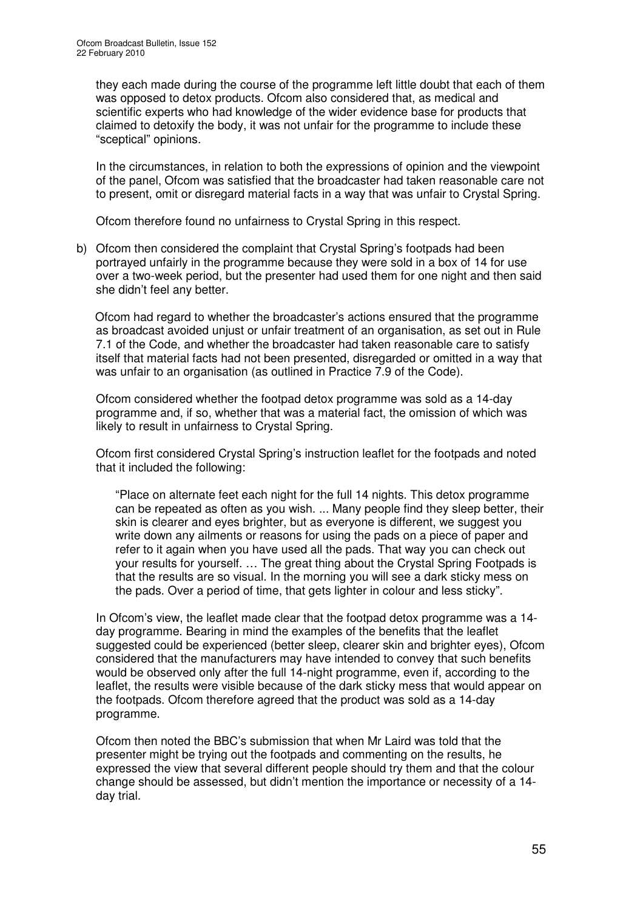they each made during the course of the programme left little doubt that each of them was opposed to detox products. Ofcom also considered that, as medical and scientific experts who had knowledge of the wider evidence base for products that claimed to detoxify the body, it was not unfair for the programme to include these "sceptical" opinions.

In the circumstances, in relation to both the expressions of opinion and the viewpoint of the panel, Ofcom was satisfied that the broadcaster had taken reasonable care not to present, omit or disregard material facts in a way that was unfair to Crystal Spring.

Ofcom therefore found no unfairness to Crystal Spring in this respect.

b) Ofcom then considered the complaint that Crystal Spring's footpads had been portrayed unfairly in the programme because they were sold in a box of 14 for use over a two-week period, but the presenter had used them for one night and then said she didn't feel any better.

Ofcom had regard to whether the broadcaster's actions ensured that the programme as broadcast avoided unjust or unfair treatment of an organisation, as set out in Rule 7.1 of the Code, and whether the broadcaster had taken reasonable care to satisfy itself that material facts had not been presented, disregarded or omitted in a way that was unfair to an organisation (as outlined in Practice 7.9 of the Code).

Ofcom considered whether the footpad detox programme was sold as a 14-day programme and, if so, whether that was a material fact, the omission of which was likely to result in unfairness to Crystal Spring.

Ofcom first considered Crystal Spring's instruction leaflet for the footpads and noted that it included the following:

> "Place on alternate feet each night for the full 14 nights. This detox programme can be repeated as often as you wish. ... Many people find they sleep better, their skin is clearer and eyes brighter, but as everyone is different, we suggest you write down any ailments or reasons for using the pads on a piece of paper and refer to it again when you have used all the pads. That way you can check out your results for yourself. … The great thing about the Crystal Spring Footpads is that the results are so visual. In the morning you will see a dark sticky mess on the pads. Over a period of time, that gets lighter in colour and less sticky".

In Ofcom's view, the leaflet made clear that the footpad detox programme was a 14-day programme. Bearing in mind the examples of the benefits that the leaflet suggested could be experienced (better sleep, clearer skin and brighter eyes), Ofcom considered that the manufacturers may have intended to convey that such benefits would be observed only after the full 14-night programme, even if, according to the leaflet, the results were visible because of the dark sticky mess that would appear on the footpads. Ofcom therefore agreed that the product was sold as a 14-day programme.

Ofcom then noted the BBC's submission that when Mr Laird was told that the presenter might be trying out the footpads and commenting on the results, he expressed the view that several different people should try them and that the colour change should be assessed, but didn't mention the importance or necessity of a 14-day trial.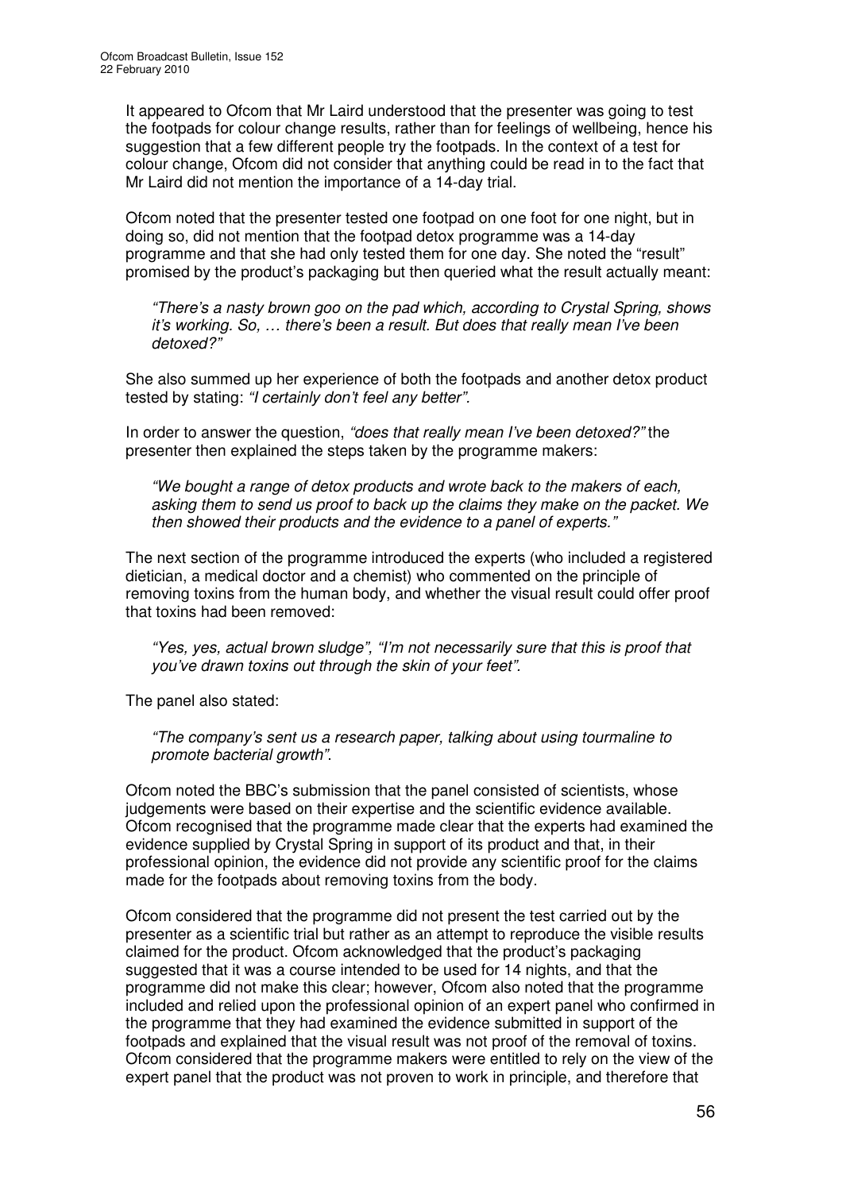It appeared to Ofcom that Mr Laird understood that the presenter was going to test the footpads for colour change results, rather than for feelings of wellbeing, hence his suggestion that a few different people try the footpads. In the context of a test for colour change, Ofcom did not consider that anything could be read in to the fact that Mr Laird did not mention the importance of a 14-day trial.

Ofcom noted that the presenter tested one footpad on one foot for one night, but in doing so, did not mention that the footpad detox programme was a 14-day programme and that she had only tested them for one day. She noted the "result" promised by the product's packaging but then queried what the result actually meant:

> *"There's a nasty brown goo on the pad which, according to Crystal Spring, shows it's working. So, … there's been a result. But does that really mean I've been detoxed?"*

She also summed up her experience of both the footpads and another detox product tested by stating: *"I certainly don't feel any better".*

In order to answer the question, *"does that really mean I've been detoxed?"* the presenter then explained the steps taken by the programme makers:

> *"We bought a range of detox products and wrote back to the makers of each, asking them to send us proof to back up the claims they make on the packet. We then showed their products and the evidence to a panel of experts."*

The next section of the programme introduced the experts (who included a registered dietician, a medical doctor and a chemist) who commented on the principle of removing toxins from the human body, and whether the visual result could offer proof that toxins had been removed:

> *"Yes, yes, actual brown sludge", "I'm not necessarily sure that this is proof that you've drawn toxins out through the skin of your feet".*

The panel also stated:

> *"The company's sent us a research paper, talking about using tourmaline to promote bacterial growth".*

Ofcom noted the BBC's submission that the panel consisted of scientists, whose judgements were based on their expertise and the scientific evidence available. Ofcom recognised that the programme made clear that the experts had examined the evidence supplied by Crystal Spring in support of its product and that, in their professional opinion, the evidence did not provide any scientific proof for the claims made for the footpads about removing toxins from the body.

Ofcom considered that the programme did not present the test carried out by the presenter as a scientific trial but rather as an attempt to reproduce the visible results claimed for the product. Ofcom acknowledged that the product's packaging suggested that it was a course intended to be used for 14 nights, and that the programme did not make this clear; however, Ofcom also noted that the programme included and relied upon the professional opinion of an expert panel who confirmed in the programme that they had examined the evidence submitted in support of the footpads and explained that the visual result was not proof of the removal of toxins. Ofcom considered that the programme makers were entitled to rely on the view of the expert panel that the product was not proven to work in principle, and therefore that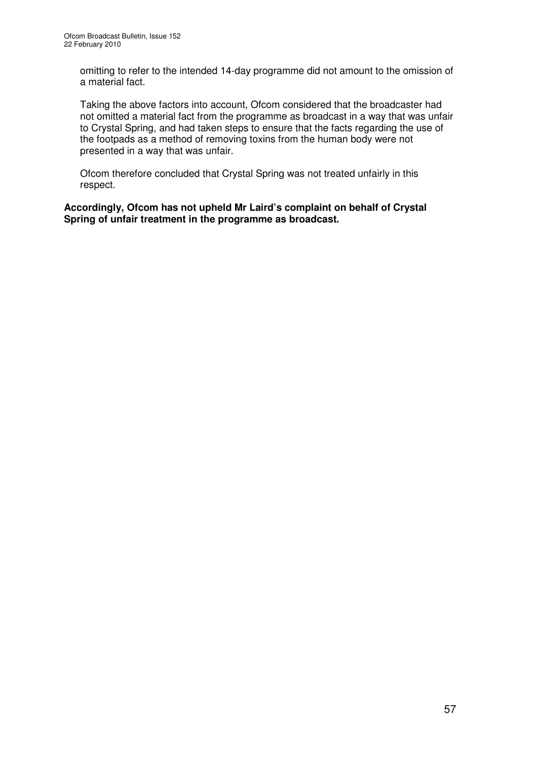omitting to refer to the intended 14-day programme did not amount to the omission of a material fact.

Taking the above factors into account, Ofcom considered that the broadcaster had not omitted a material fact from the programme as broadcast in a way that was unfair to Crystal Spring, and had taken steps to ensure that the facts regarding the use of the footpads as a method of removing toxins from the human body were not presented in a way that was unfair.

Ofcom therefore concluded that Crystal Spring was not treated unfairly in this respect.

**Accordingly, Ofcom has not upheld Mr Laird's complaint on behalf of Crystal Spring of unfair treatment in the programme as broadcast.**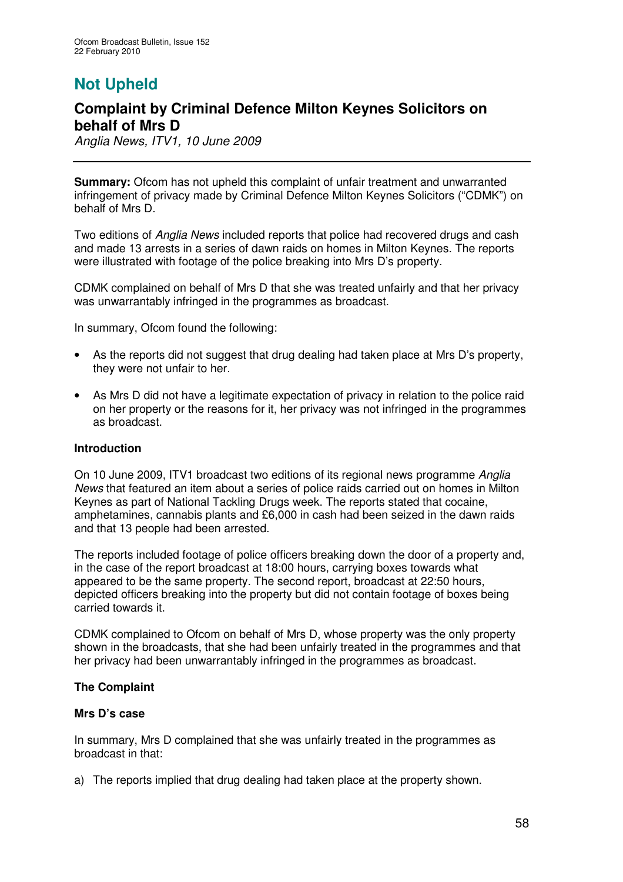## Not Upheld

## Complaint by Criminal Defence Milton Keynes Solicitors on behalf of Mrs D

*Anglia News, ITV1, 10 June 2009*

**Summary:** Ofcom has not upheld this complaint of unfair treatment and unwarranted infringement of privacy made by Criminal Defence Milton Keynes Solicitors ("CDMK") on behalf of Mrs D.

Two editions of *Anglia News* included reports that police had recovered drugs and cash and made 13 arrests in a series of dawn raids on homes in Milton Keynes. The reports were illustrated with footage of the police breaking into Mrs D's property.

CDMK complained on behalf of Mrs D that she was treated unfairly and that her privacy was unwarrantably infringed in the programmes as broadcast.

In summary, Ofcom found the following:

- As the reports did not suggest that drug dealing had taken place at Mrs D's property, they were not unfair to her.
- As Mrs D did not have a legitimate expectation of privacy in relation to the police raid on her property or the reasons for it, her privacy was not infringed in the programmes as broadcast.

### Introduction

On 10 June 2009, ITV1 broadcast two editions of its regional news programme *Anglia News* that featured an item about a series of police raids carried out on homes in Milton Keynes as part of National Tackling Drugs week. The reports stated that cocaine, amphetamines, cannabis plants and £6,000 in cash had been seized in the dawn raids and that 13 people had been arrested.

The reports included footage of police officers breaking down the door of a property and, in the case of the report broadcast at 18:00 hours, carrying boxes towards what appeared to be the same property. The second report, broadcast at 22:50 hours, depicted officers breaking into the property but did not contain footage of boxes being carried towards it.

CDMK complained to Ofcom on behalf of Mrs D, whose property was the only property shown in the broadcasts, that she had been unfairly treated in the programmes and that her privacy had been unwarrantably infringed in the programmes as broadcast.

### The Complaint

#### Mrs D's case

In summary, Mrs D complained that she was unfairly treated in the programmes as broadcast in that:

a) The reports implied that drug dealing had taken place at the property shown.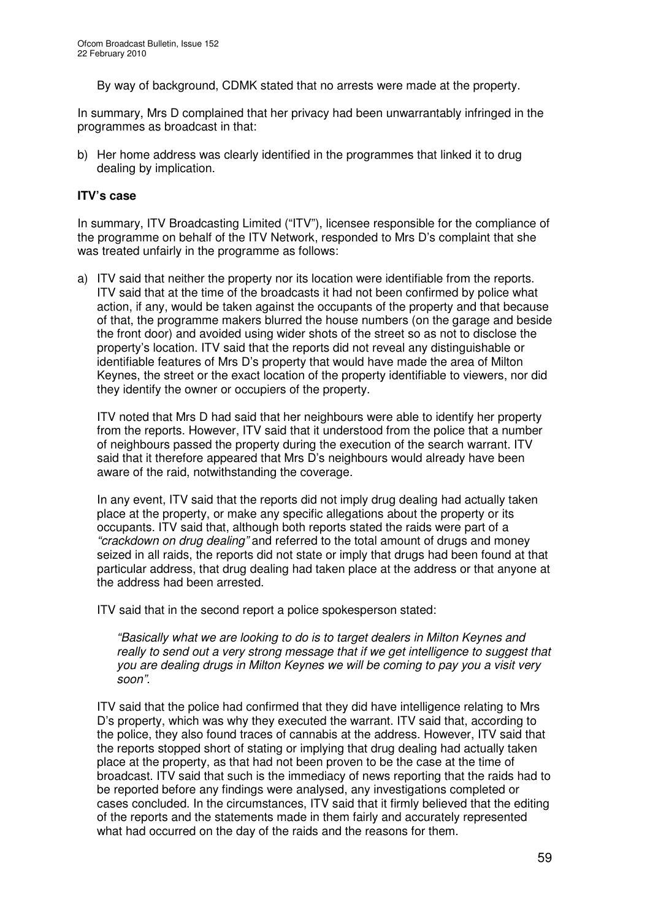By way of background, CDMK stated that no arrests were made at the property.

In summary, Mrs D complained that her privacy had been unwarrantably infringed in the programmes as broadcast in that:

b) Her home address was clearly identified in the programmes that linked it to drug dealing by implication.

### ITV's case

In summary, ITV Broadcasting Limited ("ITV"), licensee responsible for the compliance of the programme on behalf of the ITV Network, responded to Mrs D's complaint that she was treated unfairly in the programme as follows:

a) ITV said that neither the property nor its location were identifiable from the reports. ITV said that at the time of the broadcasts it had not been confirmed by police what action, if any, would be taken against the occupants of the property and that because of that, the programme makers blurred the house numbers (on the garage and beside the front door) and avoided using wider shots of the street so as not to disclose the property's location. ITV said that the reports did not reveal any distinguishable or identifiable features of Mrs D's property that would have made the area of Milton Keynes, the street or the exact location of the property identifiable to viewers, nor did they identify the owner or occupiers of the property.

   ITV noted that Mrs D had said that her neighbours were able to identify her property from the reports. However, ITV said that it understood from the police that a number of neighbours passed the property during the execution of the search warrant. ITV said that it therefore appeared that Mrs D's neighbours would already have been aware of the raid, notwithstanding the coverage.

   In any event, ITV said that the reports did not imply drug dealing had actually taken place at the property, or make any specific allegations about the property or its occupants. ITV said that, although both reports stated the raids were part of a *"crackdown on drug dealing"* and referred to the total amount of drugs and money seized in all raids, the reports did not state or imply that drugs had been found at that particular address, that drug dealing had taken place at the address or that anyone at the address had been arrested.

   ITV said that in the second report a police spokesperson stated:

   > *"Basically what we are looking to do is to target dealers in Milton Keynes and really to send out a very strong message that if we get intelligence to suggest that you are dealing drugs in Milton Keynes we will be coming to pay you a visit very soon".*

   ITV said that the police had confirmed that they did have intelligence relating to Mrs D's property, which was why they executed the warrant. ITV said that, according to the police, they also found traces of cannabis at the address. However, ITV said that the reports stopped short of stating or implying that drug dealing had actually taken place at the property, as that had not been proven to be the case at the time of broadcast. ITV said that such is the immediacy of news reporting that the raids had to be reported before any findings were analysed, any investigations completed or cases concluded. In the circumstances, ITV said that it firmly believed that the editing of the reports and the statements made in them fairly and accurately represented what had occurred on the day of the raids and the reasons for them.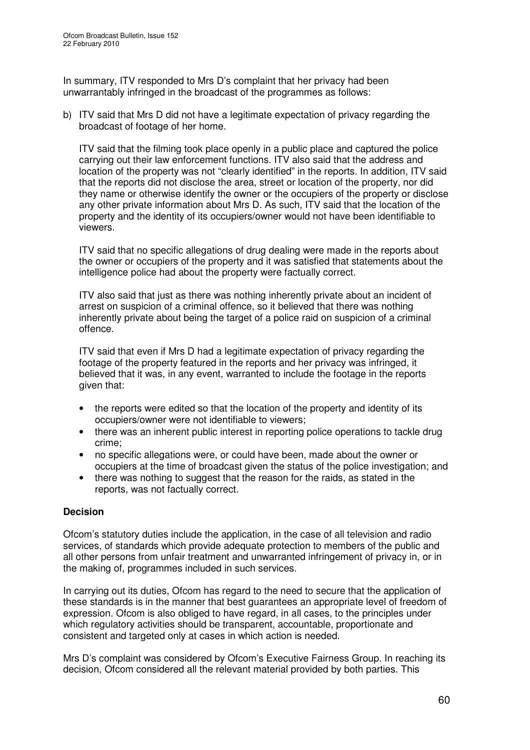In summary, ITV responded to Mrs D's complaint that her privacy had been unwarrantably infringed in the broadcast of the programmes as follows:

b) ITV said that Mrs D did not have a legitimate expectation of privacy regarding the broadcast of footage of her home.

   ITV said that the filming took place openly in a public place and captured the police carrying out their law enforcement functions. ITV also said that the address and location of the property was not "clearly identified" in the reports. In addition, ITV said that the reports did not disclose the area, street or location of the property, nor did they name or otherwise identify the owner or the occupiers of the property or disclose any other private information about Mrs D. As such, ITV said that the location of the property and the identity of its occupiers/owner would not have been identifiable to viewers.

   ITV said that no specific allegations of drug dealing were made in the reports about the owner or occupiers of the property and it was satisfied that statements about the intelligence police had about the property were factually correct.

   ITV also said that just as there was nothing inherently private about an incident of arrest on suspicion of a criminal offence, so it believed that there was nothing inherently private about being the target of a police raid on suspicion of a criminal offence.

   ITV said that even if Mrs D had a legitimate expectation of privacy regarding the footage of the property featured in the reports and her privacy was infringed, it believed that it was, in any event, warranted to include the footage in the reports given that:

   - the reports were edited so that the location of the property and identity of its occupiers/owner were not identifiable to viewers;
   - there was an inherent public interest in reporting police operations to tackle drug crime;
   - no specific allegations were, or could have been, made about the owner or occupiers at the time of broadcast given the status of the police investigation; and
   - there was nothing to suggest that the reason for the raids, as stated in the reports, was not factually correct.

**Decision**

Ofcom's statutory duties include the application, in the case of all television and radio services, of standards which provide adequate protection to members of the public and all other persons from unfair treatment and unwarranted infringement of privacy in, or in the making of, programmes included in such services.

In carrying out its duties, Ofcom has regard to the need to secure that the application of these standards is in the manner that best guarantees an appropriate level of freedom of expression. Ofcom is also obliged to have regard, in all cases, to the principles under which regulatory activities should be transparent, accountable, proportionate and consistent and targeted only at cases in which action is needed.

Mrs D's complaint was considered by Ofcom's Executive Fairness Group. In reaching its decision, Ofcom considered all the relevant material provided by both parties. This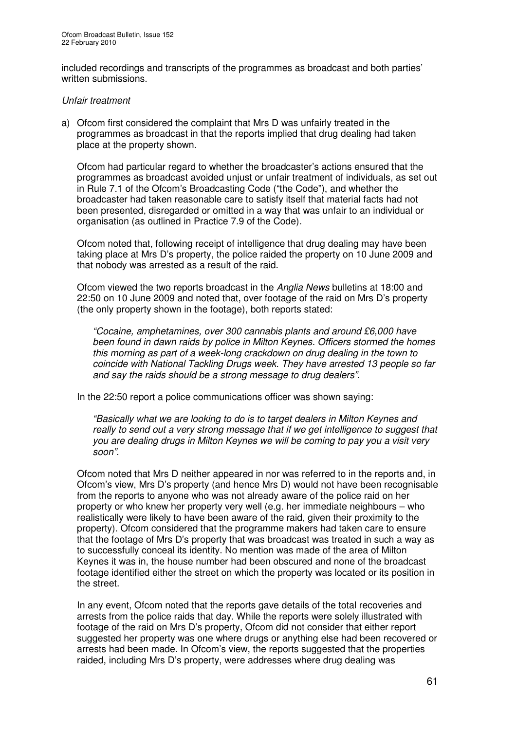included recordings and transcripts of the programmes as broadcast and both parties' written submissions.

*Unfair treatment*

a) Ofcom first considered the complaint that Mrs D was unfairly treated in the programmes as broadcast in that the reports implied that drug dealing had taken place at the property shown.

Ofcom had particular regard to whether the broadcaster's actions ensured that the programmes as broadcast avoided unjust or unfair treatment of individuals, as set out in Rule 7.1 of the Ofcom's Broadcasting Code ("the Code"), and whether the broadcaster had taken reasonable care to satisfy itself that material facts had not been presented, disregarded or omitted in a way that was unfair to an individual or organisation (as outlined in Practice 7.9 of the Code).

Ofcom noted that, following receipt of intelligence that drug dealing may have been taking place at Mrs D's property, the police raided the property on 10 June 2009 and that nobody was arrested as a result of the raid.

Ofcom viewed the two reports broadcast in the *Anglia News* bulletins at 18:00 and 22:50 on 10 June 2009 and noted that, over footage of the raid on Mrs D's property (the only property shown in the footage), both reports stated:

> *"Cocaine, amphetamines, over 300 cannabis plants and around £6,000 have been found in dawn raids by police in Milton Keynes. Officers stormed the homes this morning as part of a week-long crackdown on drug dealing in the town to coincide with National Tackling Drugs week. They have arrested 13 people so far and say the raids should be a strong message to drug dealers".*

In the 22:50 report a police communications officer was shown saying:

> *"Basically what we are looking to do is to target dealers in Milton Keynes and really to send out a very strong message that if we get intelligence to suggest that you are dealing drugs in Milton Keynes we will be coming to pay you a visit very soon".*

Ofcom noted that Mrs D neither appeared in nor was referred to in the reports and, in Ofcom's view, Mrs D's property (and hence Mrs D) would not have been recognisable from the reports to anyone who was not already aware of the police raid on her property or who knew her property very well (e.g. her immediate neighbours – who realistically were likely to have been aware of the raid, given their proximity to the property). Ofcom considered that the programme makers had taken care to ensure that the footage of Mrs D's property that was broadcast was treated in such a way as to successfully conceal its identity. No mention was made of the area of Milton Keynes it was in, the house number had been obscured and none of the broadcast footage identified either the street on which the property was located or its position in the street.

In any event, Ofcom noted that the reports gave details of the total recoveries and arrests from the police raids that day. While the reports were solely illustrated with footage of the raid on Mrs D's property, Ofcom did not consider that either report suggested her property was one where drugs or anything else had been recovered or arrests had been made. In Ofcom's view, the reports suggested that the properties raided, including Mrs D's property, were addresses where drug dealing was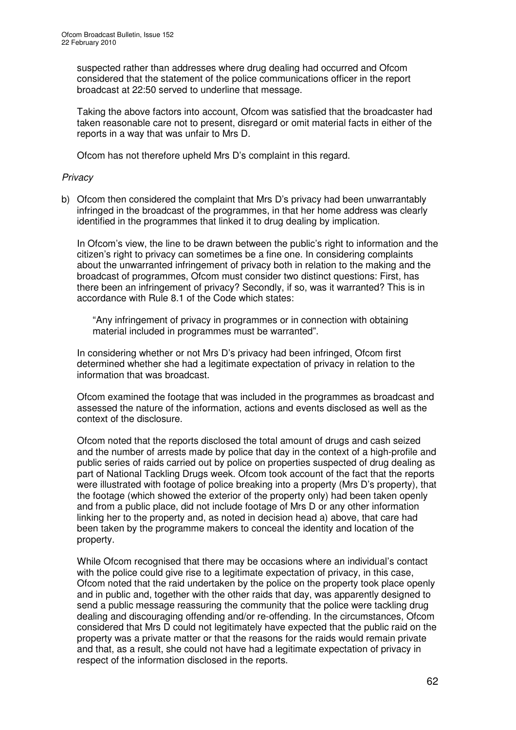suspected rather than addresses where drug dealing had occurred and Ofcom considered that the statement of the police communications officer in the report broadcast at 22:50 served to underline that message.

Taking the above factors into account, Ofcom was satisfied that the broadcaster had taken reasonable care not to present, disregard or omit material facts in either of the reports in a way that was unfair to Mrs D.

Ofcom has not therefore upheld Mrs D's complaint in this regard.

*Privacy*

b) Ofcom then considered the complaint that Mrs D's privacy had been unwarrantably infringed in the broadcast of the programmes, in that her home address was clearly identified in the programmes that linked it to drug dealing by implication.

In Ofcom's view, the line to be drawn between the public's right to information and the citizen's right to privacy can sometimes be a fine one. In considering complaints about the unwarranted infringement of privacy both in relation to the making and the broadcast of programmes, Ofcom must consider two distinct questions: First, has there been an infringement of privacy? Secondly, if so, was it warranted? This is in accordance with Rule 8.1 of the Code which states:

> "Any infringement of privacy in programmes or in connection with obtaining material included in programmes must be warranted".

In considering whether or not Mrs D's privacy had been infringed, Ofcom first determined whether she had a legitimate expectation of privacy in relation to the information that was broadcast.

Ofcom examined the footage that was included in the programmes as broadcast and assessed the nature of the information, actions and events disclosed as well as the context of the disclosure.

Ofcom noted that the reports disclosed the total amount of drugs and cash seized and the number of arrests made by police that day in the context of a high-profile and public series of raids carried out by police on properties suspected of drug dealing as part of National Tackling Drugs week. Ofcom took account of the fact that the reports were illustrated with footage of police breaking into a property (Mrs D's property), that the footage (which showed the exterior of the property only) had been taken openly and from a public place, did not include footage of Mrs D or any other information linking her to the property and, as noted in decision head a) above, that care had been taken by the programme makers to conceal the identity and location of the property.

While Ofcom recognised that there may be occasions where an individual's contact with the police could give rise to a legitimate expectation of privacy, in this case, Ofcom noted that the raid undertaken by the police on the property took place openly and in public and, together with the other raids that day, was apparently designed to send a public message reassuring the community that the police were tackling drug dealing and discouraging offending and/or re-offending. In the circumstances, Ofcom considered that Mrs D could not legitimately have expected that the public raid on the property was a private matter or that the reasons for the raids would remain private and that, as a result, she could not have had a legitimate expectation of privacy in respect of the information disclosed in the reports.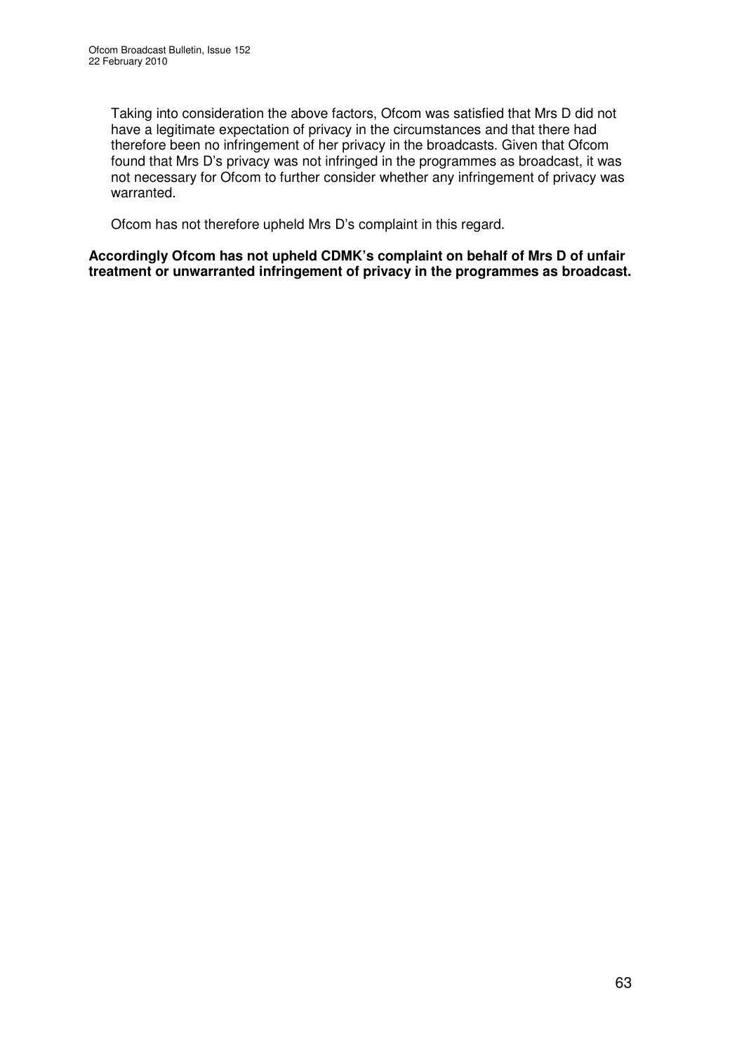Taking into consideration the above factors, Ofcom was satisfied that Mrs D did not have a legitimate expectation of privacy in the circumstances and that there had therefore been no infringement of her privacy in the broadcasts. Given that Ofcom found that Mrs D's privacy was not infringed in the programmes as broadcast, it was not necessary for Ofcom to further consider whether any infringement of privacy was warranted.

Ofcom has not therefore upheld Mrs D's complaint in this regard.

**Accordingly Ofcom has not upheld CDMK's complaint on behalf of Mrs D of unfair treatment or unwarranted infringement of privacy in the programmes as broadcast.**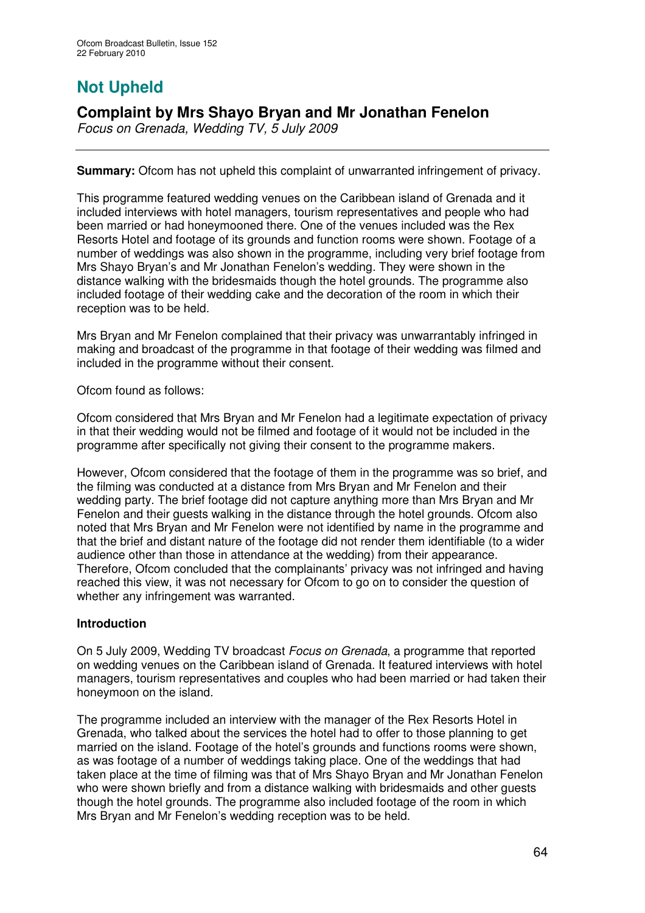# Not Upheld

## Complaint by Mrs Shayo Bryan and Mr Jonathan Fenelon

*Focus on Grenada, Wedding TV, 5 July 2009*

---

**Summary:** Ofcom has not upheld this complaint of unwarranted infringement of privacy.

This programme featured wedding venues on the Caribbean island of Grenada and it included interviews with hotel managers, tourism representatives and people who had been married or had honeymooned there. One of the venues included was the Rex Resorts Hotel and footage of its grounds and function rooms were shown. Footage of a number of weddings was also shown in the programme, including very brief footage from Mrs Shayo Bryan's and Mr Jonathan Fenelon's wedding. They were shown in the distance walking with the bridesmaids though the hotel grounds. The programme also included footage of their wedding cake and the decoration of the room in which their reception was to be held.

Mrs Bryan and Mr Fenelon complained that their privacy was unwarrantably infringed in making and broadcast of the programme in that footage of their wedding was filmed and included in the programme without their consent.

Ofcom found as follows:

Ofcom considered that Mrs Bryan and Mr Fenelon had a legitimate expectation of privacy in that their wedding would not be filmed and footage of it would not be included in the programme after specifically not giving their consent to the programme makers.

However, Ofcom considered that the footage of them in the programme was so brief, and the filming was conducted at a distance from Mrs Bryan and Mr Fenelon and their wedding party. The brief footage did not capture anything more than Mrs Bryan and Mr Fenelon and their guests walking in the distance through the hotel grounds. Ofcom also noted that Mrs Bryan and Mr Fenelon were not identified by name in the programme and that the brief and distant nature of the footage did not render them identifiable (to a wider audience other than those in attendance at the wedding) from their appearance. Therefore, Ofcom concluded that the complainants' privacy was not infringed and having reached this view, it was not necessary for Ofcom to go on to consider the question of whether any infringement was warranted.

### Introduction

On 5 July 2009, Wedding TV broadcast *Focus on Grenada*, a programme that reported on wedding venues on the Caribbean island of Grenada. It featured interviews with hotel managers, tourism representatives and couples who had been married or had taken their honeymoon on the island.

The programme included an interview with the manager of the Rex Resorts Hotel in Grenada, who talked about the services the hotel had to offer to those planning to get married on the island. Footage of the hotel's grounds and functions rooms were shown, as was footage of a number of weddings taking place. One of the weddings that had taken place at the time of filming was that of Mrs Shayo Bryan and Mr Jonathan Fenelon who were shown briefly and from a distance walking with bridesmaids and other guests though the hotel grounds. The programme also included footage of the room in which Mrs Bryan and Mr Fenelon's wedding reception was to be held.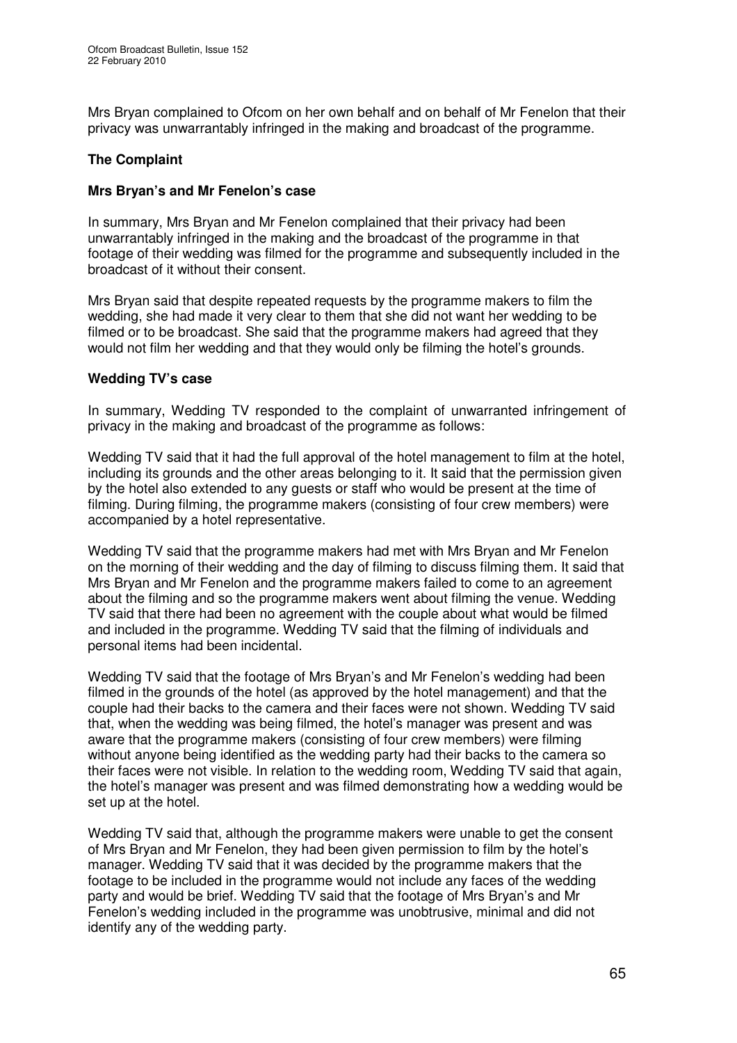Mrs Bryan complained to Ofcom on her own behalf and on behalf of Mr Fenelon that their privacy was unwarrantably infringed in the making and broadcast of the programme.

## The Complaint

### Mrs Bryan's and Mr Fenelon's case

In summary, Mrs Bryan and Mr Fenelon complained that their privacy had been unwarrantably infringed in the making and the broadcast of the programme in that footage of their wedding was filmed for the programme and subsequently included in the broadcast of it without their consent.

Mrs Bryan said that despite repeated requests by the programme makers to film the wedding, she had made it very clear to them that she did not want her wedding to be filmed or to be broadcast. She said that the programme makers had agreed that they would not film her wedding and that they would only be filming the hotel's grounds.

### Wedding TV's case

In summary, Wedding TV responded to the complaint of unwarranted infringement of privacy in the making and broadcast of the programme as follows:

Wedding TV said that it had the full approval of the hotel management to film at the hotel, including its grounds and the other areas belonging to it. It said that the permission given by the hotel also extended to any guests or staff who would be present at the time of filming. During filming, the programme makers (consisting of four crew members) were accompanied by a hotel representative.

Wedding TV said that the programme makers had met with Mrs Bryan and Mr Fenelon on the morning of their wedding and the day of filming to discuss filming them. It said that Mrs Bryan and Mr Fenelon and the programme makers failed to come to an agreement about the filming and so the programme makers went about filming the venue. Wedding TV said that there had been no agreement with the couple about what would be filmed and included in the programme. Wedding TV said that the filming of individuals and personal items had been incidental.

Wedding TV said that the footage of Mrs Bryan's and Mr Fenelon's wedding had been filmed in the grounds of the hotel (as approved by the hotel management) and that the couple had their backs to the camera and their faces were not shown. Wedding TV said that, when the wedding was being filmed, the hotel's manager was present and was aware that the programme makers (consisting of four crew members) were filming without anyone being identified as the wedding party had their backs to the camera so their faces were not visible. In relation to the wedding room, Wedding TV said that again, the hotel's manager was present and was filmed demonstrating how a wedding would be set up at the hotel.

Wedding TV said that, although the programme makers were unable to get the consent of Mrs Bryan and Mr Fenelon, they had been given permission to film by the hotel's manager. Wedding TV said that it was decided by the programme makers that the footage to be included in the programme would not include any faces of the wedding party and would be brief. Wedding TV said that the footage of Mrs Bryan's and Mr Fenelon's wedding included in the programme was unobtrusive, minimal and did not identify any of the wedding party.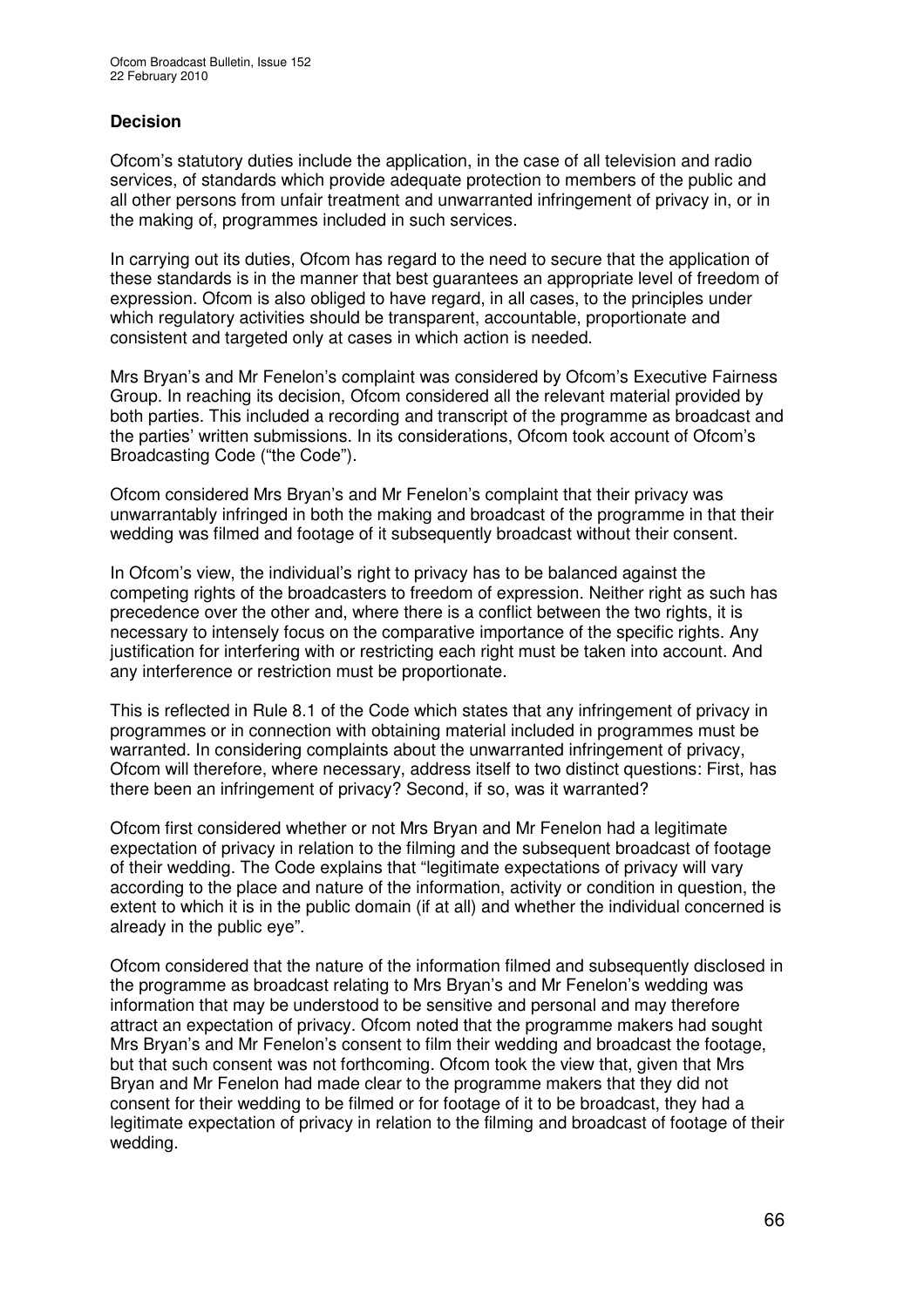### Decision

Ofcom's statutory duties include the application, in the case of all television and radio services, of standards which provide adequate protection to members of the public and all other persons from unfair treatment and unwarranted infringement of privacy in, or in the making of, programmes included in such services.

In carrying out its duties, Ofcom has regard to the need to secure that the application of these standards is in the manner that best guarantees an appropriate level of freedom of expression. Ofcom is also obliged to have regard, in all cases, to the principles under which regulatory activities should be transparent, accountable, proportionate and consistent and targeted only at cases in which action is needed.

Mrs Bryan's and Mr Fenelon's complaint was considered by Ofcom's Executive Fairness Group. In reaching its decision, Ofcom considered all the relevant material provided by both parties. This included a recording and transcript of the programme as broadcast and the parties' written submissions. In its considerations, Ofcom took account of Ofcom's Broadcasting Code ("the Code").

Ofcom considered Mrs Bryan's and Mr Fenelon's complaint that their privacy was unwarrantably infringed in both the making and broadcast of the programme in that their wedding was filmed and footage of it subsequently broadcast without their consent.

In Ofcom's view, the individual's right to privacy has to be balanced against the competing rights of the broadcasters to freedom of expression. Neither right as such has precedence over the other and, where there is a conflict between the two rights, it is necessary to intensely focus on the comparative importance of the specific rights. Any justification for interfering with or restricting each right must be taken into account. And any interference or restriction must be proportionate.

This is reflected in Rule 8.1 of the Code which states that any infringement of privacy in programmes or in connection with obtaining material included in programmes must be warranted. In considering complaints about the unwarranted infringement of privacy, Ofcom will therefore, where necessary, address itself to two distinct questions: First, has there been an infringement of privacy? Second, if so, was it warranted?

Ofcom first considered whether or not Mrs Bryan and Mr Fenelon had a legitimate expectation of privacy in relation to the filming and the subsequent broadcast of footage of their wedding. The Code explains that "legitimate expectations of privacy will vary according to the place and nature of the information, activity or condition in question, the extent to which it is in the public domain (if at all) and whether the individual concerned is already in the public eye".

Ofcom considered that the nature of the information filmed and subsequently disclosed in the programme as broadcast relating to Mrs Bryan's and Mr Fenelon's wedding was information that may be understood to be sensitive and personal and may therefore attract an expectation of privacy. Ofcom noted that the programme makers had sought Mrs Bryan's and Mr Fenelon's consent to film their wedding and broadcast the footage, but that such consent was not forthcoming. Ofcom took the view that, given that Mrs Bryan and Mr Fenelon had made clear to the programme makers that they did not consent for their wedding to be filmed or for footage of it to be broadcast, they had a legitimate expectation of privacy in relation to the filming and broadcast of footage of their wedding.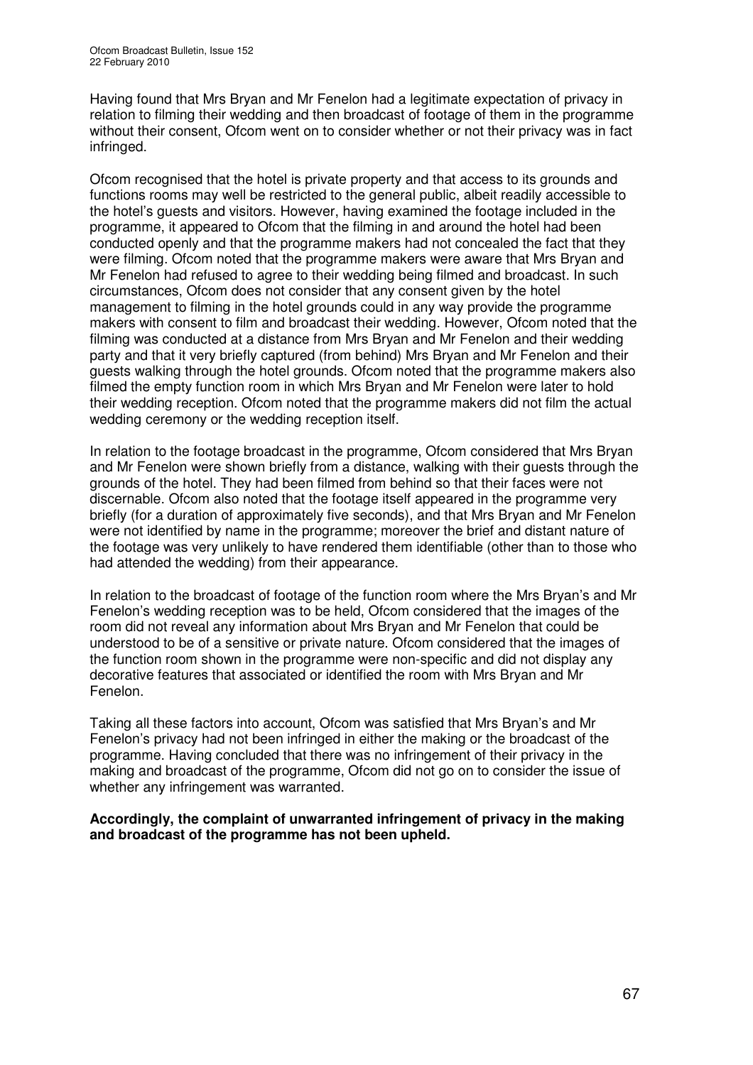Having found that Mrs Bryan and Mr Fenelon had a legitimate expectation of privacy in relation to filming their wedding and then broadcast of footage of them in the programme without their consent, Ofcom went on to consider whether or not their privacy was in fact infringed.

Ofcom recognised that the hotel is private property and that access to its grounds and functions rooms may well be restricted to the general public, albeit readily accessible to the hotel's guests and visitors. However, having examined the footage included in the programme, it appeared to Ofcom that the filming in and around the hotel had been conducted openly and that the programme makers had not concealed the fact that they were filming. Ofcom noted that the programme makers were aware that Mrs Bryan and Mr Fenelon had refused to agree to their wedding being filmed and broadcast. In such circumstances, Ofcom does not consider that any consent given by the hotel management to filming in the hotel grounds could in any way provide the programme makers with consent to film and broadcast their wedding. However, Ofcom noted that the filming was conducted at a distance from Mrs Bryan and Mr Fenelon and their wedding party and that it very briefly captured (from behind) Mrs Bryan and Mr Fenelon and their guests walking through the hotel grounds. Ofcom noted that the programme makers also filmed the empty function room in which Mrs Bryan and Mr Fenelon were later to hold their wedding reception. Ofcom noted that the programme makers did not film the actual wedding ceremony or the wedding reception itself.

In relation to the footage broadcast in the programme, Ofcom considered that Mrs Bryan and Mr Fenelon were shown briefly from a distance, walking with their guests through the grounds of the hotel. They had been filmed from behind so that their faces were not discernable. Ofcom also noted that the footage itself appeared in the programme very briefly (for a duration of approximately five seconds), and that Mrs Bryan and Mr Fenelon were not identified by name in the programme; moreover the brief and distant nature of the footage was very unlikely to have rendered them identifiable (other than to those who had attended the wedding) from their appearance.

In relation to the broadcast of footage of the function room where the Mrs Bryan's and Mr Fenelon's wedding reception was to be held, Ofcom considered that the images of the room did not reveal any information about Mrs Bryan and Mr Fenelon that could be understood to be of a sensitive or private nature. Ofcom considered that the images of the function room shown in the programme were non-specific and did not display any decorative features that associated or identified the room with Mrs Bryan and Mr Fenelon.

Taking all these factors into account, Ofcom was satisfied that Mrs Bryan's and Mr Fenelon's privacy had not been infringed in either the making or the broadcast of the programme. Having concluded that there was no infringement of their privacy in the making and broadcast of the programme, Ofcom did not go on to consider the issue of whether any infringement was warranted.

**Accordingly, the complaint of unwarranted infringement of privacy in the making and broadcast of the programme has not been upheld.**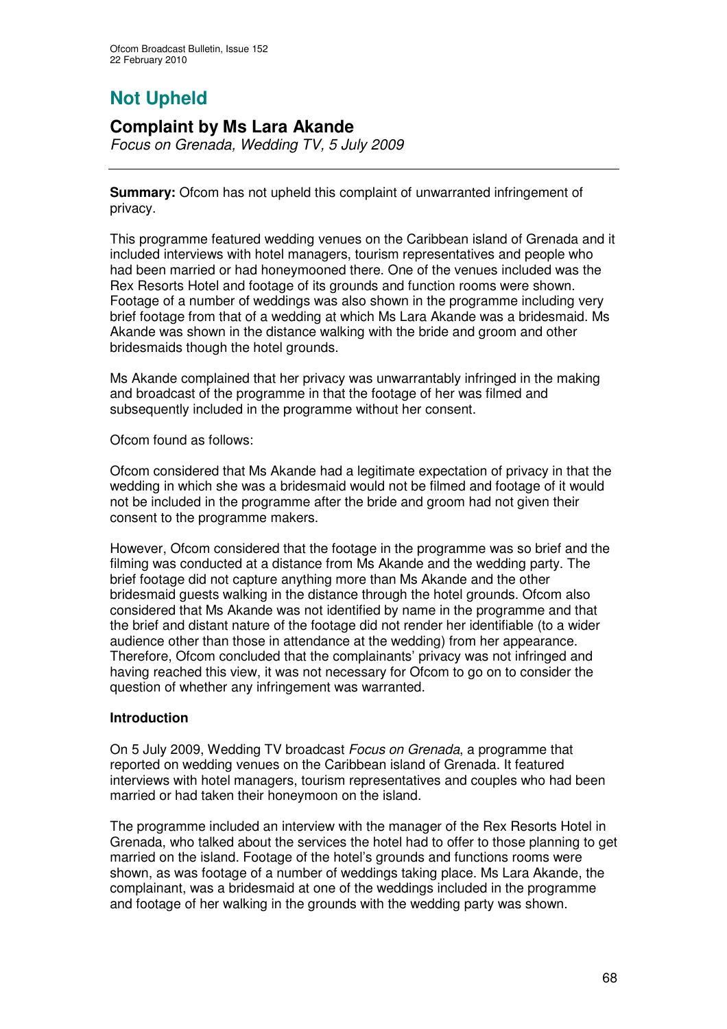# Not Upheld

## Complaint by Ms Lara Akande

*Focus on Grenada, Wedding TV, 5 July 2009*

**Summary:** Ofcom has not upheld this complaint of unwarranted infringement of privacy.

This programme featured wedding venues on the Caribbean island of Grenada and it included interviews with hotel managers, tourism representatives and people who had been married or had honeymooned there. One of the venues included was the Rex Resorts Hotel and footage of its grounds and function rooms were shown. Footage of a number of weddings was also shown in the programme including very brief footage from that of a wedding at which Ms Lara Akande was a bridesmaid. Ms Akande was shown in the distance walking with the bride and groom and other bridesmaids though the hotel grounds.

Ms Akande complained that her privacy was unwarrantably infringed in the making and broadcast of the programme in that the footage of her was filmed and subsequently included in the programme without her consent.

Ofcom found as follows:

Ofcom considered that Ms Akande had a legitimate expectation of privacy in that the wedding in which she was a bridesmaid would not be filmed and footage of it would not be included in the programme after the bride and groom had not given their consent to the programme makers.

However, Ofcom considered that the footage in the programme was so brief and the filming was conducted at a distance from Ms Akande and the wedding party. The brief footage did not capture anything more than Ms Akande and the other bridesmaid guests walking in the distance through the hotel grounds. Ofcom also considered that Ms Akande was not identified by name in the programme and that the brief and distant nature of the footage did not render her identifiable (to a wider audience other than those in attendance at the wedding) from her appearance. Therefore, Ofcom concluded that the complainants' privacy was not infringed and having reached this view, it was not necessary for Ofcom to go on to consider the question of whether any infringement was warranted.

### Introduction

On 5 July 2009, Wedding TV broadcast *Focus on Grenada*, a programme that reported on wedding venues on the Caribbean island of Grenada. It featured interviews with hotel managers, tourism representatives and couples who had been married or had taken their honeymoon on the island.

The programme included an interview with the manager of the Rex Resorts Hotel in Grenada, who talked about the services the hotel had to offer to those planning to get married on the island. Footage of the hotel's grounds and functions rooms were shown, as was footage of a number of weddings taking place. Ms Lara Akande, the complainant, was a bridesmaid at one of the weddings included in the programme and footage of her walking in the grounds with the wedding party was shown.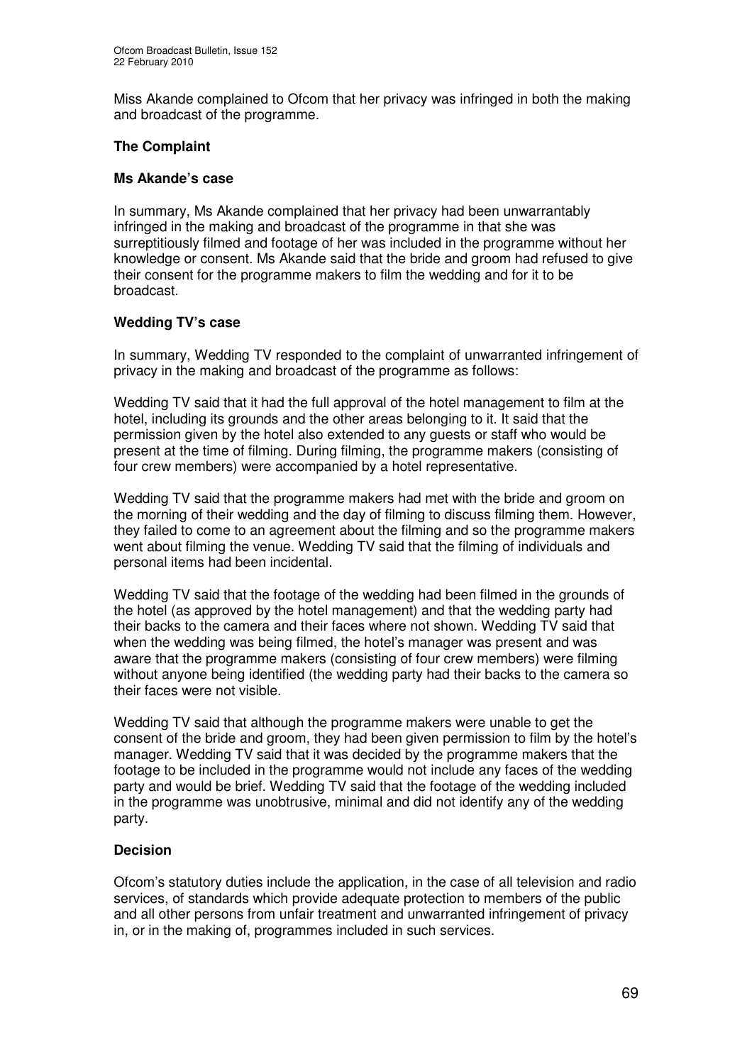Miss Akande complained to Ofcom that her privacy was infringed in both the making and broadcast of the programme.

### The Complaint

#### Ms Akande's case

In summary, Ms Akande complained that her privacy had been unwarrantably infringed in the making and broadcast of the programme in that she was surreptitiously filmed and footage of her was included in the programme without her knowledge or consent. Ms Akande said that the bride and groom had refused to give their consent for the programme makers to film the wedding and for it to be broadcast.

#### Wedding TV's case

In summary, Wedding TV responded to the complaint of unwarranted infringement of privacy in the making and broadcast of the programme as follows:

Wedding TV said that it had the full approval of the hotel management to film at the hotel, including its grounds and the other areas belonging to it. It said that the permission given by the hotel also extended to any guests or staff who would be present at the time of filming. During filming, the programme makers (consisting of four crew members) were accompanied by a hotel representative.

Wedding TV said that the programme makers had met with the bride and groom on the morning of their wedding and the day of filming to discuss filming them. However, they failed to come to an agreement about the filming and so the programme makers went about filming the venue. Wedding TV said that the filming of individuals and personal items had been incidental.

Wedding TV said that the footage of the wedding had been filmed in the grounds of the hotel (as approved by the hotel management) and that the wedding party had their backs to the camera and their faces where not shown. Wedding TV said that when the wedding was being filmed, the hotel's manager was present and was aware that the programme makers (consisting of four crew members) were filming without anyone being identified (the wedding party had their backs to the camera so their faces were not visible.

Wedding TV said that although the programme makers were unable to get the consent of the bride and groom, they had been given permission to film by the hotel's manager. Wedding TV said that it was decided by the programme makers that the footage to be included in the programme would not include any faces of the wedding party and would be brief. Wedding TV said that the footage of the wedding included in the programme was unobtrusive, minimal and did not identify any of the wedding party.

### Decision

Ofcom's statutory duties include the application, in the case of all television and radio services, of standards which provide adequate protection to members of the public and all other persons from unfair treatment and unwarranted infringement of privacy in, or in the making of, programmes included in such services.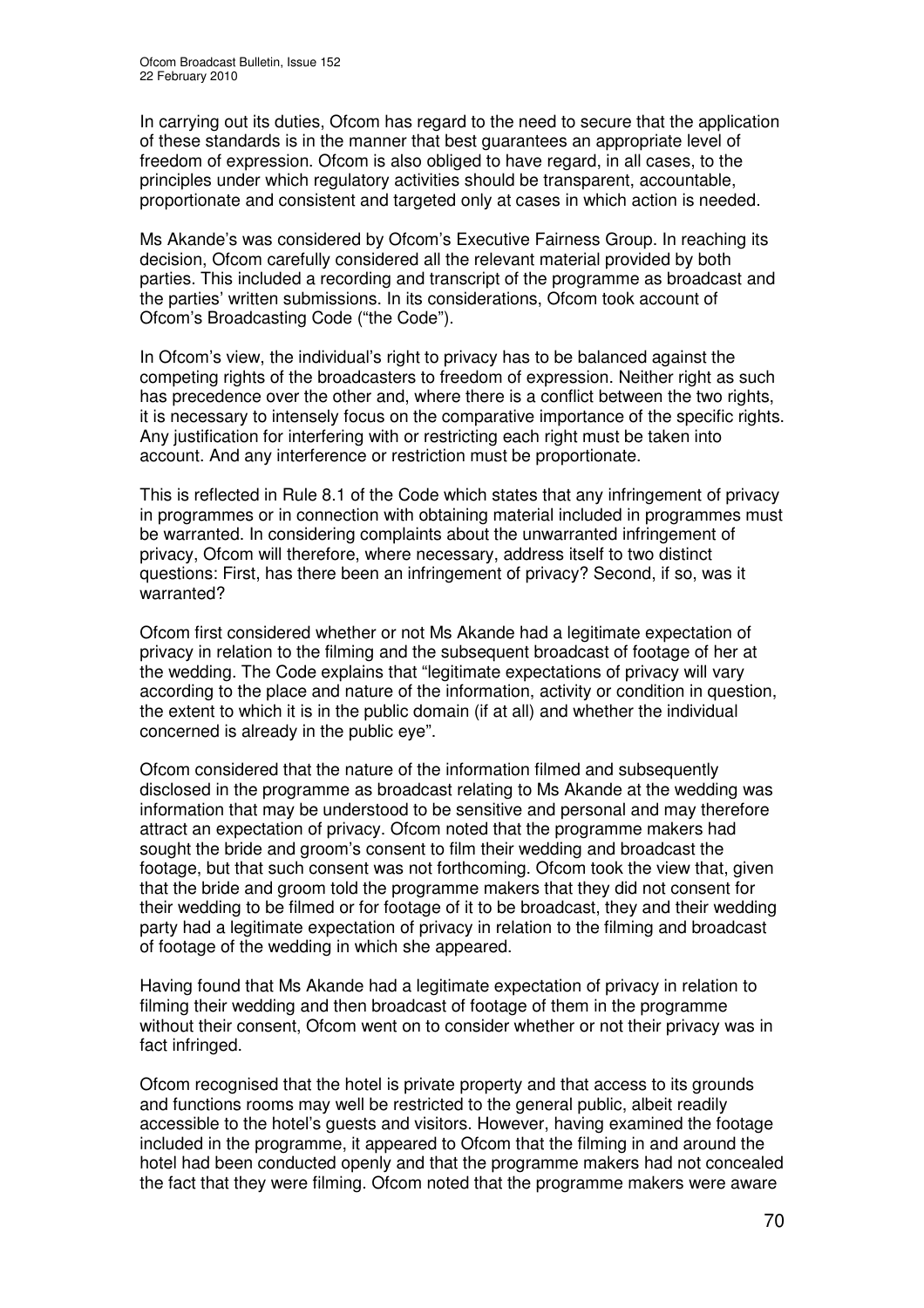In carrying out its duties, Ofcom has regard to the need to secure that the application of these standards is in the manner that best guarantees an appropriate level of freedom of expression. Ofcom is also obliged to have regard, in all cases, to the principles under which regulatory activities should be transparent, accountable, proportionate and consistent and targeted only at cases in which action is needed.

Ms Akande's was considered by Ofcom's Executive Fairness Group. In reaching its decision, Ofcom carefully considered all the relevant material provided by both parties. This included a recording and transcript of the programme as broadcast and the parties' written submissions. In its considerations, Ofcom took account of Ofcom's Broadcasting Code ("the Code").

In Ofcom's view, the individual's right to privacy has to be balanced against the competing rights of the broadcasters to freedom of expression. Neither right as such has precedence over the other and, where there is a conflict between the two rights, it is necessary to intensely focus on the comparative importance of the specific rights. Any justification for interfering with or restricting each right must be taken into account. And any interference or restriction must be proportionate.

This is reflected in Rule 8.1 of the Code which states that any infringement of privacy in programmes or in connection with obtaining material included in programmes must be warranted. In considering complaints about the unwarranted infringement of privacy, Ofcom will therefore, where necessary, address itself to two distinct questions: First, has there been an infringement of privacy? Second, if so, was it warranted?

Ofcom first considered whether or not Ms Akande had a legitimate expectation of privacy in relation to the filming and the subsequent broadcast of footage of her at the wedding. The Code explains that "legitimate expectations of privacy will vary according to the place and nature of the information, activity or condition in question, the extent to which it is in the public domain (if at all) and whether the individual concerned is already in the public eye".

Ofcom considered that the nature of the information filmed and subsequently disclosed in the programme as broadcast relating to Ms Akande at the wedding was information that may be understood to be sensitive and personal and may therefore attract an expectation of privacy. Ofcom noted that the programme makers had sought the bride and groom's consent to film their wedding and broadcast the footage, but that such consent was not forthcoming. Ofcom took the view that, given that the bride and groom told the programme makers that they did not consent for their wedding to be filmed or for footage of it to be broadcast, they and their wedding party had a legitimate expectation of privacy in relation to the filming and broadcast of footage of the wedding in which she appeared.

Having found that Ms Akande had a legitimate expectation of privacy in relation to filming their wedding and then broadcast of footage of them in the programme without their consent, Ofcom went on to consider whether or not their privacy was in fact infringed.

Ofcom recognised that the hotel is private property and that access to its grounds and functions rooms may well be restricted to the general public, albeit readily accessible to the hotel's guests and visitors. However, having examined the footage included in the programme, it appeared to Ofcom that the filming in and around the hotel had been conducted openly and that the programme makers had not concealed the fact that they were filming. Ofcom noted that the programme makers were aware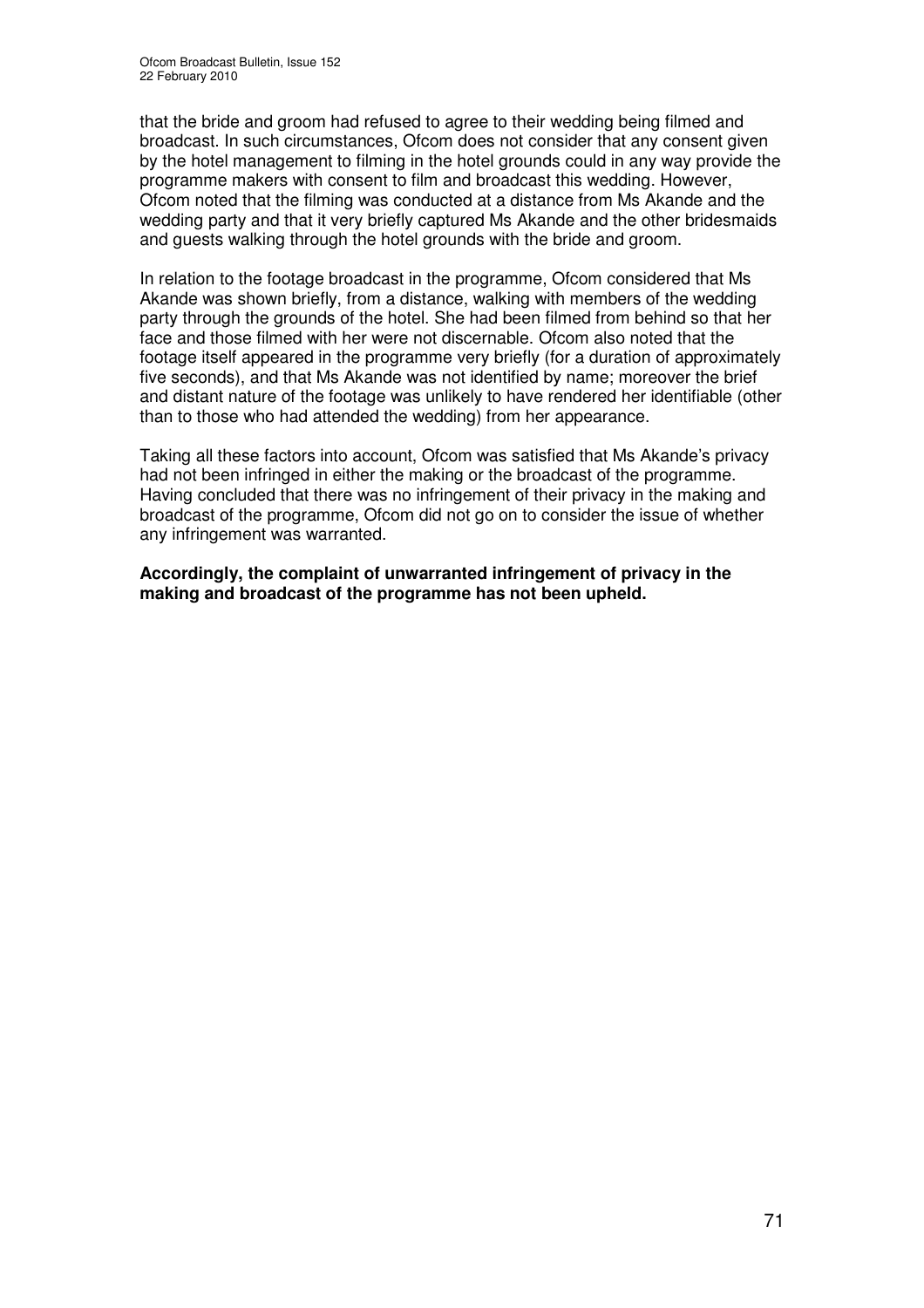that the bride and groom had refused to agree to their wedding being filmed and broadcast. In such circumstances, Ofcom does not consider that any consent given by the hotel management to filming in the hotel grounds could in any way provide the programme makers with consent to film and broadcast this wedding. However, Ofcom noted that the filming was conducted at a distance from Ms Akande and the wedding party and that it very briefly captured Ms Akande and the other bridesmaids and guests walking through the hotel grounds with the bride and groom.

In relation to the footage broadcast in the programme, Ofcom considered that Ms Akande was shown briefly, from a distance, walking with members of the wedding party through the grounds of the hotel. She had been filmed from behind so that her face and those filmed with her were not discernable. Ofcom also noted that the footage itself appeared in the programme very briefly (for a duration of approximately five seconds), and that Ms Akande was not identified by name; moreover the brief and distant nature of the footage was unlikely to have rendered her identifiable (other than to those who had attended the wedding) from her appearance.

Taking all these factors into account, Ofcom was satisfied that Ms Akande's privacy had not been infringed in either the making or the broadcast of the programme. Having concluded that there was no infringement of their privacy in the making and broadcast of the programme, Ofcom did not go on to consider the issue of whether any infringement was warranted.

**Accordingly, the complaint of unwarranted infringement of privacy in the making and broadcast of the programme has not been upheld.**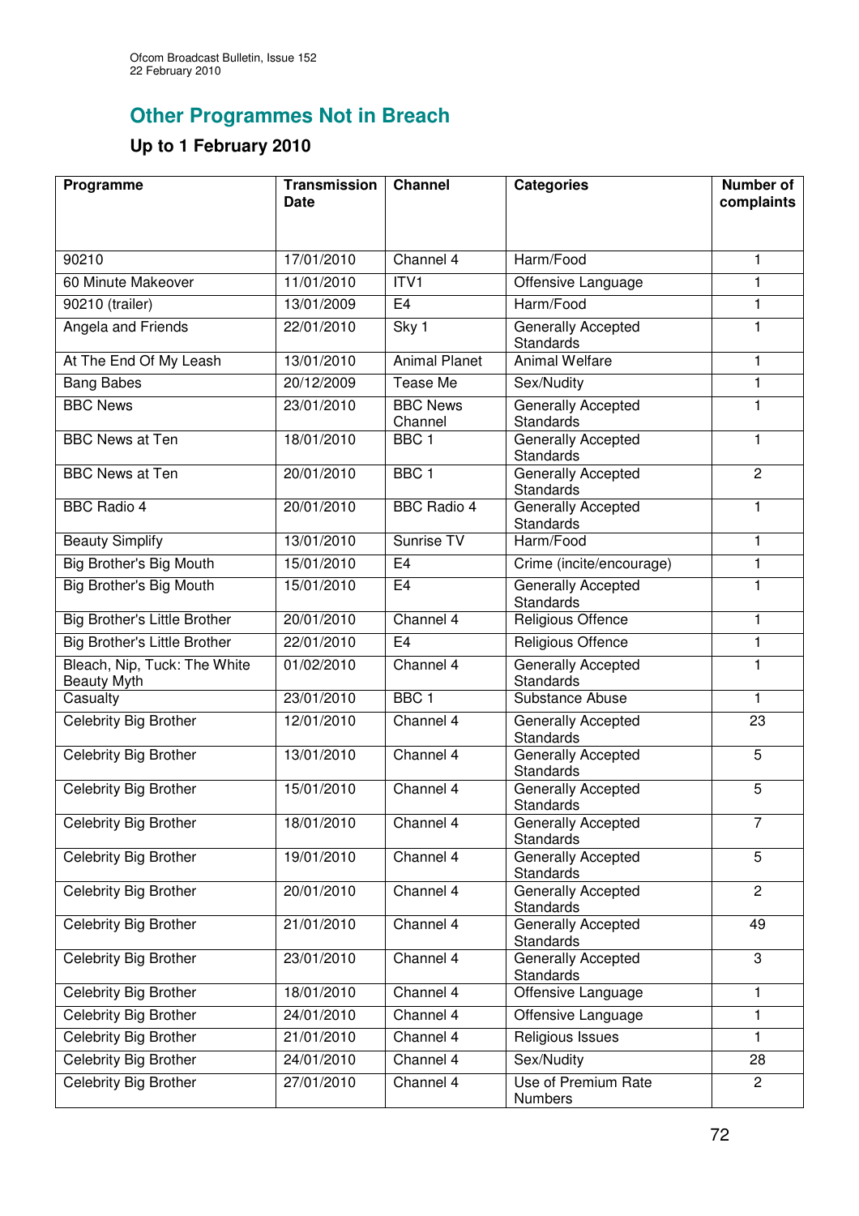## Other Programmes Not in Breach

### Up to 1 February 2010

| Programme | Transmission Date | Channel | Categories | Number of complaints |
|---|---|---|---|---|
| 90210 | 17/01/2010 | Channel 4 | Harm/Food | 1 |
| 60 Minute Makeover | 11/01/2010 | ITV1 | Offensive Language | 1 |
| 90210 (trailer) | 13/01/2009 | E4 | Harm/Food | 1 |
| Angela and Friends | 22/01/2010 | Sky 1 | Generally Accepted Standards | 1 |
| At The End Of My Leash | 13/01/2010 | Animal Planet | Animal Welfare | 1 |
| Bang Babes | 20/12/2009 | Tease Me | Sex/Nudity | 1 |
| BBC News | 23/01/2010 | BBC News Channel | Generally Accepted Standards | 1 |
| BBC News at Ten | 18/01/2010 | BBC 1 | Generally Accepted Standards | 1 |
| BBC News at Ten | 20/01/2010 | BBC 1 | Generally Accepted Standards | 2 |
| BBC Radio 4 | 20/01/2010 | BBC Radio 4 | Generally Accepted Standards | 1 |
| Beauty Simplify | 13/01/2010 | Sunrise TV | Harm/Food | 1 |
| Big Brother's Big Mouth | 15/01/2010 | E4 | Crime (incite/encourage) | 1 |
| Big Brother's Big Mouth | 15/01/2010 | E4 | Generally Accepted Standards | 1 |
| Big Brother's Little Brother | 20/01/2010 | Channel 4 | Religious Offence | 1 |
| Big Brother's Little Brother | 22/01/2010 | E4 | Religious Offence | 1 |
| Bleach, Nip, Tuck: The White Beauty Myth | 01/02/2010 | Channel 4 | Generally Accepted Standards | 1 |
| Casualty | 23/01/2010 | BBC 1 | Substance Abuse | 1 |
| Celebrity Big Brother | 12/01/2010 | Channel 4 | Generally Accepted Standards | 23 |
| Celebrity Big Brother | 13/01/2010 | Channel 4 | Generally Accepted Standards | 5 |
| Celebrity Big Brother | 15/01/2010 | Channel 4 | Generally Accepted Standards | 5 |
| Celebrity Big Brother | 18/01/2010 | Channel 4 | Generally Accepted Standards | 7 |
| Celebrity Big Brother | 19/01/2010 | Channel 4 | Generally Accepted Standards | 5 |
| Celebrity Big Brother | 20/01/2010 | Channel 4 | Generally Accepted Standards | 2 |
| Celebrity Big Brother | 21/01/2010 | Channel 4 | Generally Accepted Standards | 49 |
| Celebrity Big Brother | 23/01/2010 | Channel 4 | Generally Accepted Standards | 3 |
| Celebrity Big Brother | 18/01/2010 | Channel 4 | Offensive Language | 1 |
| Celebrity Big Brother | 24/01/2010 | Channel 4 | Offensive Language | 1 |
| Celebrity Big Brother | 21/01/2010 | Channel 4 | Religious Issues | 1 |
| Celebrity Big Brother | 24/01/2010 | Channel 4 | Sex/Nudity | 28 |
| Celebrity Big Brother | 27/01/2010 | Channel 4 | Use of Premium Rate Numbers | 2 |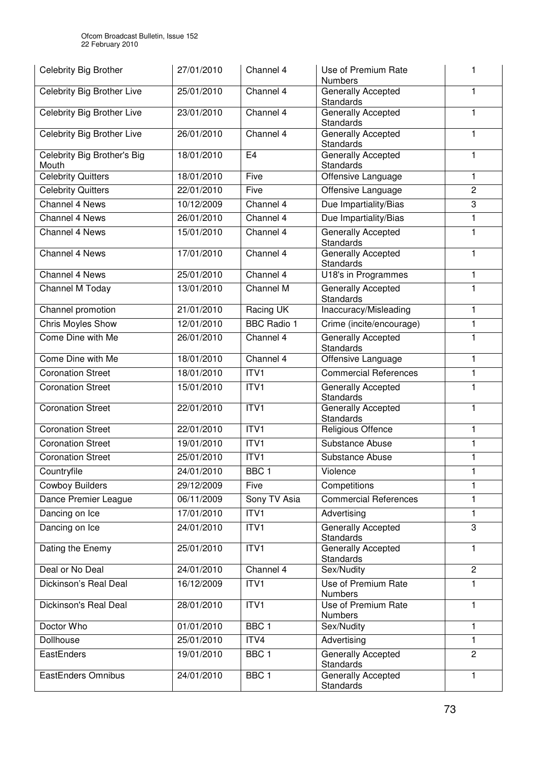| Celebrity Big Brother | 27/01/2010 | Channel 4 | Use of Premium Rate Numbers | 1 |
|---|---|---|---|---|
| Celebrity Big Brother Live | 25/01/2010 | Channel 4 | Generally Accepted Standards | 1 |
| Celebrity Big Brother Live | 23/01/2010 | Channel 4 | Generally Accepted Standards | 1 |
| Celebrity Big Brother Live | 26/01/2010 | Channel 4 | Generally Accepted Standards | 1 |
| Celebrity Big Brother's Big Mouth | 18/01/2010 | E4 | Generally Accepted Standards | 1 |
| Celebrity Quitters | 18/01/2010 | Five | Offensive Language | 1 |
| Celebrity Quitters | 22/01/2010 | Five | Offensive Language | 2 |
| Channel 4 News | 10/12/2009 | Channel 4 | Due Impartiality/Bias | 3 |
| Channel 4 News | 26/01/2010 | Channel 4 | Due Impartiality/Bias | 1 |
| Channel 4 News | 15/01/2010 | Channel 4 | Generally Accepted Standards | 1 |
| Channel 4 News | 17/01/2010 | Channel 4 | Generally Accepted Standards | 1 |
| Channel 4 News | 25/01/2010 | Channel 4 | U18's in Programmes | 1 |
| Channel M Today | 13/01/2010 | Channel M | Generally Accepted Standards | 1 |
| Channel promotion | 21/01/2010 | Racing UK | Inaccuracy/Misleading | 1 |
| Chris Moyles Show | 12/01/2010 | BBC Radio 1 | Crime (incite/encourage) | 1 |
| Come Dine with Me | 26/01/2010 | Channel 4 | Generally Accepted Standards | 1 |
| Come Dine with Me | 18/01/2010 | Channel 4 | Offensive Language | 1 |
| Coronation Street | 18/01/2010 | ITV1 | Commercial References | 1 |
| Coronation Street | 15/01/2010 | ITV1 | Generally Accepted Standards | 1 |
| Coronation Street | 22/01/2010 | ITV1 | Generally Accepted Standards | 1 |
| Coronation Street | 22/01/2010 | ITV1 | Religious Offence | 1 |
| Coronation Street | 19/01/2010 | ITV1 | Substance Abuse | 1 |
| Coronation Street | 25/01/2010 | ITV1 | Substance Abuse | 1 |
| Countryfile | 24/01/2010 | BBC 1 | Violence | 1 |
| Cowboy Builders | 29/12/2009 | Five | Competitions | 1 |
| Dance Premier League | 06/11/2009 | Sony TV Asia | Commercial References | 1 |
| Dancing on Ice | 17/01/2010 | ITV1 | Advertising | 1 |
| Dancing on Ice | 24/01/2010 | ITV1 | Generally Accepted Standards | 3 |
| Dating the Enemy | 25/01/2010 | ITV1 | Generally Accepted Standards | 1 |
| Deal or No Deal | 24/01/2010 | Channel 4 | Sex/Nudity | 2 |
| Dickinson's Real Deal | 16/12/2009 | ITV1 | Use of Premium Rate Numbers | 1 |
| Dickinson's Real Deal | 28/01/2010 | ITV1 | Use of Premium Rate Numbers | 1 |
| Doctor Who | 01/01/2010 | BBC 1 | Sex/Nudity | 1 |
| Dollhouse | 25/01/2010 | ITV4 | Advertising | 1 |
| EastEnders | 19/01/2010 | BBC 1 | Generally Accepted Standards | 2 |
| EastEnders Omnibus | 24/01/2010 | BBC 1 | Generally Accepted Standards | 1 |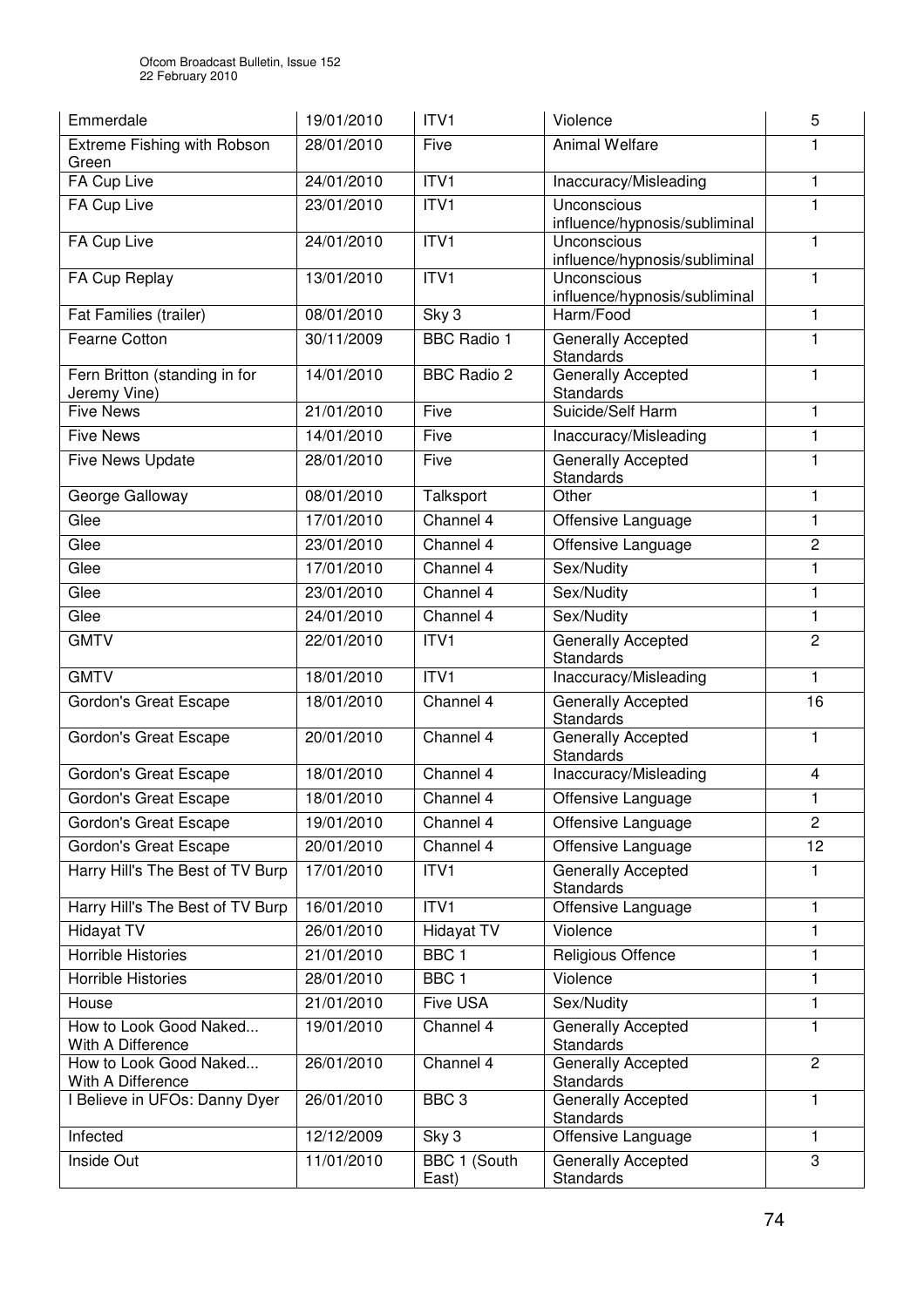| Emmerdale | 19/01/2010 | ITV1 | Violence | 5 |
|---|---|---|---|---|
| Extreme Fishing with Robson Green | 28/01/2010 | Five | Animal Welfare | 1 |
| FA Cup Live | 24/01/2010 | ITV1 | Inaccuracy/Misleading | 1 |
| FA Cup Live | 23/01/2010 | ITV1 | Unconscious influence/hypnosis/subliminal | 1 |
| FA Cup Live | 24/01/2010 | ITV1 | Unconscious influence/hypnosis/subliminal | 1 |
| FA Cup Replay | 13/01/2010 | ITV1 | Unconscious influence/hypnosis/subliminal | 1 |
| Fat Families (trailer) | 08/01/2010 | Sky 3 | Harm/Food | 1 |
| Fearne Cotton | 30/11/2009 | BBC Radio 1 | Generally Accepted Standards | 1 |
| Fern Britton (standing in for Jeremy Vine) | 14/01/2010 | BBC Radio 2 | Generally Accepted Standards | 1 |
| Five News | 21/01/2010 | Five | Suicide/Self Harm | 1 |
| Five News | 14/01/2010 | Five | Inaccuracy/Misleading | 1 |
| Five News Update | 28/01/2010 | Five | Generally Accepted Standards | 1 |
| George Galloway | 08/01/2010 | Talksport | Other | 1 |
| Glee | 17/01/2010 | Channel 4 | Offensive Language | 1 |
| Glee | 23/01/2010 | Channel 4 | Offensive Language | 2 |
| Glee | 17/01/2010 | Channel 4 | Sex/Nudity | 1 |
| Glee | 23/01/2010 | Channel 4 | Sex/Nudity | 1 |
| Glee | 24/01/2010 | Channel 4 | Sex/Nudity | 1 |
| GMTV | 22/01/2010 | ITV1 | Generally Accepted Standards | 2 |
| GMTV | 18/01/2010 | ITV1 | Inaccuracy/Misleading | 1 |
| Gordon's Great Escape | 18/01/2010 | Channel 4 | Generally Accepted Standards | 16 |
| Gordon's Great Escape | 20/01/2010 | Channel 4 | Generally Accepted Standards | 1 |
| Gordon's Great Escape | 18/01/2010 | Channel 4 | Inaccuracy/Misleading | 4 |
| Gordon's Great Escape | 18/01/2010 | Channel 4 | Offensive Language | 1 |
| Gordon's Great Escape | 19/01/2010 | Channel 4 | Offensive Language | 2 |
| Gordon's Great Escape | 20/01/2010 | Channel 4 | Offensive Language | 12 |
| Harry Hill's The Best of TV Burp | 17/01/2010 | ITV1 | Generally Accepted Standards | 1 |
| Harry Hill's The Best of TV Burp | 16/01/2010 | ITV1 | Offensive Language | 1 |
| Hidayat TV | 26/01/2010 | Hidayat TV | Violence | 1 |
| Horrible Histories | 21/01/2010 | BBC 1 | Religious Offence | 1 |
| Horrible Histories | 28/01/2010 | BBC 1 | Violence | 1 |
| House | 21/01/2010 | Five USA | Sex/Nudity | 1 |
| How to Look Good Naked... With A Difference | 19/01/2010 | Channel 4 | Generally Accepted Standards | 1 |
| How to Look Good Naked... With A Difference | 26/01/2010 | Channel 4 | Generally Accepted Standards | 2 |
| I Believe in UFOs: Danny Dyer | 26/01/2010 | BBC 3 | Generally Accepted Standards | 1 |
| Infected | 12/12/2009 | Sky 3 | Offensive Language | 1 |
| Inside Out | 11/01/2010 | BBC 1 (South East) | Generally Accepted Standards | 3 |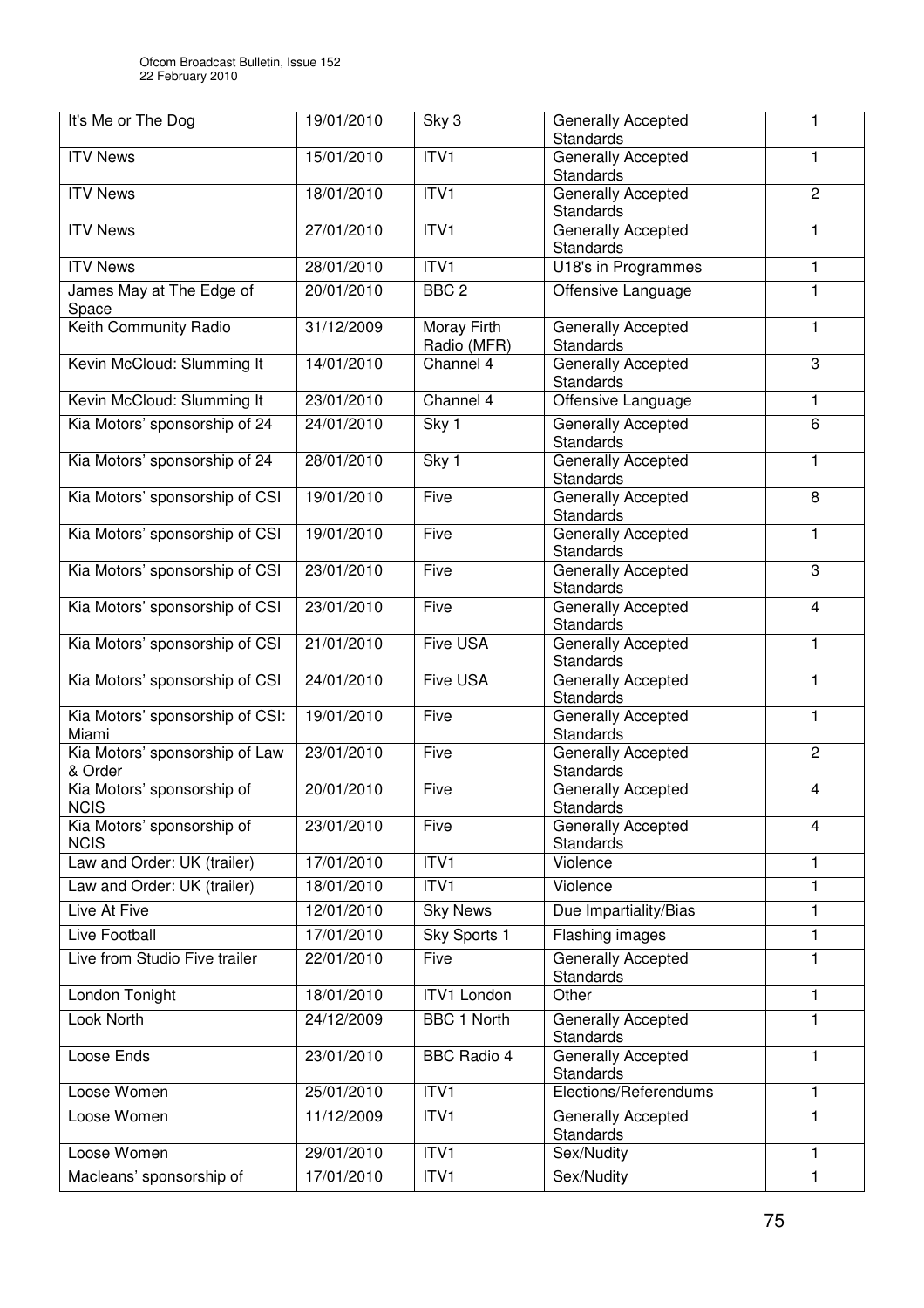| It's Me or The Dog | 19/01/2010 | Sky 3 | Generally Accepted Standards | 1 |
|---|---|---|---|---|
| ITV News | 15/01/2010 | ITV1 | Generally Accepted Standards | 1 |
| ITV News | 18/01/2010 | ITV1 | Generally Accepted Standards | 2 |
| ITV News | 27/01/2010 | ITV1 | Generally Accepted Standards | 1 |
| ITV News | 28/01/2010 | ITV1 | U18's in Programmes | 1 |
| James May at The Edge of Space | 20/01/2010 | BBC 2 | Offensive Language | 1 |
| Keith Community Radio | 31/12/2009 | Moray Firth Radio (MFR) | Generally Accepted Standards | 1 |
| Kevin McCloud: Slumming It | 14/01/2010 | Channel 4 | Generally Accepted Standards | 3 |
| Kevin McCloud: Slumming It | 23/01/2010 | Channel 4 | Offensive Language | 1 |
| Kia Motors' sponsorship of 24 | 24/01/2010 | Sky 1 | Generally Accepted Standards | 6 |
| Kia Motors' sponsorship of 24 | 28/01/2010 | Sky 1 | Generally Accepted Standards | 1 |
| Kia Motors' sponsorship of CSI | 19/01/2010 | Five | Generally Accepted Standards | 8 |
| Kia Motors' sponsorship of CSI | 19/01/2010 | Five | Generally Accepted Standards | 1 |
| Kia Motors' sponsorship of CSI | 23/01/2010 | Five | Generally Accepted Standards | 3 |
| Kia Motors' sponsorship of CSI | 23/01/2010 | Five | Generally Accepted Standards | 4 |
| Kia Motors' sponsorship of CSI | 21/01/2010 | Five USA | Generally Accepted Standards | 1 |
| Kia Motors' sponsorship of CSI | 24/01/2010 | Five USA | Generally Accepted Standards | 1 |
| Kia Motors' sponsorship of CSI: Miami | 19/01/2010 | Five | Generally Accepted Standards | 1 |
| Kia Motors' sponsorship of Law & Order | 23/01/2010 | Five | Generally Accepted Standards | 2 |
| Kia Motors' sponsorship of NCIS | 20/01/2010 | Five | Generally Accepted Standards | 4 |
| Kia Motors' sponsorship of NCIS | 23/01/2010 | Five | Generally Accepted Standards | 4 |
| Law and Order: UK (trailer) | 17/01/2010 | ITV1 | Violence | 1 |
| Law and Order: UK (trailer) | 18/01/2010 | ITV1 | Violence | 1 |
| Live At Five | 12/01/2010 | Sky News | Due Impartiality/Bias | 1 |
| Live Football | 17/01/2010 | Sky Sports 1 | Flashing images | 1 |
| Live from Studio Five trailer | 22/01/2010 | Five | Generally Accepted Standards | 1 |
| London Tonight | 18/01/2010 | ITV1 London | Other | 1 |
| Look North | 24/12/2009 | BBC 1 North | Generally Accepted Standards | 1 |
| Loose Ends | 23/01/2010 | BBC Radio 4 | Generally Accepted Standards | 1 |
| Loose Women | 25/01/2010 | ITV1 | Elections/Referendums | 1 |
| Loose Women | 11/12/2009 | ITV1 | Generally Accepted Standards | 1 |
| Loose Women | 29/01/2010 | ITV1 | Sex/Nudity | 1 |
| Macleans' sponsorship of | 17/01/2010 | ITV1 | Sex/Nudity | 1 |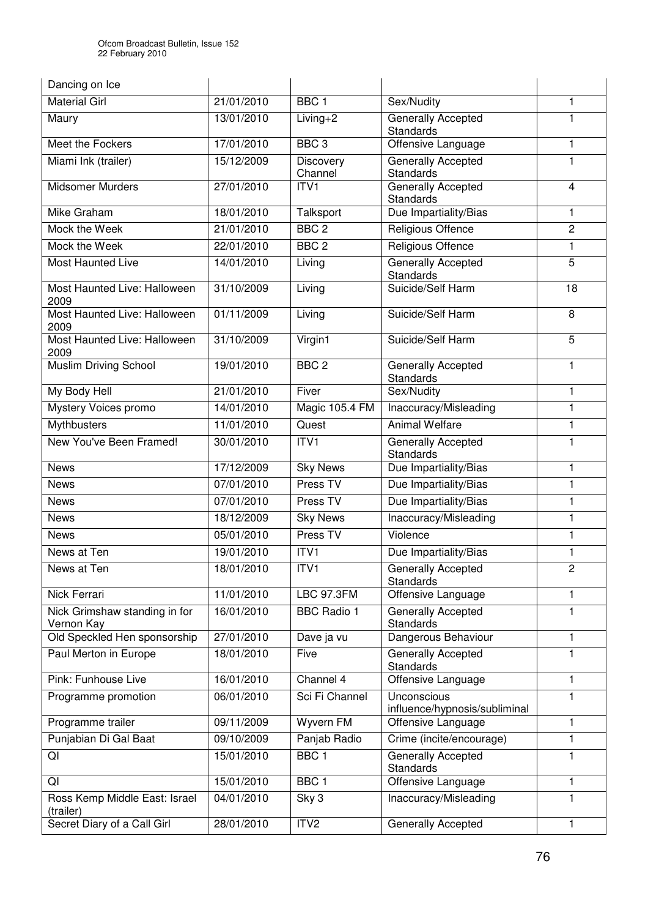| Dancing on Ice | | | | |
|---|---|---|---|---|
| Material Girl | 21/01/2010 | BBC 1 | Sex/Nudity | 1 |
| Maury | 13/01/2010 | Living+2 | Generally Accepted Standards | 1 |
| Meet the Fockers | 17/01/2010 | BBC 3 | Offensive Language | 1 |
| Miami Ink (trailer) | 15/12/2009 | Discovery Channel | Generally Accepted Standards | 1 |
| Midsomer Murders | 27/01/2010 | ITV1 | Generally Accepted Standards | 4 |
| Mike Graham | 18/01/2010 | Talksport | Due Impartiality/Bias | 1 |
| Mock the Week | 21/01/2010 | BBC 2 | Religious Offence | 2 |
| Mock the Week | 22/01/2010 | BBC 2 | Religious Offence | 1 |
| Most Haunted Live | 14/01/2010 | Living | Generally Accepted Standards | 5 |
| Most Haunted Live: Halloween 2009 | 31/10/2009 | Living | Suicide/Self Harm | 18 |
| Most Haunted Live: Halloween 2009 | 01/11/2009 | Living | Suicide/Self Harm | 8 |
| Most Haunted Live: Halloween 2009 | 31/10/2009 | Virgin1 | Suicide/Self Harm | 5 |
| Muslim Driving School | 19/01/2010 | BBC 2 | Generally Accepted Standards | 1 |
| My Body Hell | 21/01/2010 | Fiver | Sex/Nudity | 1 |
| Mystery Voices promo | 14/01/2010 | Magic 105.4 FM | Inaccuracy/Misleading | 1 |
| Mythbusters | 11/01/2010 | Quest | Animal Welfare | 1 |
| New You've Been Framed! | 30/01/2010 | ITV1 | Generally Accepted Standards | 1 |
| News | 17/12/2009 | Sky News | Due Impartiality/Bias | 1 |
| News | 07/01/2010 | Press TV | Due Impartiality/Bias | 1 |
| News | 07/01/2010 | Press TV | Due Impartiality/Bias | 1 |
| News | 18/12/2009 | Sky News | Inaccuracy/Misleading | 1 |
| News | 05/01/2010 | Press TV | Violence | 1 |
| News at Ten | 19/01/2010 | ITV1 | Due Impartiality/Bias | 1 |
| News at Ten | 18/01/2010 | ITV1 | Generally Accepted Standards | 2 |
| Nick Ferrari | 11/01/2010 | LBC 97.3FM | Offensive Language | 1 |
| Nick Grimshaw standing in for Vernon Kay | 16/01/2010 | BBC Radio 1 | Generally Accepted Standards | 1 |
| Old Speckled Hen sponsorship | 27/01/2010 | Dave ja vu | Dangerous Behaviour | 1 |
| Paul Merton in Europe | 18/01/2010 | Five | Generally Accepted Standards | 1 |
| Pink: Funhouse Live | 16/01/2010 | Channel 4 | Offensive Language | 1 |
| Programme promotion | 06/01/2010 | Sci Fi Channel | Unconscious influence/hypnosis/subliminal | 1 |
| Programme trailer | 09/11/2009 | Wyvern FM | Offensive Language | 1 |
| Punjabian Di Gal Baat | 09/10/2009 | Panjab Radio | Crime (incite/encourage) | 1 |
| QI | 15/01/2010 | BBC 1 | Generally Accepted Standards | 1 |
| QI | 15/01/2010 | BBC 1 | Offensive Language | 1 |
| Ross Kemp Middle East: Israel (trailer) | 04/01/2010 | Sky 3 | Inaccuracy/Misleading | 1 |
| Secret Diary of a Call Girl | 28/01/2010 | ITV2 | Generally Accepted | 1 |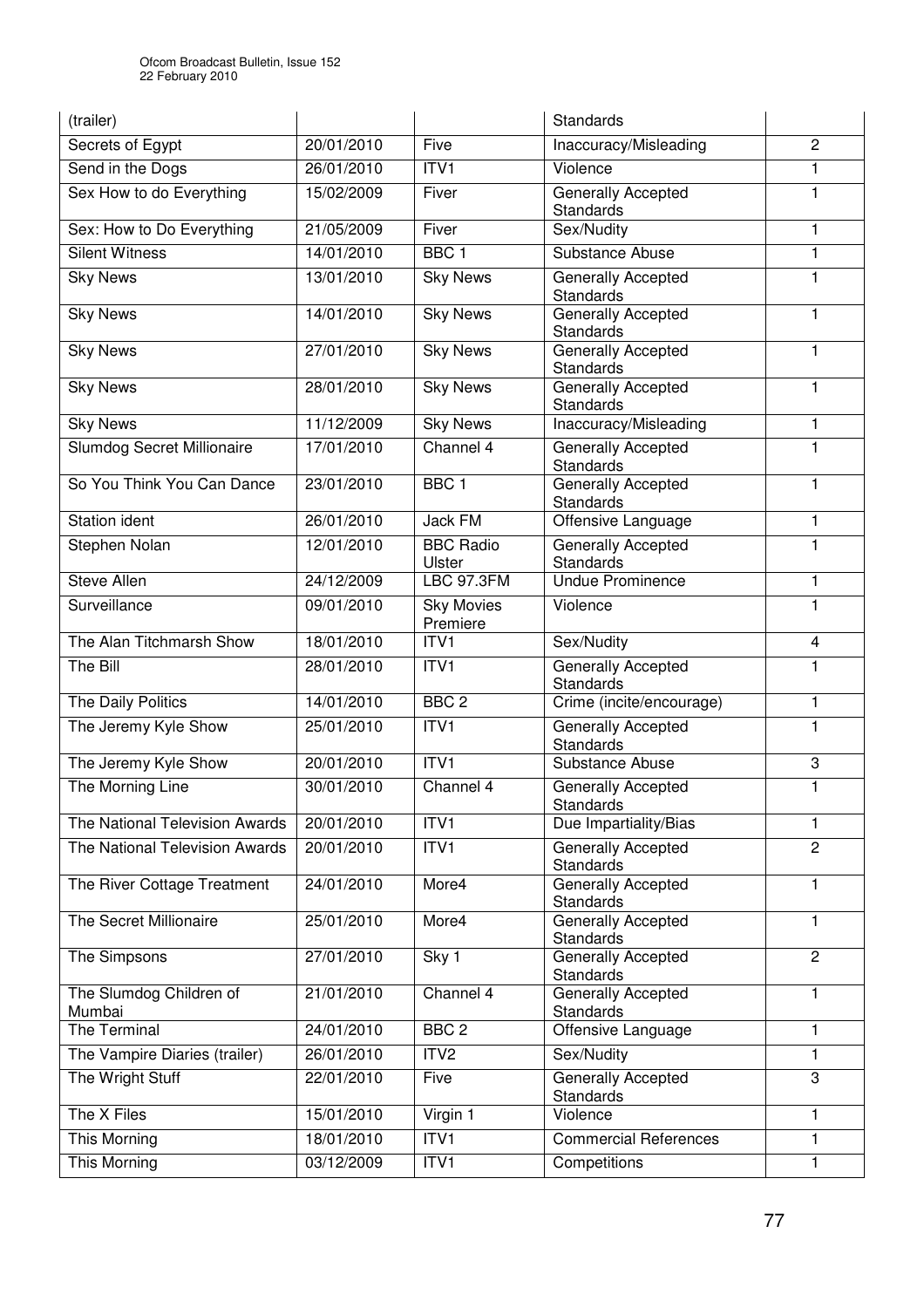| (trailer) | | | Standards | |
|---|---|---|---|---|
| Secrets of Egypt | 20/01/2010 | Five | Inaccuracy/Misleading | 2 |
| Send in the Dogs | 26/01/2010 | ITV1 | Violence | 1 |
| Sex How to do Everything | 15/02/2009 | Fiver | Generally Accepted Standards | 1 |
| Sex: How to Do Everything | 21/05/2009 | Fiver | Sex/Nudity | 1 |
| Silent Witness | 14/01/2010 | BBC 1 | Substance Abuse | 1 |
| Sky News | 13/01/2010 | Sky News | Generally Accepted Standards | 1 |
| Sky News | 14/01/2010 | Sky News | Generally Accepted Standards | 1 |
| Sky News | 27/01/2010 | Sky News | Generally Accepted Standards | 1 |
| Sky News | 28/01/2010 | Sky News | Generally Accepted Standards | 1 |
| Sky News | 11/12/2009 | Sky News | Inaccuracy/Misleading | 1 |
| Slumdog Secret Millionaire | 17/01/2010 | Channel 4 | Generally Accepted Standards | 1 |
| So You Think You Can Dance | 23/01/2010 | BBC 1 | Generally Accepted Standards | 1 |
| Station ident | 26/01/2010 | Jack FM | Offensive Language | 1 |
| Stephen Nolan | 12/01/2010 | BBC Radio Ulster | Generally Accepted Standards | 1 |
| Steve Allen | 24/12/2009 | LBC 97.3FM | Undue Prominence | 1 |
| Surveillance | 09/01/2010 | Sky Movies Premiere | Violence | 1 |
| The Alan Titchmarsh Show | 18/01/2010 | ITV1 | Sex/Nudity | 4 |
| The Bill | 28/01/2010 | ITV1 | Generally Accepted Standards | 1 |
| The Daily Politics | 14/01/2010 | BBC 2 | Crime (incite/encourage) | 1 |
| The Jeremy Kyle Show | 25/01/2010 | ITV1 | Generally Accepted Standards | 1 |
| The Jeremy Kyle Show | 20/01/2010 | ITV1 | Substance Abuse | 3 |
| The Morning Line | 30/01/2010 | Channel 4 | Generally Accepted Standards | 1 |
| The National Television Awards | 20/01/2010 | ITV1 | Due Impartiality/Bias | 1 |
| The National Television Awards | 20/01/2010 | ITV1 | Generally Accepted Standards | 2 |
| The River Cottage Treatment | 24/01/2010 | More4 | Generally Accepted Standards | 1 |
| The Secret Millionaire | 25/01/2010 | More4 | Generally Accepted Standards | 1 |
| The Simpsons | 27/01/2010 | Sky 1 | Generally Accepted Standards | 2 |
| The Slumdog Children of Mumbai | 21/01/2010 | Channel 4 | Generally Accepted Standards | 1 |
| The Terminal | 24/01/2010 | BBC 2 | Offensive Language | 1 |
| The Vampire Diaries (trailer) | 26/01/2010 | ITV2 | Sex/Nudity | 1 |
| The Wright Stuff | 22/01/2010 | Five | Generally Accepted Standards | 3 |
| The X Files | 15/01/2010 | Virgin 1 | Violence | 1 |
| This Morning | 18/01/2010 | ITV1 | Commercial References | 1 |
| This Morning | 03/12/2009 | ITV1 | Competitions | 1 |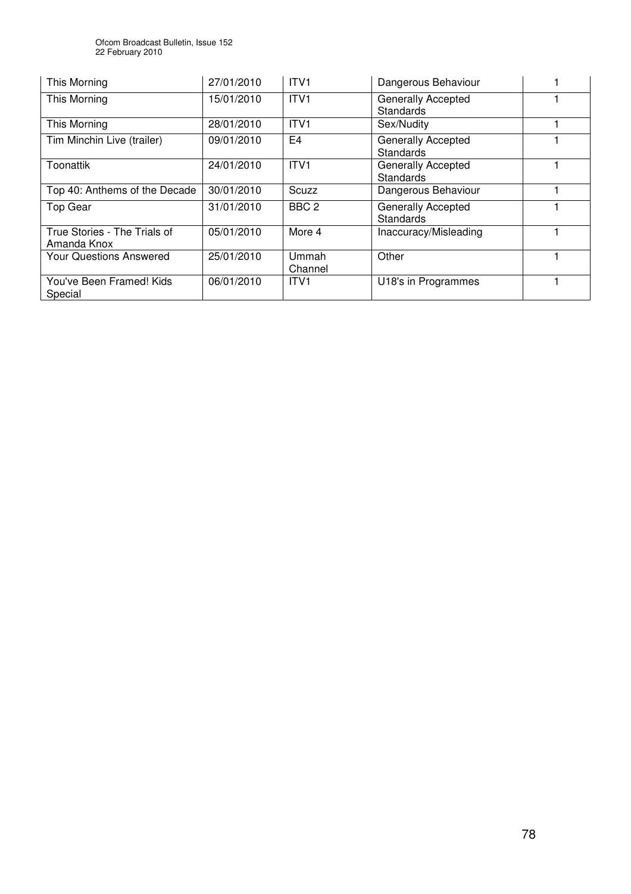| | | | | |
|---|---|---|---|---|
| This Morning | 27/01/2010 | ITV1 | Dangerous Behaviour | 1 |
| This Morning | 15/01/2010 | ITV1 | Generally Accepted Standards | 1 |
| This Morning | 28/01/2010 | ITV1 | Sex/Nudity | 1 |
| Tim Minchin Live (trailer) | 09/01/2010 | E4 | Generally Accepted Standards | 1 |
| Toonattik | 24/01/2010 | ITV1 | Generally Accepted Standards | 1 |
| Top 40: Anthems of the Decade | 30/01/2010 | Scuzz | Dangerous Behaviour | 1 |
| Top Gear | 31/01/2010 | BBC 2 | Generally Accepted Standards | 1 |
| True Stories - The Trials of Amanda Knox | 05/01/2010 | More 4 | Inaccuracy/Misleading | 1 |
| Your Questions Answered | 25/01/2010 | Ummah Channel | Other | 1 |
| You've Been Framed! Kids Special | 06/01/2010 | ITV1 | U18's in Programmes | 1 |